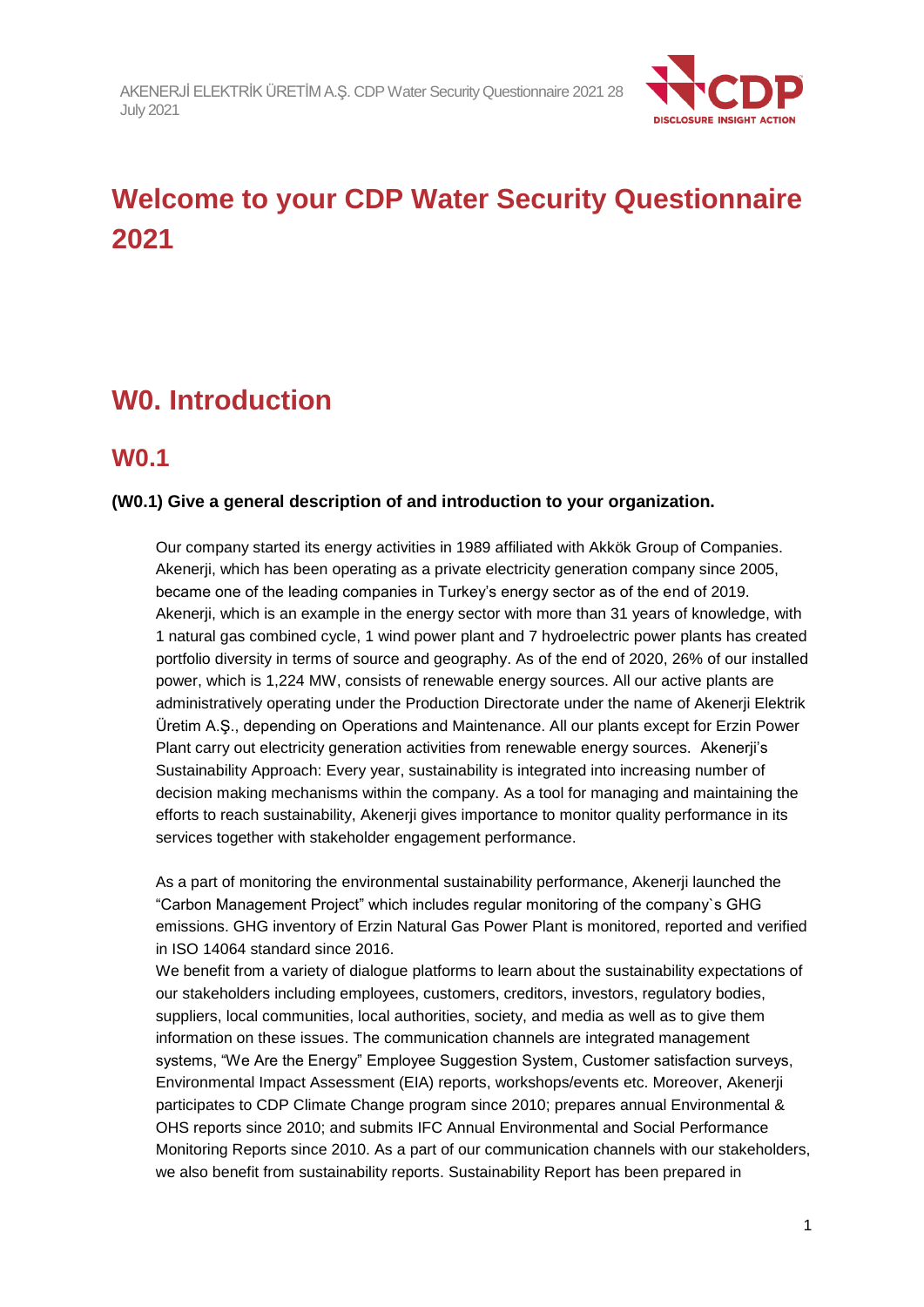# Welcome to your CDP Water Security Questionnaire 2021

## W0. Introduction

### W0.1

**(W0.1) Give a general description of and introduction to your organization.**

Our company started its energy activities in 1989 affiliated with Akkök Group of Companies. Akenerji, which has been operating as a private electricity generation company since 2005, became one of the leading companies in Turkey's energy sector as of the end of 2019. Akenerji, which is an example in the energy sector with more than 31 years of knowledge, with 1 natural gas combined cycle, 1 wind power plant and 7 hydroelectric power plants has created portfolio diversity in terms of source and geography. As of the end of 2020, 26% of our installed power, which is 1,224 MW, consists of renewable energy sources. All our active plants are administratively operating under the Production Directorate under the name of Akenerji Elektrik Üretim A.Ş., depending on Operations and Maintenance. All our plants except for Erzin Power Plant carry out electricity generation activities from renewable energy sources. Akenerji's Sustainability Approach: Every year, sustainability is integrated into increasing number of decision making mechanisms within the company. As a tool for managing and maintaining the efforts to reach sustainability, Akenerji gives importance to monitor quality performance in its services together with stakeholder engagement performance.

As a part of monitoring the environmental sustainability performance, Akenerji launched the "Carbon Management Project" which includes regular monitoring of the company`s GHG emissions. GHG inventory of Erzin Natural Gas Power Plant is monitored, reported and verified in ISO 14064 standard since 2016.
We benefit from a variety of dialogue platforms to learn about the sustainability expectations of our stakeholders including employees, customers, creditors, investors, regulatory bodies, suppliers, local communities, local authorities, society, and media as well as to give them information on these issues. The communication channels are integrated management systems, "We Are the Energy" Employee Suggestion System, Customer satisfaction surveys, Environmental Impact Assessment (EIA) reports, workshops/events etc. Moreover, Akenerji participates to CDP Climate Change program since 2010; prepares annual Environmental & OHS reports since 2010; and submits IFC Annual Environmental and Social Performance Monitoring Reports since 2010. As a part of our communication channels with our stakeholders, we also benefit from sustainability reports. Sustainability Report has been prepared in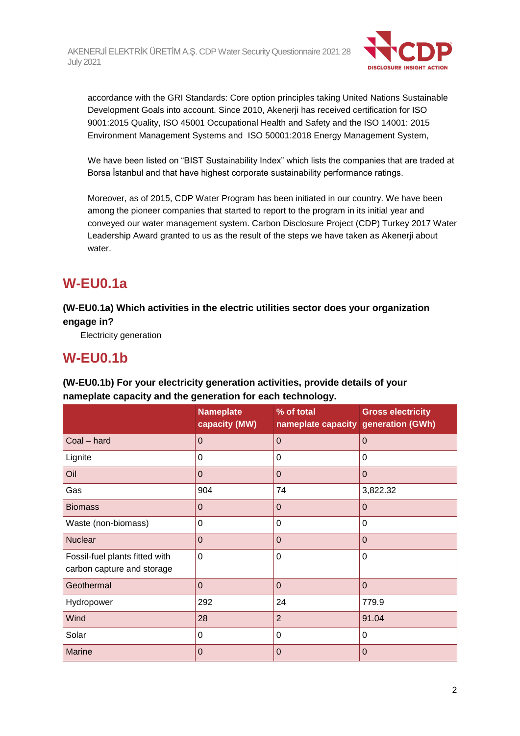accordance with the GRI Standards: Core option principles taking United Nations Sustainable Development Goals into account. Since 2010, Akenerji has received certification for ISO 9001:2015 Quality, ISO 45001 Occupational Health and Safety and the ISO 14001: 2015 Environment Management Systems and ISO 50001:2018 Energy Management System,

We have been listed on "BIST Sustainability Index" which lists the companies that are traded at Borsa İstanbul and that have highest corporate sustainability performance ratings.

Moreover, as of 2015, CDP Water Program has been initiated in our country. We have been among the pioneer companies that started to report to the program in its initial year and conveyed our water management system. Carbon Disclosure Project (CDP) Turkey 2017 Water Leadership Award granted to us as the result of the steps we have taken as Akenerji about water.

## W-EU0.1a

**(W-EU0.1a) Which activities in the electric utilities sector does your organization engage in?**

Electricity generation

## W-EU0.1b

**(W-EU0.1b) For your electricity generation activities, provide details of your nameplate capacity and the generation for each technology.**

| | Nameplate capacity (MW) | % of total nameplate capacity | Gross electricity generation (GWh) |
|---|---|---|---|
| Coal – hard | 0 | 0 | 0 |
| Lignite | 0 | 0 | 0 |
| Oil | 0 | 0 | 0 |
| Gas | 904 | 74 | 3,822.32 |
| Biomass | 0 | 0 | 0 |
| Waste (non-biomass) | 0 | 0 | 0 |
| Nuclear | 0 | 0 | 0 |
| Fossil-fuel plants fitted with carbon capture and storage | 0 | 0 | 0 |
| Geothermal | 0 | 0 | 0 |
| Hydropower | 292 | 24 | 779.9 |
| Wind | 28 | 2 | 91.04 |
| Solar | 0 | 0 | 0 |
| Marine | 0 | 0 | 0 |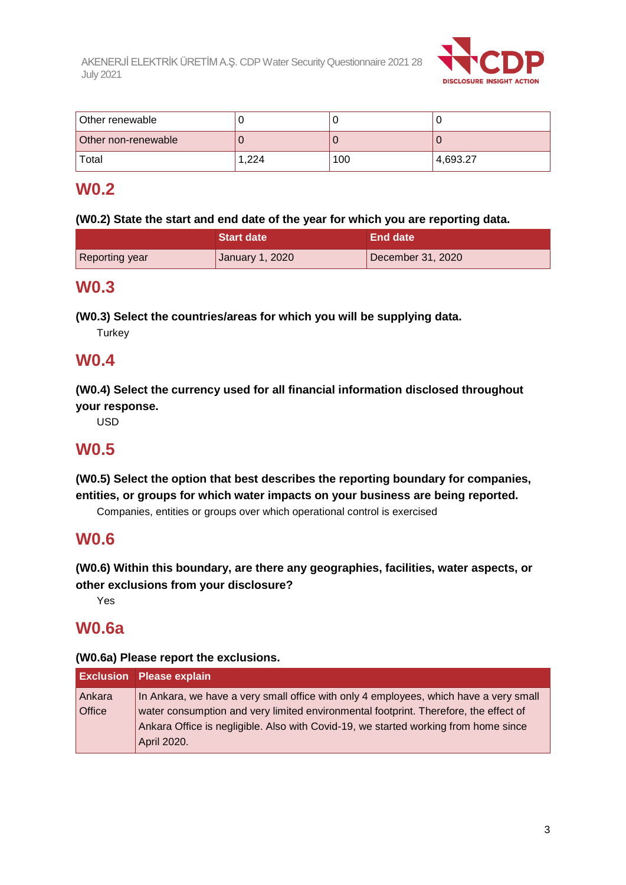| Other renewable | 0 | 0 | 0 |
|---|---|---|---|
| Other non-renewable | 0 | 0 | 0 |
| Total | 1,224 | 100 | 4,693.27 |

## W0.2

**(W0.2) State the start and end date of the year for which you are reporting data.**

| | Start date | End date |
|---|---|---|
| Reporting year | January 1, 2020 | December 31, 2020 |

## W0.3

**(W0.3) Select the countries/areas for which you will be supplying data.**

Turkey

## W0.4

**(W0.4) Select the currency used for all financial information disclosed throughout your response.**

USD

## W0.5

**(W0.5) Select the option that best describes the reporting boundary for companies, entities, or groups for which water impacts on your business are being reported.**

Companies, entities or groups over which operational control is exercised

## W0.6

**(W0.6) Within this boundary, are there any geographies, facilities, water aspects, or other exclusions from your disclosure?**

Yes

## W0.6a

**(W0.6a) Please report the exclusions.**

| Exclusion | Please explain |
|---|---|
| Ankara Office | In Ankara, we have a very small office with only 4 employees, which have a very small water consumption and very limited environmental footprint. Therefore, the effect of Ankara Office is negligible. Also with Covid-19, we started working from home since April 2020. |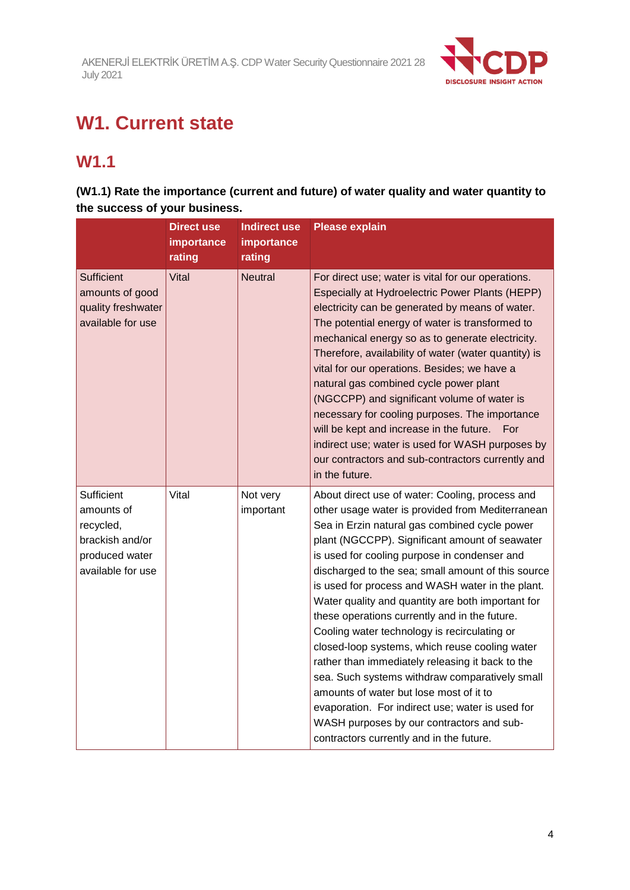# W1. Current state

## W1.1

**(W1.1) Rate the importance (current and future) of water quality and water quantity to the success of your business.**

| | Direct use importance rating | Indirect use importance rating | Please explain |
|---|---|---|---|
| Sufficient amounts of good quality freshwater available for use | Vital | Neutral | For direct use; water is vital for our operations. Especially at Hydroelectric Power Plants (HEPP) electricity can be generated by means of water. The potential energy of water is transformed to mechanical energy so as to generate electricity. Therefore, availability of water (water quantity) is vital for our operations. Besides; we have a natural gas combined cycle power plant (NGCCPP) and significant volume of water is necessary for cooling purposes. The importance will be kept and increase in the future. For indirect use; water is used for WASH purposes by our contractors and sub-contractors currently and in the future. |
| Sufficient amounts of recycled, brackish and/or produced water available for use | Vital | Not very important | About direct use of water: Cooling, process and other usage water is provided from Mediterranean Sea in Erzin natural gas combined cycle power plant (NGCCPP). Significant amount of seawater is used for cooling purpose in condenser and discharged to the sea; small amount of this source is used for process and WASH water in the plant. Water quality and quantity are both important for these operations currently and in the future. Cooling water technology is recirculating or closed-loop systems, which reuse cooling water rather than immediately releasing it back to the sea. Such systems withdraw comparatively small amounts of water but lose most of it to evaporation. For indirect use; water is used for WASH purposes by our contractors and sub-contractors currently and in the future. |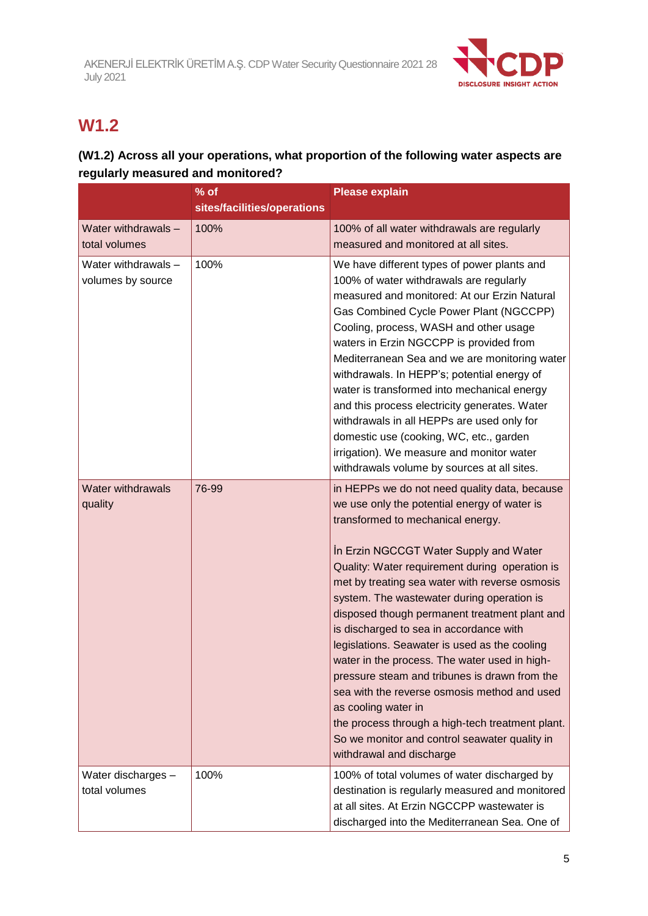## W1.2

**(W1.2) Across all your operations, what proportion of the following water aspects are regularly measured and monitored?**

| | % of sites/facilities/operations | Please explain |
|---|---|---|
| Water withdrawals – total volumes | 100% | 100% of all water withdrawals are regularly measured and monitored at all sites. |
| Water withdrawals – volumes by source | 100% | We have different types of power plants and 100% of water withdrawals are regularly measured and monitored: At our Erzin Natural Gas Combined Cycle Power Plant (NGCCPP) Cooling, process, WASH and other usage waters in Erzin NGCCPP is provided from Mediterranean Sea and we are monitoring water withdrawals. In HEPP's; potential energy of water is transformed into mechanical energy and this process electricity generates. Water withdrawals in all HEPPs are used only for domestic use (cooking, WC, etc., garden irrigation). We measure and monitor water withdrawals volume by sources at all sites. |
| Water withdrawals quality | 76-99 | in HEPPs we do not need quality data, because we use only the potential energy of water is transformed to mechanical energy.<br><br>İn Erzin NGCCGT Water Supply and Water Quality: Water requirement during operation is met by treating sea water with reverse osmosis system. The wastewater during operation is disposed though permanent treatment plant and is discharged to sea in accordance with legislations. Seawater is used as the cooling water in the process. The water used in high-pressure steam and tribunes is drawn from the sea with the reverse osmosis method and used as cooling water in<br>the process through a high-tech treatment plant. So we monitor and control seawater quality in withdrawal and discharge |
| Water discharges – total volumes | 100% | 100% of total volumes of water discharged by destination is regularly measured and monitored at all sites. At Erzin NGCCPP wastewater is discharged into the Mediterranean Sea. One of |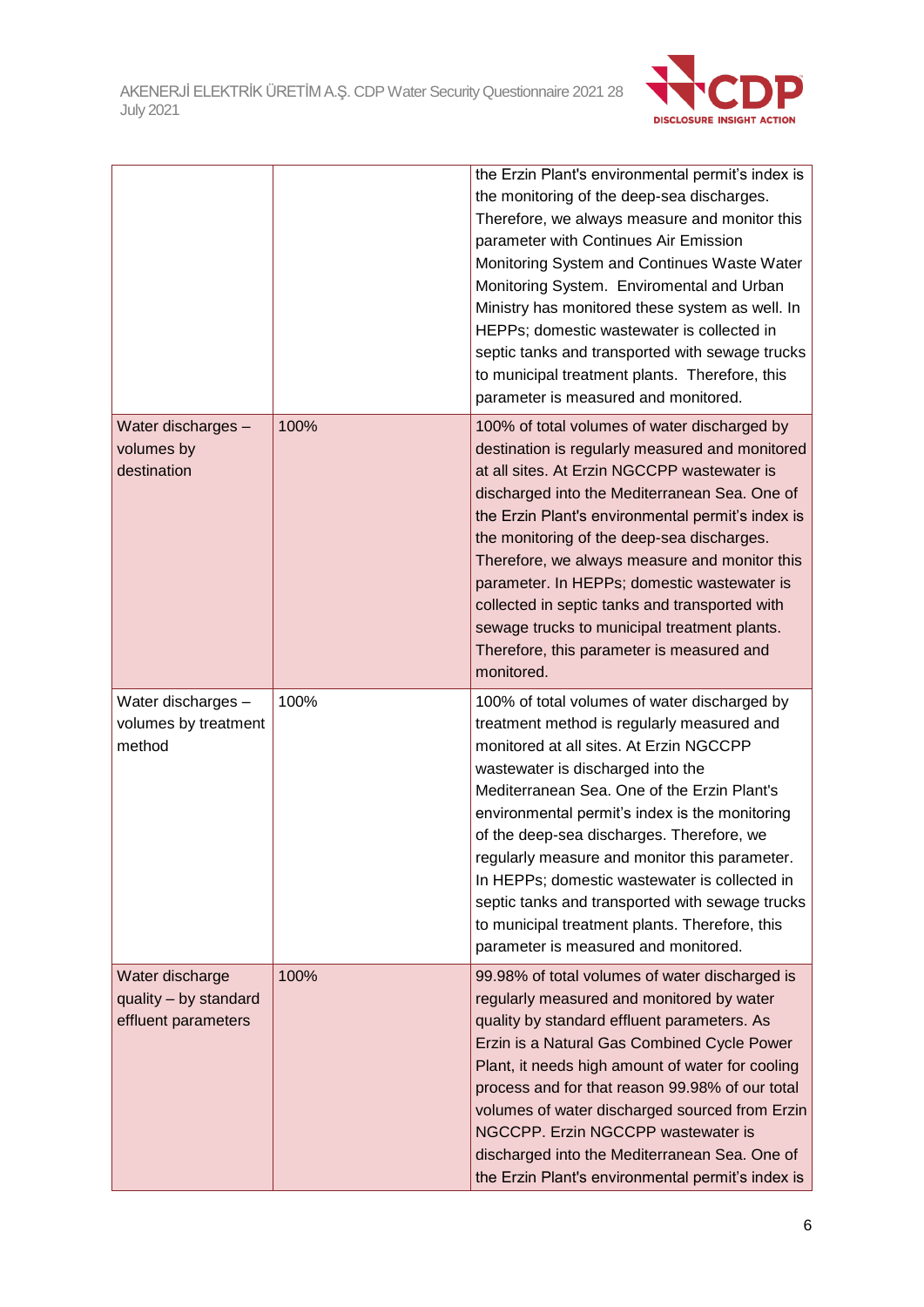| | | |
|---|---|---|
| | | the Erzin Plant's environmental permit's index is the monitoring of the deep-sea discharges. Therefore, we always measure and monitor this parameter with Continues Air Emission Monitoring System and Continues Waste Water Monitoring System. Enviromental and Urban Ministry has monitored these system as well. In HEPPs; domestic wastewater is collected in septic tanks and transported with sewage trucks to municipal treatment plants. Therefore, this parameter is measured and monitored. |
| Water discharges – volumes by destination | 100% | 100% of total volumes of water discharged by destination is regularly measured and monitored at all sites. At Erzin NGCCPP wastewater is discharged into the Mediterranean Sea. One of the Erzin Plant's environmental permit's index is the monitoring of the deep-sea discharges. Therefore, we always measure and monitor this parameter. In HEPPs; domestic wastewater is collected in septic tanks and transported with sewage trucks to municipal treatment plants. Therefore, this parameter is measured and monitored. |
| Water discharges – volumes by treatment method | 100% | 100% of total volumes of water discharged by treatment method is regularly measured and monitored at all sites. At Erzin NGCCPP wastewater is discharged into the Mediterranean Sea. One of the Erzin Plant's environmental permit's index is the monitoring of the deep-sea discharges. Therefore, we regularly measure and monitor this parameter. In HEPPs; domestic wastewater is collected in septic tanks and transported with sewage trucks to municipal treatment plants. Therefore, this parameter is measured and monitored. |
| Water discharge quality – by standard effluent parameters | 100% | 99.98% of total volumes of water discharged is regularly measured and monitored by water quality by standard effluent parameters. As Erzin is a Natural Gas Combined Cycle Power Plant, it needs high amount of water for cooling process and for that reason 99.98% of our total volumes of water discharged sourced from Erzin NGCCPP. Erzin NGCCPP wastewater is discharged into the Mediterranean Sea. One of the Erzin Plant's environmental permit's index is |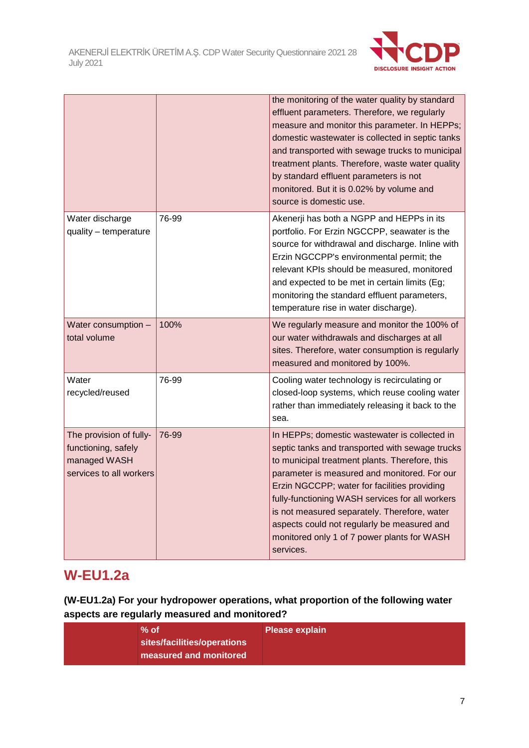| | | |
|---|---|---|
| | | the monitoring of the water quality by standard effluent parameters. Therefore, we regularly measure and monitor this parameter. In HEPPs; domestic wastewater is collected in septic tanks and transported with sewage trucks to municipal treatment plants. Therefore, waste water quality by standard effluent parameters is not monitored. But it is 0.02% by volume and source is domestic use. |
| Water discharge quality – temperature | 76-99 | Akenerji has both a NGPP and HEPPs in its portfolio. For Erzin NGCCPP, seawater is the source for withdrawal and discharge. Inline with Erzin NGCCPP's environmental permit; the relevant KPIs should be measured, monitored and expected to be met in certain limits (Eg; monitoring the standard effluent parameters, temperature rise in water discharge). |
| Water consumption – total volume | 100% | We regularly measure and monitor the 100% of our water withdrawals and discharges at all sites. Therefore, water consumption is regularly measured and monitored by 100%. |
| Water recycled/reused | 76-99 | Cooling water technology is recirculating or closed-loop systems, which reuse cooling water rather than immediately releasing it back to the sea. |
| The provision of fully-functioning, safely managed WASH services to all workers | 76-99 | In HEPPs; domestic wastewater is collected in septic tanks and transported with sewage trucks to municipal treatment plants. Therefore, this parameter is measured and monitored. For our Erzin NGCCPP; water for facilities providing fully-functioning WASH services for all workers is not measured separately. Therefore, water aspects could not regularly be measured and monitored only 1 of 7 power plants for WASH services. |

## W-EU1.2a

**(W-EU1.2a) For your hydropower operations, what proportion of the following water aspects are regularly measured and monitored?**

| | % of sites/facilities/operations measured and monitored | Please explain |
|---|---|---|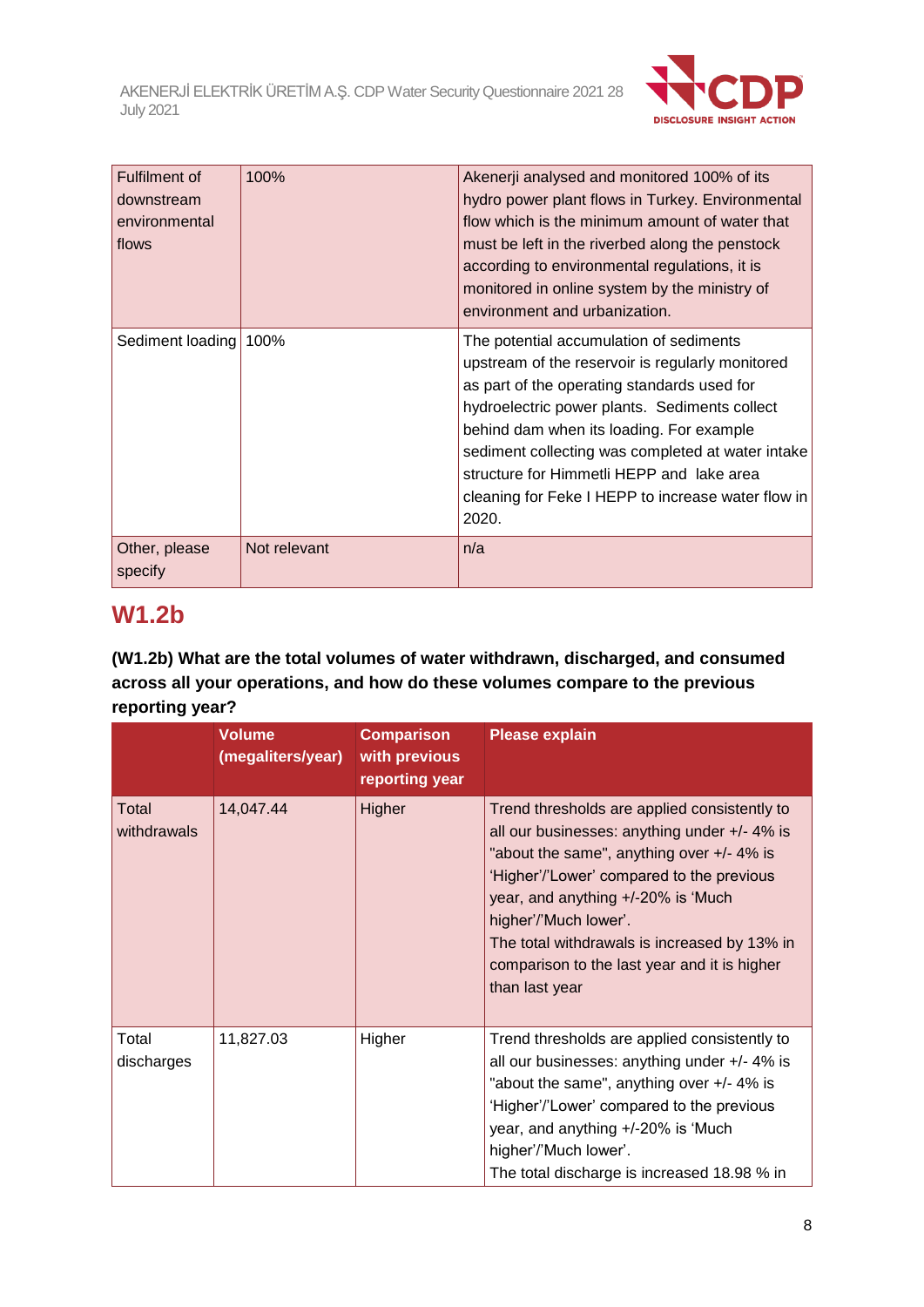| Fulfilment of downstream environmental flows | 100% | Akenerji analysed and monitored 100% of its hydro power plant flows in Turkey. Environmental flow which is the minimum amount of water that must be left in the riverbed along the penstock according to environmental regulations, it is monitored in online system by the ministry of environment and urbanization. |
|---|---|---|
| Sediment loading | 100% | The potential accumulation of sediments upstream of the reservoir is regularly monitored as part of the operating standards used for hydroelectric power plants. Sediments collect behind dam when its loading. For example sediment collecting was completed at water intake structure for Himmetli HEPP and lake area cleaning for Feke I HEPP to increase water flow in 2020. |
| Other, please specify | Not relevant | n/a |

## W1.2b

**(W1.2b) What are the total volumes of water withdrawn, discharged, and consumed across all your operations, and how do these volumes compare to the previous reporting year?**

| | Volume (megaliters/year) | Comparison with previous reporting year | Please explain |
|---|---|---|---|
| Total withdrawals | 14,047.44 | Higher | Trend thresholds are applied consistently to all our businesses: anything under +/- 4% is "about the same", anything over +/- 4% is 'Higher'/'Lower' compared to the previous year, and anything +/-20% is 'Much higher'/'Much lower'.<br>The total withdrawals is increased by 13% in comparison to the last year and it is higher than last year |
| Total discharges | 11,827.03 | Higher | Trend thresholds are applied consistently to all our businesses: anything under +/- 4% is "about the same", anything over +/- 4% is 'Higher'/'Lower' compared to the previous year, and anything +/-20% is 'Much higher'/'Much lower'.<br>The total discharge is increased 18.98 % in |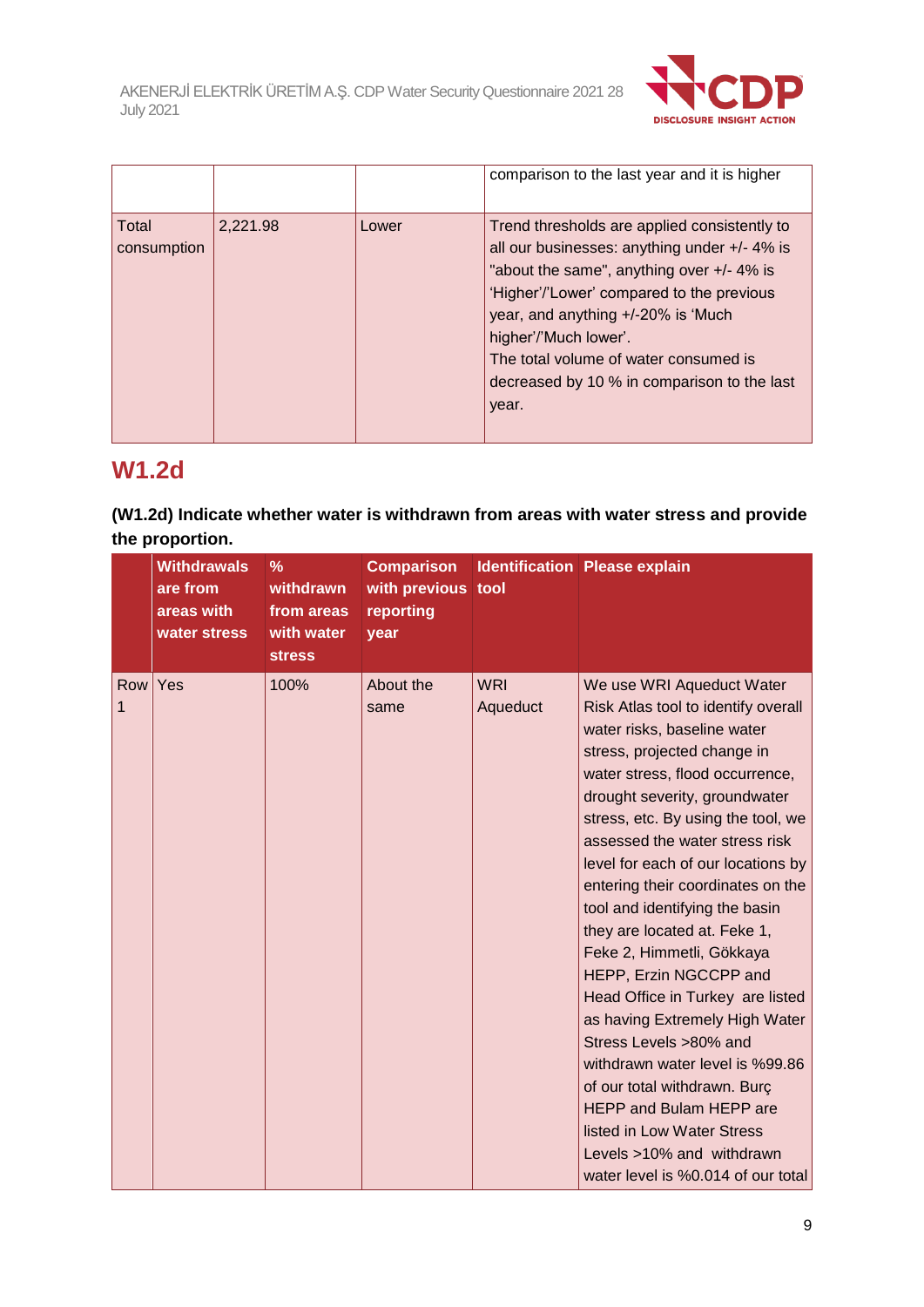|  |  |  | comparison to the last year and it is higher |
|---|---|---|---|
| Total consumption | 2,221.98 | Lower | Trend thresholds are applied consistently to all our businesses: anything under +/- 4% is "about the same", anything over +/- 4% is 'Higher'/'Lower' compared to the previous year, and anything +/-20% is 'Much higher'/'Much lower'.<br>The total volume of water consumed is decreased by 10 % in comparison to the last year. |

## W1.2d

**(W1.2d) Indicate whether water is withdrawn from areas with water stress and provide the proportion.**

|  | Withdrawals are from areas with water stress | % withdrawn from areas with water stress | Comparison with previous reporting year | Identification tool | Please explain |
|---|---|---|---|---|---|
| Row 1 | Yes | 100% | About the same | WRI Aqueduct | We use WRI Aqueduct Water Risk Atlas tool to identify overall water risks, baseline water stress, projected change in water stress, flood occurrence, drought severity, groundwater stress, etc. By using the tool, we assessed the water stress risk level for each of our locations by entering their coordinates on the tool and identifying the basin they are located at. Feke 1, Feke 2, Himmetli, Gökkaya HEPP, Erzin NGCCPP and Head Office in Turkey are listed as having Extremely High Water Stress Levels >80% and withdrawn water level is %99.86 of our total withdrawn. Burç HEPP and Bulam HEPP are listed in Low Water Stress Levels >10% and withdrawn water level is %0.014 of our total |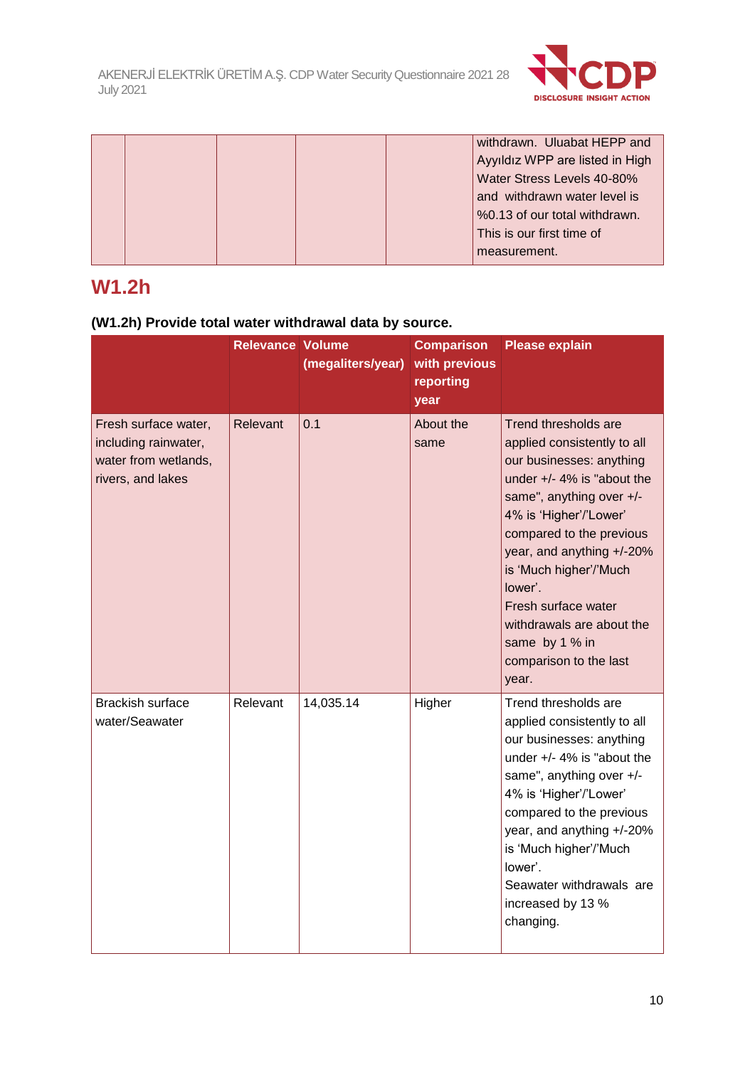| | | | | | |
|---|---|---|---|---|---|
| | | | | | withdrawn. Uluabat HEPP and Ayyıldız WPP are listed in High Water Stress Levels 40-80% and withdrawn water level is %0.13 of our total withdrawn. This is our first time of measurement. |

## W1.2h

**(W1.2h) Provide total water withdrawal data by source.**

| | Relevance | Volume (megaliters/year) | Comparison with previous reporting year | Please explain |
|---|---|---|---|---|
| Fresh surface water, including rainwater, water from wetlands, rivers, and lakes | Relevant | 0.1 | About the same | Trend thresholds are applied consistently to all our businesses: anything under +/- 4% is "about the same", anything over +/- 4% is 'Higher'/'Lower' compared to the previous year, and anything +/-20% is 'Much higher'/'Much lower'.<br>Fresh surface water withdrawals are about the same by 1 % in comparison to the last year. |
| Brackish surface water/Seawater | Relevant | 14,035.14 | Higher | Trend thresholds are applied consistently to all our businesses: anything under +/- 4% is "about the same", anything over +/- 4% is 'Higher'/'Lower' compared to the previous year, and anything +/-20% is 'Much higher'/'Much lower'.<br>Seawater withdrawals are increased by 13 % changing. |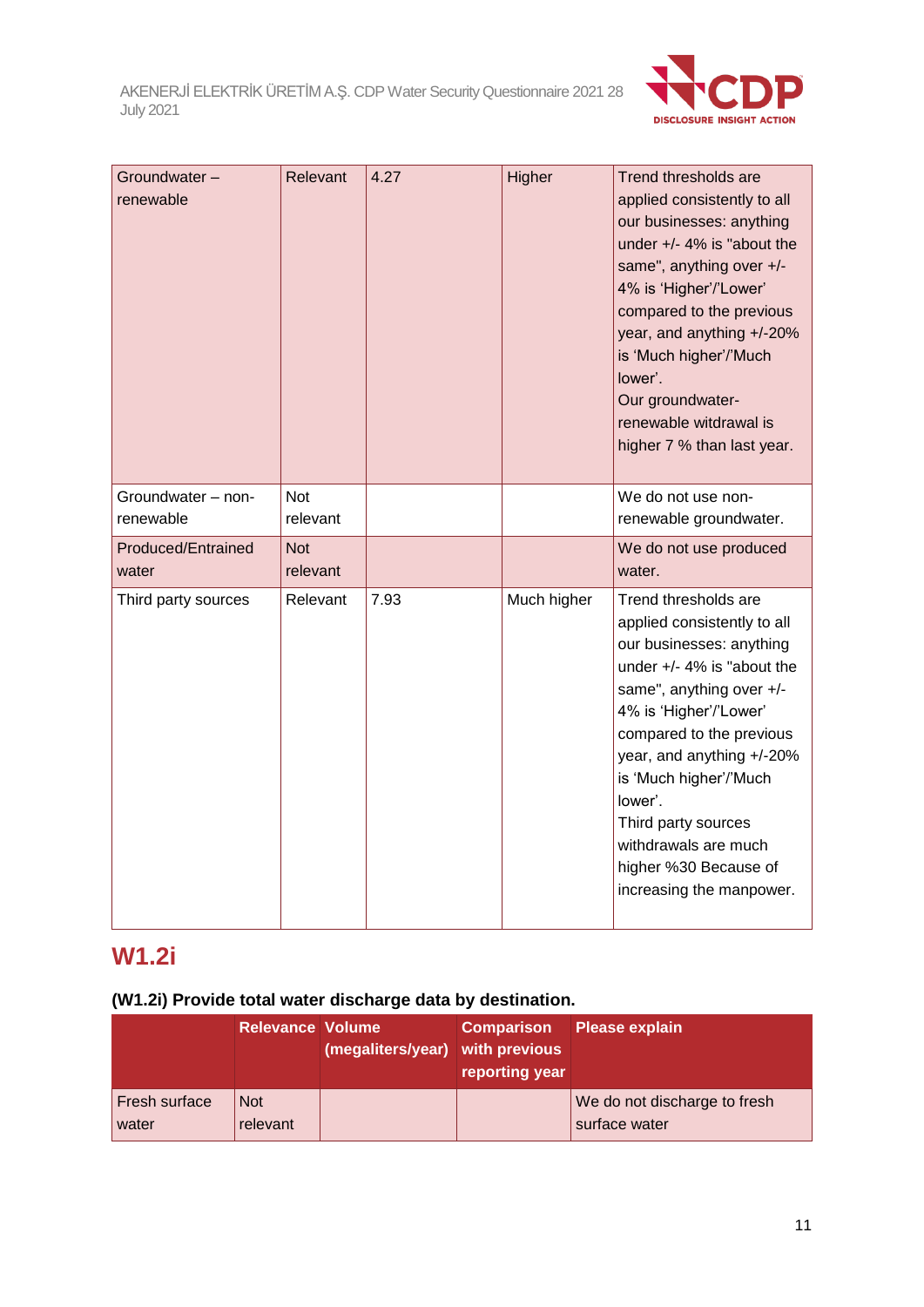| | | | | |
|---|---|---|---|---|
| Groundwater – renewable | Relevant | 4.27 | Higher | Trend thresholds are applied consistently to all our businesses: anything under +/- 4% is "about the same", anything over +/- 4% is 'Higher'/'Lower' compared to the previous year, and anything +/-20% is 'Much higher'/'Much lower'.<br>Our groundwater-renewable witdrawal is higher 7 % than last year. |
| Groundwater – non-renewable | Not relevant | | | We do not use non-renewable groundwater. |
| Produced/Entrained water | Not relevant | | | We do not use produced water. |
| Third party sources | Relevant | 7.93 | Much higher | Trend thresholds are applied consistently to all our businesses: anything under +/- 4% is "about the same", anything over +/- 4% is 'Higher'/'Lower' compared to the previous year, and anything +/-20% is 'Much higher'/'Much lower'.<br>Third party sources withdrawals are much higher %30 Because of increasing the manpower. |

## W1.2i

**(W1.2i) Provide total water discharge data by destination.**

| | Relevance | Volume (megaliters/year) | Comparison with previous reporting year | Please explain |
|---|---|---|---|---|
| Fresh surface water | Not relevant | | | We do not discharge to fresh surface water |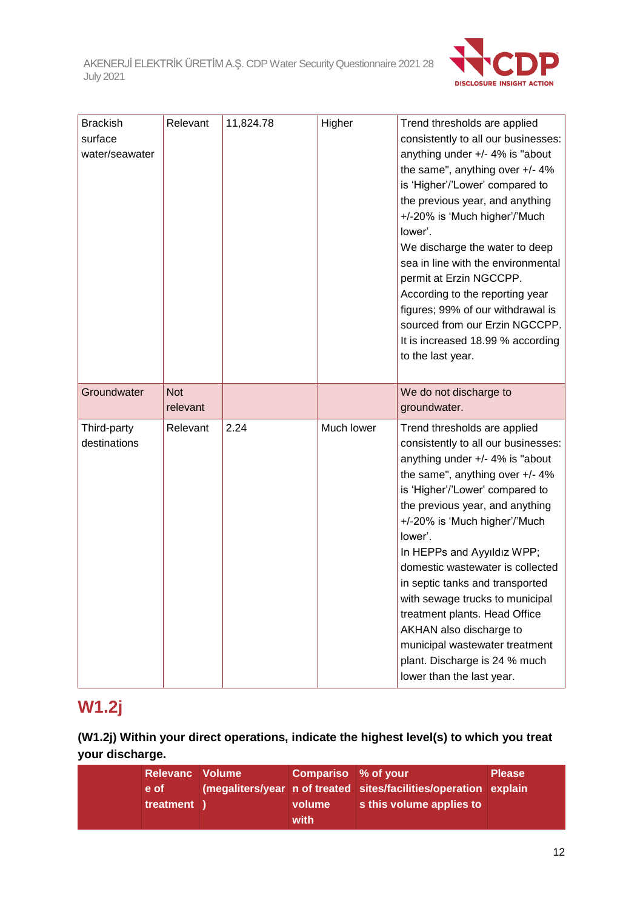| Brackish surface water/seawater | Relevant | 11,824.78 | Higher | Trend thresholds are applied consistently to all our businesses: anything under +/- 4% is "about the same", anything over +/- 4% is 'Higher'/'Lower' compared to the previous year, and anything +/-20% is 'Much higher'/'Much lower'.<br>We discharge the water to deep sea in line with the environmental permit at Erzin NGCCPP. According to the reporting year figures; 99% of our withdrawal is sourced from our Erzin NGCCPP. It is increased 18.99 % according to the last year. |
|---|---|---|---|---|
| Groundwater | Not relevant | | | We do not discharge to groundwater. |
| Third-party destinations | Relevant | 2.24 | Much lower | Trend thresholds are applied consistently to all our businesses: anything under +/- 4% is "about the same", anything over +/- 4% is 'Higher'/'Lower' compared to the previous year, and anything +/-20% is 'Much higher'/'Much lower'.<br>In HEPPs and Ayyıldız WPP; domestic wastewater is collected in septic tanks and transported with sewage trucks to municipal treatment plants. Head Office AKHAN also discharge to municipal wastewater treatment plant. Discharge is 24 % much lower than the last year. |

## W1.2j

**(W1.2j) Within your direct operations, indicate the highest level(s) to which you treat your discharge.**

| | Relevance of treatment | Volume (megaliters/year) | Comparison of treated volume with | % of your sites/facilities/operations this volume applies to | Please explain |
|---|---|---|---|---|---|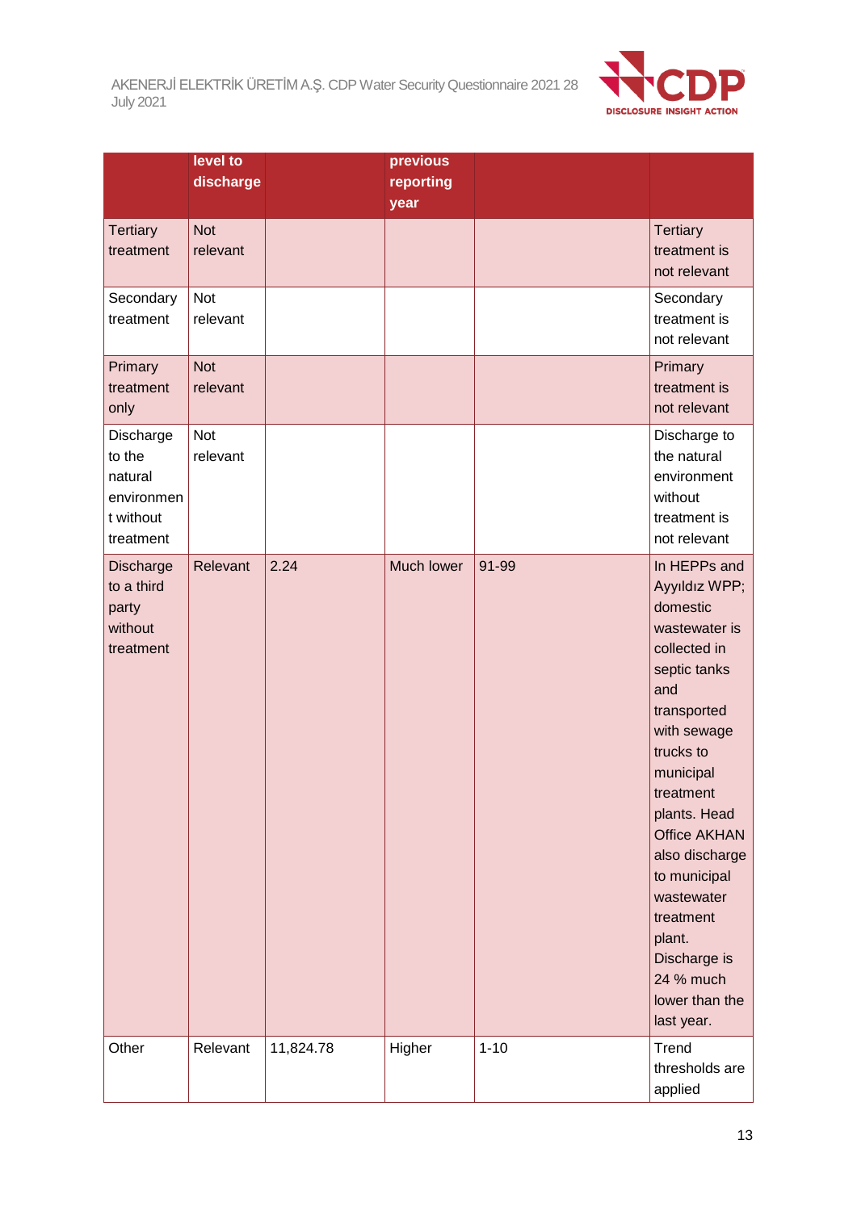| | level to discharge | | previous reporting year | | |
|---|---|---|---|---|---|
| Tertiary treatment | Not relevant | | | | Tertiary treatment is not relevant |
| Secondary treatment | Not relevant | | | | Secondary treatment is not relevant |
| Primary treatment only | Not relevant | | | | Primary treatment is not relevant |
| Discharge to the natural environment without treatment | Not relevant | | | | Discharge to the natural environment without treatment is not relevant |
| Discharge to a third party without treatment | Relevant | 2.24 | Much lower | 91-99 | In HEPPs and Ayyıldız WPP; domestic wastewater is collected in septic tanks and transported with sewage trucks to municipal treatment plants. Head Office AKHAN also discharge to municipal wastewater treatment plant. Discharge is 24 % much lower than the last year. |
| Other | Relevant | 11,824.78 | Higher | 1-10 | Trend thresholds are applied |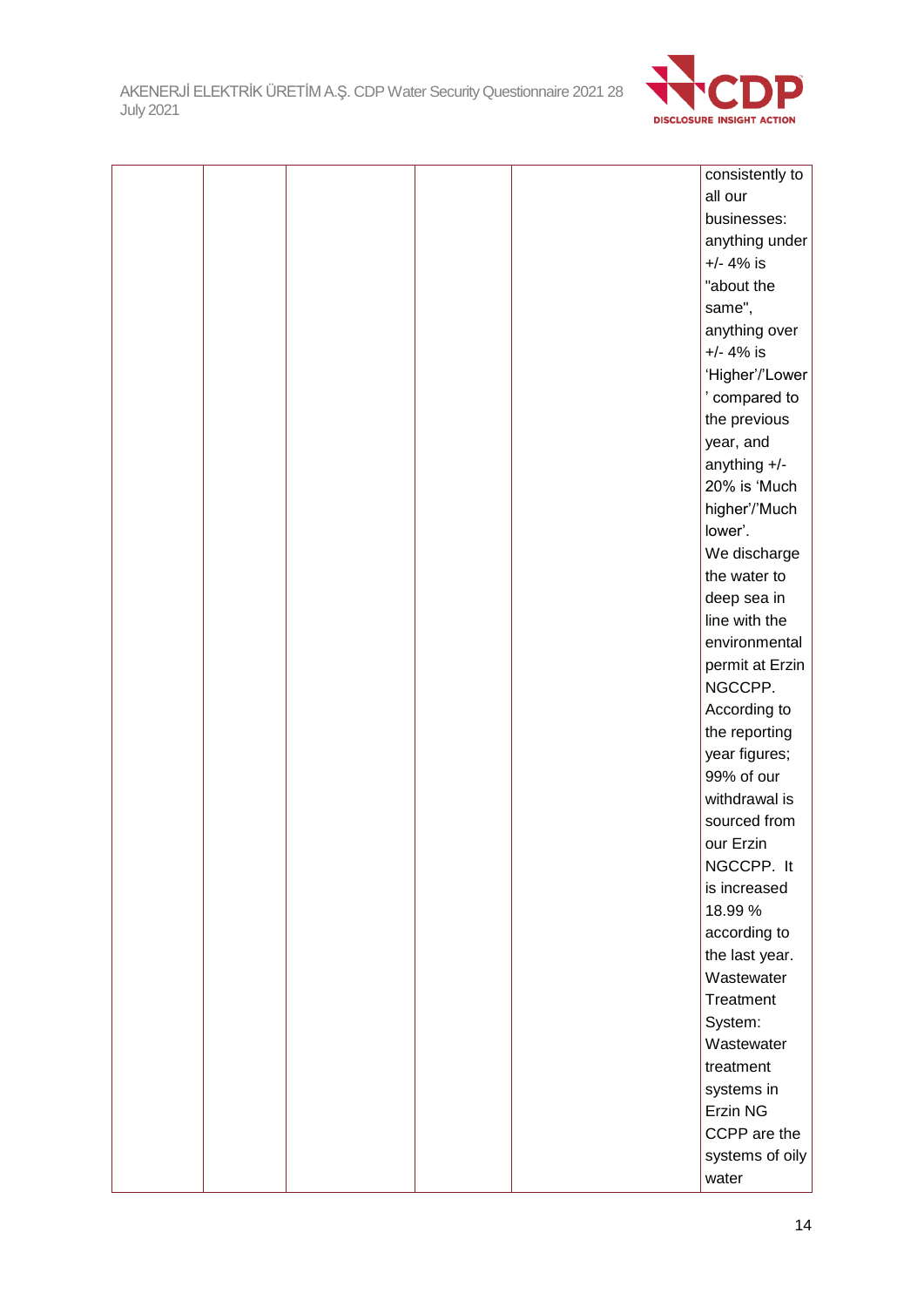|  |  |  |  |  | consistently to all our businesses: anything under +/- 4% is "about the same", anything over +/- 4% is 'Higher'/'Lower' compared to the previous year, and anything +/- 20% is 'Much higher'/'Much lower'. We discharge the water to deep sea in line with the environmental permit at Erzin NGCCPP. According to the reporting year figures; 99% of our withdrawal is sourced from our Erzin NGCCPP. It is increased 18.99 % according to the last year. Wastewater Treatment System: Wastewater treatment systems in Erzin NG CCPP are the systems of oily water |
|---|---|---|---|---|---|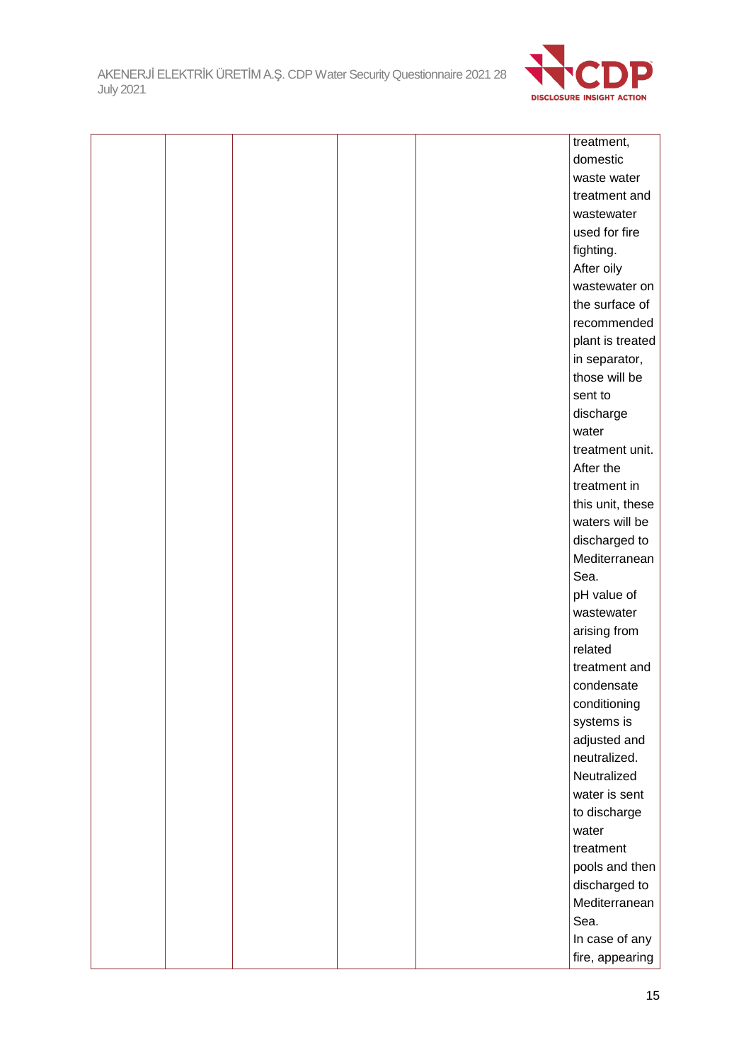|  |  |  |  |  |  |
|---|---|---|---|---|---|
|  |  |  |  |  | treatment, domestic waste water treatment and wastewater used for fire fighting.<br>After oily wastewater on the surface of recommended plant is treated in separator, those will be sent to discharge water treatment unit. After the treatment in this unit, these waters will be discharged to Mediterranean Sea.<br>pH value of wastewater arising from related treatment and condensate conditioning systems is adjusted and neutralized. Neutralized water is sent to discharge water treatment pools and then discharged to Mediterranean Sea.<br>In case of any fire, appearing |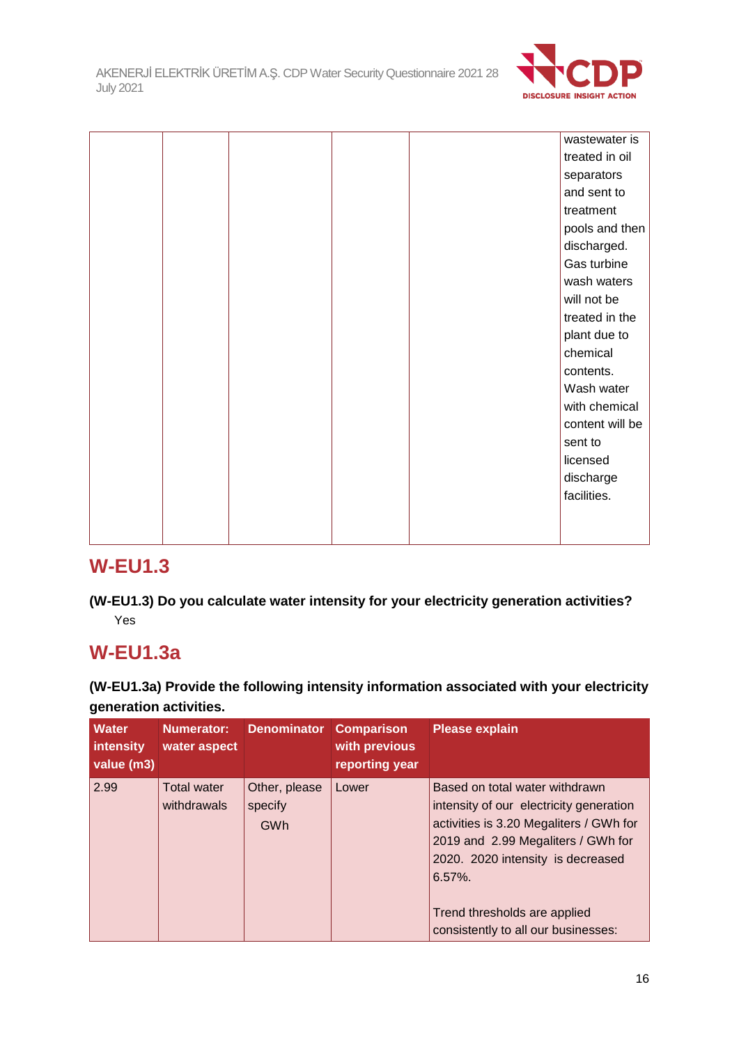|  |  |  |  |  | wastewater is treated in oil separators and sent to treatment pools and then discharged. Gas turbine wash waters will not be treated in the plant due to chemical contents. Wash water with chemical content will be sent to licensed discharge facilities. |
|---|---|---|---|---|---|

## W-EU1.3

**(W-EU1.3) Do you calculate water intensity for your electricity generation activities?**

Yes

## W-EU1.3a

**(W-EU1.3a) Provide the following intensity information associated with your electricity generation activities.**

| Water intensity value (m3) | Numerator: water aspect | Denominator | Comparison with previous reporting year | Please explain |
|---|---|---|---|---|
| 2.99 | Total water withdrawals | Other, please specify<br>GWh | Lower | Based on total water withdrawn intensity of our electricity generation activities is 3.20 Megaliters / GWh for 2019 and 2.99 Megaliters / GWh for 2020. 2020 intensity is decreased 6.57%.<br><br>Trend thresholds are applied consistently to all our businesses: |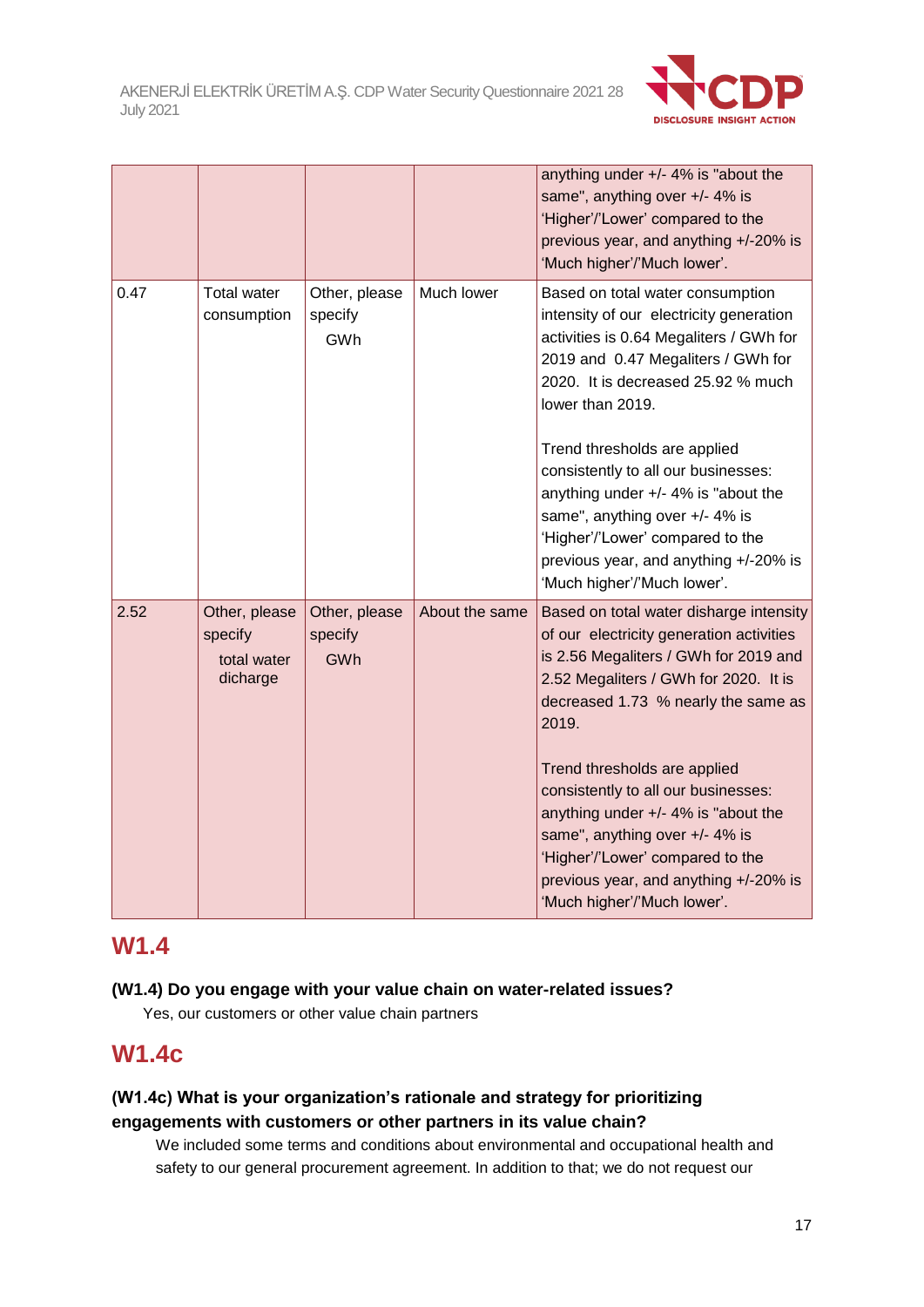|  |  |  |  |  |
|---|---|---|---|---|
|  |  |  |  | anything under +/- 4% is "about the same", anything over +/- 4% is 'Higher'/'Lower' compared to the previous year, and anything +/-20% is 'Much higher'/'Much lower'. |
| 0.47 | Total water consumption | Other, please specify GWh | Much lower | Based on total water consumption intensity of our electricity generation activities is 0.64 Megaliters / GWh for 2019 and 0.47 Megaliters / GWh for 2020. It is decreased 25.92 % much lower than 2019.<br><br>Trend thresholds are applied consistently to all our businesses: anything under +/- 4% is "about the same", anything over +/- 4% is 'Higher'/'Lower' compared to the previous year, and anything +/-20% is 'Much higher'/'Much lower'. |
| 2.52 | Other, please specify total water dicharge | Other, please specify GWh | About the same | Based on total water disharge intensity of our electricity generation activities is 2.56 Megaliters / GWh for 2019 and 2.52 Megaliters / GWh for 2020. It is decreased 1.73 % nearly the same as 2019.<br><br>Trend thresholds are applied consistently to all our businesses: anything under +/- 4% is "about the same", anything over +/- 4% is 'Higher'/'Lower' compared to the previous year, and anything +/-20% is 'Much higher'/'Much lower'. |

## W1.4

**(W1.4) Do you engage with your value chain on water-related issues?**

Yes, our customers or other value chain partners

## W1.4c

**(W1.4c) What is your organization's rationale and strategy for prioritizing engagements with customers or other partners in its value chain?**

We included some terms and conditions about environmental and occupational health and safety to our general procurement agreement. In addition to that; we do not request our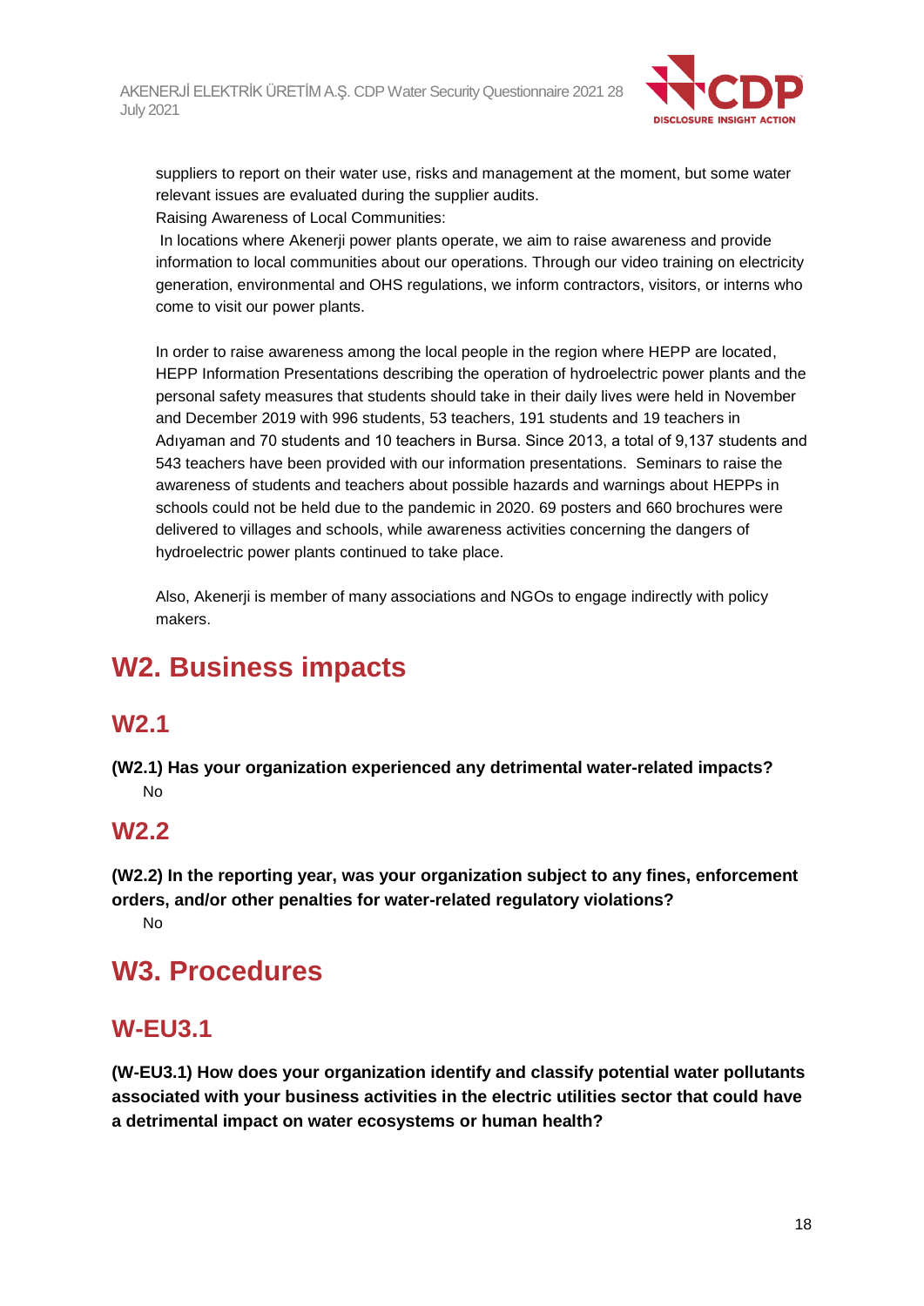suppliers to report on their water use, risks and management at the moment, but some water relevant issues are evaluated during the supplier audits.

Raising Awareness of Local Communities:

In locations where Akenerji power plants operate, we aim to raise awareness and provide information to local communities about our operations. Through our video training on electricity generation, environmental and OHS regulations, we inform contractors, visitors, or interns who come to visit our power plants.

In order to raise awareness among the local people in the region where HEPP are located, HEPP Information Presentations describing the operation of hydroelectric power plants and the personal safety measures that students should take in their daily lives were held in November and December 2019 with 996 students, 53 teachers, 191 students and 19 teachers in Adıyaman and 70 students and 10 teachers in Bursa. Since 2013, a total of 9,137 students and 543 teachers have been provided with our information presentations. Seminars to raise the awareness of students and teachers about possible hazards and warnings about HEPPs in schools could not be held due to the pandemic in 2020. 69 posters and 660 brochures were delivered to villages and schools, while awareness activities concerning the dangers of hydroelectric power plants continued to take place.

Also, Akenerji is member of many associations and NGOs to engage indirectly with policy makers.

# W2. Business impacts

## W2.1

**(W2.1) Has your organization experienced any detrimental water-related impacts?**

No

## W2.2

**(W2.2) In the reporting year, was your organization subject to any fines, enforcement orders, and/or other penalties for water-related regulatory violations?**

No

# W3. Procedures

## W-EU3.1

**(W-EU3.1) How does your organization identify and classify potential water pollutants associated with your business activities in the electric utilities sector that could have a detrimental impact on water ecosystems or human health?**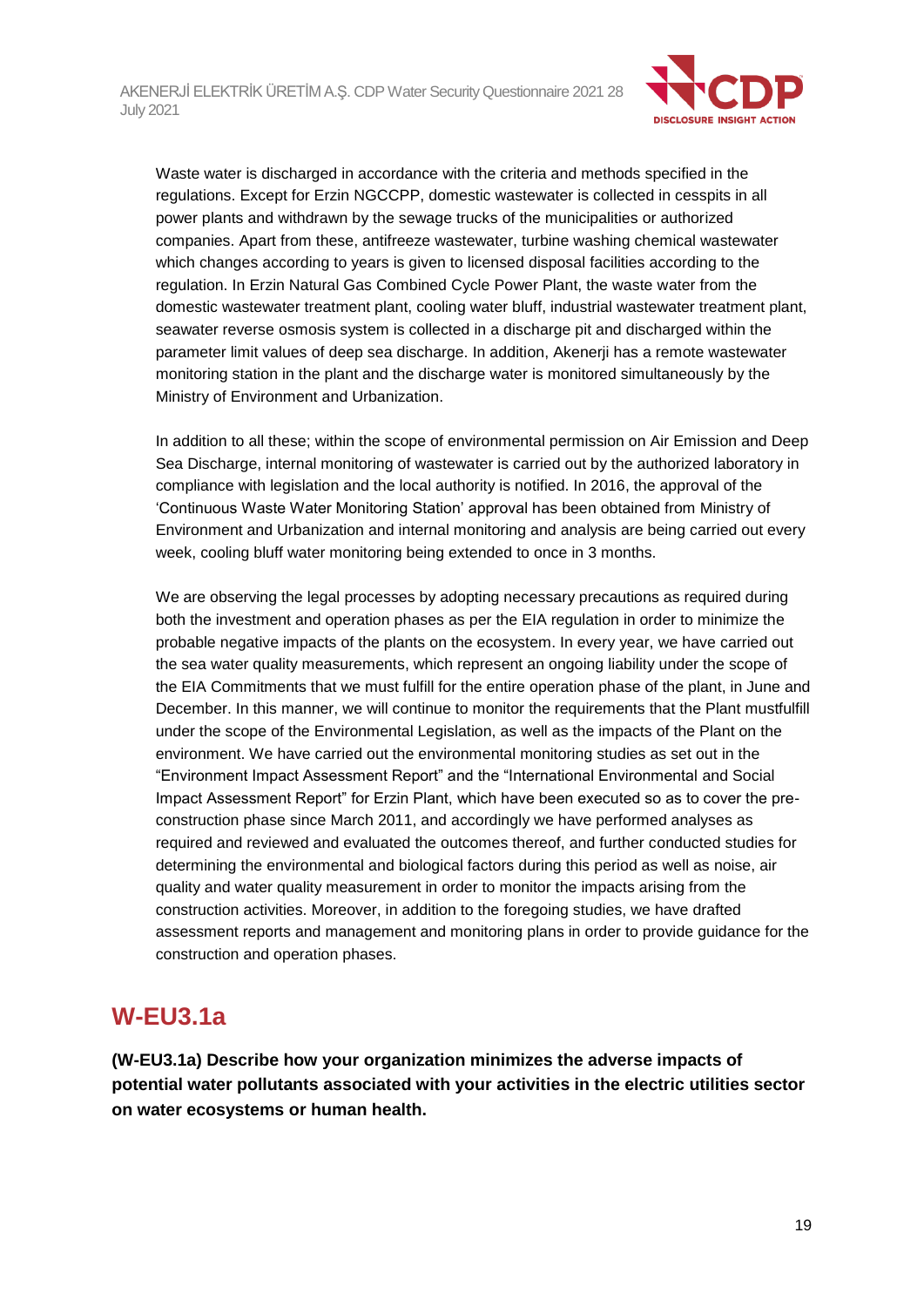Waste water is discharged in accordance with the criteria and methods specified in the regulations. Except for Erzin NGCCPP, domestic wastewater is collected in cesspits in all power plants and withdrawn by the sewage trucks of the municipalities or authorized companies. Apart from these, antifreeze wastewater, turbine washing chemical wastewater which changes according to years is given to licensed disposal facilities according to the regulation. In Erzin Natural Gas Combined Cycle Power Plant, the waste water from the domestic wastewater treatment plant, cooling water bluff, industrial wastewater treatment plant, seawater reverse osmosis system is collected in a discharge pit and discharged within the parameter limit values of deep sea discharge. In addition, Akenerji has a remote wastewater monitoring station in the plant and the discharge water is monitored simultaneously by the Ministry of Environment and Urbanization.

In addition to all these; within the scope of environmental permission on Air Emission and Deep Sea Discharge, internal monitoring of wastewater is carried out by the authorized laboratory in compliance with legislation and the local authority is notified. In 2016, the approval of the 'Continuous Waste Water Monitoring Station' approval has been obtained from Ministry of Environment and Urbanization and internal monitoring and analysis are being carried out every week, cooling bluff water monitoring being extended to once in 3 months.

We are observing the legal processes by adopting necessary precautions as required during both the investment and operation phases as per the EIA regulation in order to minimize the probable negative impacts of the plants on the ecosystem. In every year, we have carried out the sea water quality measurements, which represent an ongoing liability under the scope of the EIA Commitments that we must fulfill for the entire operation phase of the plant, in June and December. In this manner, we will continue to monitor the requirements that the Plant mustfulfill under the scope of the Environmental Legislation, as well as the impacts of the Plant on the environment. We have carried out the environmental monitoring studies as set out in the "Environment Impact Assessment Report" and the "International Environmental and Social Impact Assessment Report" for Erzin Plant, which have been executed so as to cover the pre-construction phase since March 2011, and accordingly we have performed analyses as required and reviewed and evaluated the outcomes thereof, and further conducted studies for determining the environmental and biological factors during this period as well as noise, air quality and water quality measurement in order to monitor the impacts arising from the construction activities. Moreover, in addition to the foregoing studies, we have drafted assessment reports and management and monitoring plans in order to provide guidance for the construction and operation phases.

## W-EU3.1a

**(W-EU3.1a) Describe how your organization minimizes the adverse impacts of potential water pollutants associated with your activities in the electric utilities sector on water ecosystems or human health.**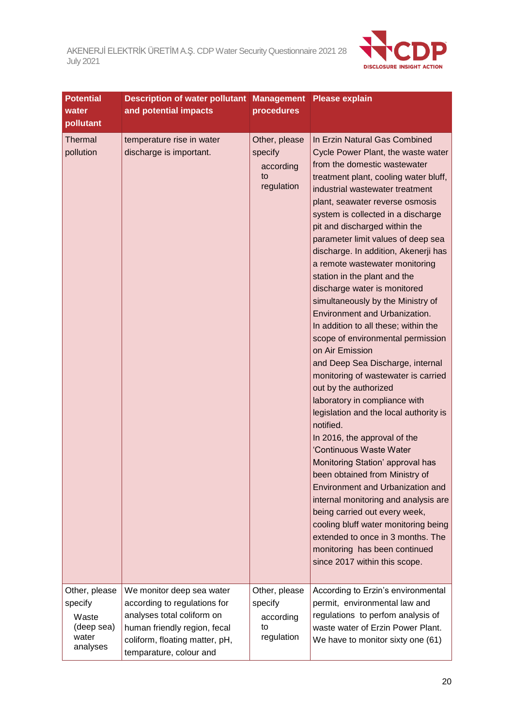| Potential water pollutant | Description of water pollutant and potential impacts | Management procedures | Please explain |
|---|---|---|---|
| Thermal pollution | temperature rise in water discharge is important. | Other, please specify according to regulation | In Erzin Natural Gas Combined Cycle Power Plant, the waste water from the domestic wastewater treatment plant, cooling water bluff, industrial wastewater treatment plant, seawater reverse osmosis system is collected in a discharge pit and discharged within the parameter limit values of deep sea discharge. In addition, Akenerji has a remote wastewater monitoring station in the plant and the discharge water is monitored simultaneously by the Ministry of Environment and Urbanization. In addition to all these; within the scope of environmental permission on Air Emission and Deep Sea Discharge, internal monitoring of wastewater is carried out by the authorized laboratory in compliance with legislation and the local authority is notified. In 2016, the approval of the 'Continuous Waste Water Monitoring Station' approval has been obtained from Ministry of Environment and Urbanization and internal monitoring and analysis are being carried out every week, cooling bluff water monitoring being extended to once in 3 months. The monitoring has been continued since 2017 within this scope. |
| Other, please specify Waste (deep sea) water analyses | We monitor deep sea water according to regulations for analyses total coliform on human friendly region, fecal coliform, floating matter, pH, temparature, colour and | Other, please specify according to regulation | According to Erzin's environmental permit, environmental law and regulations to perfom analysis of waste water of Erzin Power Plant. We have to monitor sixty one (61) |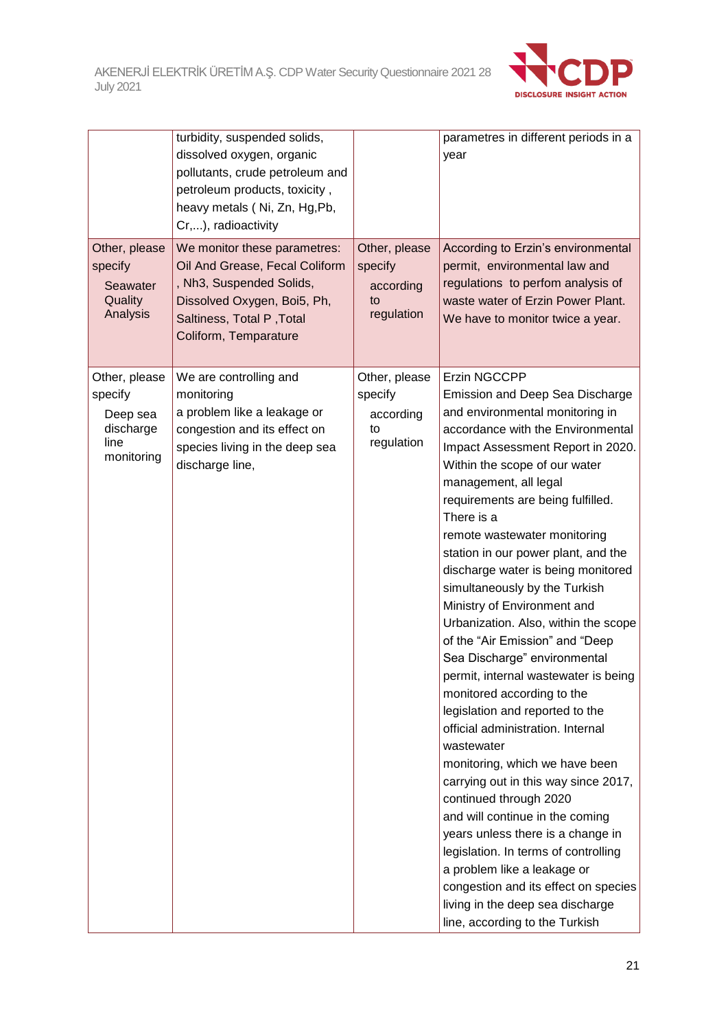| | | | |
|---|---|---|---|
| | turbidity, suspended solids, dissolved oxygen, organic pollutants, crude petroleum and petroleum products, toxicity , heavy metals ( Ni, Zn, Hg,Pb, Cr,...), radioactivity | | parametres in different periods in a year |
| Other, please specify<br>Seawater Quality Analysis | We monitor these parametres: Oil And Grease, Fecal Coliform , Nh3, Suspended Solids, Dissolved Oxygen, Boi5, Ph, Saltiness, Total P ,Total Coliform, Temparature | Other, please specify<br>according to regulation | According to Erzin's environmental permit, environmental law and regulations to perfom analysis of waste water of Erzin Power Plant. We have to monitor twice a year. |
| Other, please specify<br>Deep sea discharge line monitoring | We are controlling and monitoring a problem like a leakage or congestion and its effect on species living in the deep sea discharge line, | Other, please specify<br>according to regulation | Erzin NGCCPP Emission and Deep Sea Discharge and environmental monitoring in accordance with the Environmental Impact Assessment Report in 2020. Within the scope of our water management, all legal requirements are being fulfilled. There is a remote wastewater monitoring station in our power plant, and the discharge water is being monitored simultaneously by the Turkish Ministry of Environment and Urbanization. Also, within the scope of the "Air Emission" and "Deep Sea Discharge" environmental permit, internal wastewater is being monitored according to the legislation and reported to the official administration. Internal wastewater monitoring, which we have been carrying out in this way since 2017, continued through 2020 and will continue in the coming years unless there is a change in legislation. In terms of controlling a problem like a leakage or congestion and its effect on species living in the deep sea discharge line, according to the Turkish |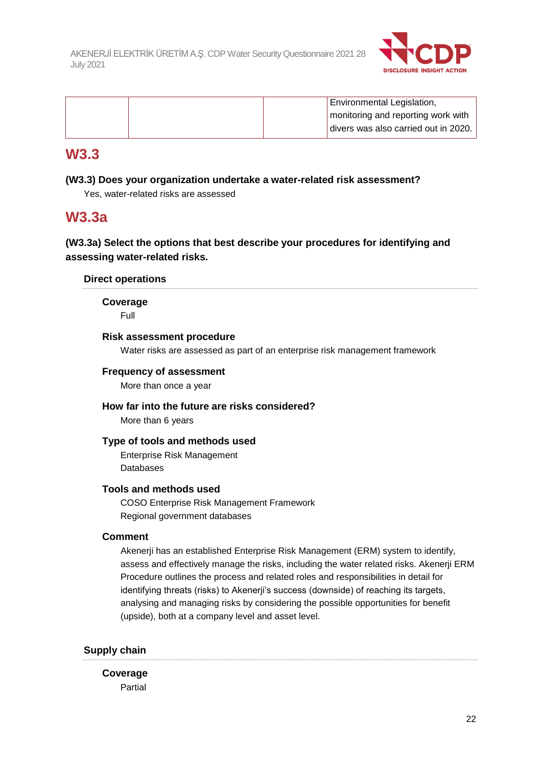| | | | Environmental Legislation, monitoring and reporting work with divers was also carried out in 2020. |
|---|---|---|---|

## W3.3

**(W3.3) Does your organization undertake a water-related risk assessment?**

Yes, water-related risks are assessed

## W3.3a

**(W3.3a) Select the options that best describe your procedures for identifying and assessing water-related risks.**

**Direct operations**

**Coverage**

Full

**Risk assessment procedure**

Water risks are assessed as part of an enterprise risk management framework

**Frequency of assessment**

More than once a year

**How far into the future are risks considered?**

More than 6 years

**Type of tools and methods used**

Enterprise Risk Management
Databases

**Tools and methods used**

COSO Enterprise Risk Management Framework
Regional government databases

**Comment**

Akenerji has an established Enterprise Risk Management (ERM) system to identify, assess and effectively manage the risks, including the water related risks. Akenerji ERM Procedure outlines the process and related roles and responsibilities in detail for identifying threats (risks) to Akenerji's success (downside) of reaching its targets, analysing and managing risks by considering the possible opportunities for benefit (upside), both at a company level and asset level.

**Supply chain**

**Coverage**

Partial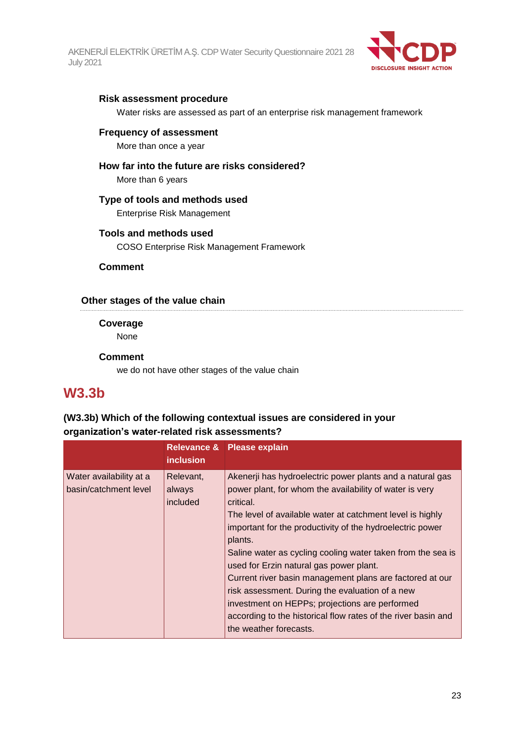#### Risk assessment procedure

Water risks are assessed as part of an enterprise risk management framework

#### Frequency of assessment

More than once a year

#### How far into the future are risks considered?

More than 6 years

#### Type of tools and methods used

Enterprise Risk Management

#### Tools and methods used

COSO Enterprise Risk Management Framework

#### Comment

### Other stages of the value chain

#### Coverage

None

#### Comment

we do not have other stages of the value chain

## W3.3b

**(W3.3b) Which of the following contextual issues are considered in your organization's water-related risk assessments?**

| | Relevance & inclusion | Please explain |
|---|---|---|
| Water availability at a basin/catchment level | Relevant, always included | Akenerji has hydroelectric power plants and a natural gas power plant, for whom the availability of water is very critical.<br>The level of available water at catchment level is highly important for the productivity of the hydroelectric power plants.<br>Saline water as cycling cooling water taken from the sea is used for Erzin natural gas power plant.<br>Current river basin management plans are factored at our risk assessment. During the evaluation of a new investment on HEPPs; projections are performed according to the historical flow rates of the river basin and the weather forecasts. |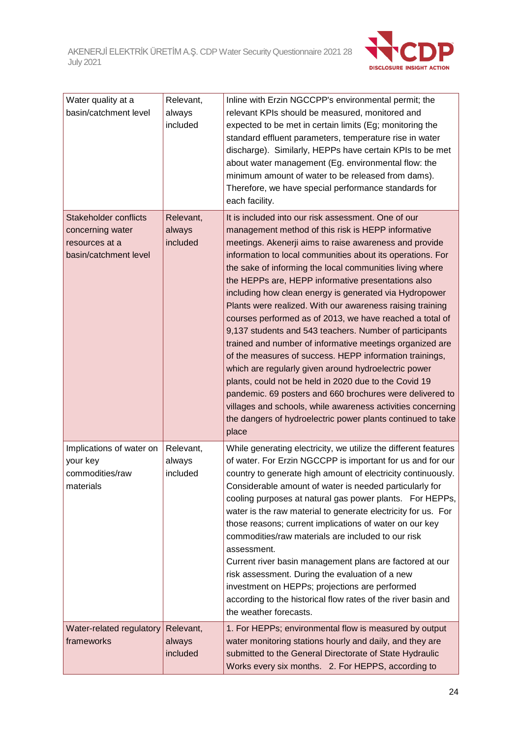| | | |
|---|---|---|
| Water quality at a basin/catchment level | Relevant, always included | Inline with Erzin NGCCPP's environmental permit; the relevant KPIs should be measured, monitored and expected to be met in certain limits (Eg; monitoring the standard effluent parameters, temperature rise in water discharge). Similarly, HEPPs have certain KPIs to be met about water management (Eg. environmental flow: the minimum amount of water to be released from dams). Therefore, we have special performance standards for each facility. |
| Stakeholder conflicts concerning water resources at a basin/catchment level | Relevant, always included | It is included into our risk assessment. One of our management method of this risk is HEPP informative meetings. Akenerji aims to raise awareness and provide information to local communities about its operations. For the sake of informing the local communities living where the HEPPs are, HEPP informative presentations also including how clean energy is generated via Hydropower Plants were realized. With our awareness raising training courses performed as of 2013, we have reached a total of 9,137 students and 543 teachers. Number of participants trained and number of informative meetings organized are of the measures of success. HEPP information trainings, which are regularly given around hydroelectric power plants, could not be held in 2020 due to the Covid 19 pandemic. 69 posters and 660 brochures were delivered to villages and schools, while awareness activities concerning the dangers of hydroelectric power plants continued to take place |
| Implications of water on your key commodities/raw materials | Relevant, always included | While generating electricity, we utilize the different features of water. For Erzin NGCCPP is important for us and for our country to generate high amount of electricity continuously. Considerable amount of water is needed particularly for cooling purposes at natural gas power plants. For HEPPs, water is the raw material to generate electricity for us. For those reasons; current implications of water on our key commodities/raw materials are included to our risk assessment.<br>Current river basin management plans are factored at our risk assessment. During the evaluation of a new investment on HEPPs; projections are performed according to the historical flow rates of the river basin and the weather forecasts. |
| Water-related regulatory frameworks | Relevant, always included | 1. For HEPPs; environmental flow is measured by output water monitoring stations hourly and daily, and they are submitted to the General Directorate of State Hydraulic Works every six months. 2. For HEPPS, according to |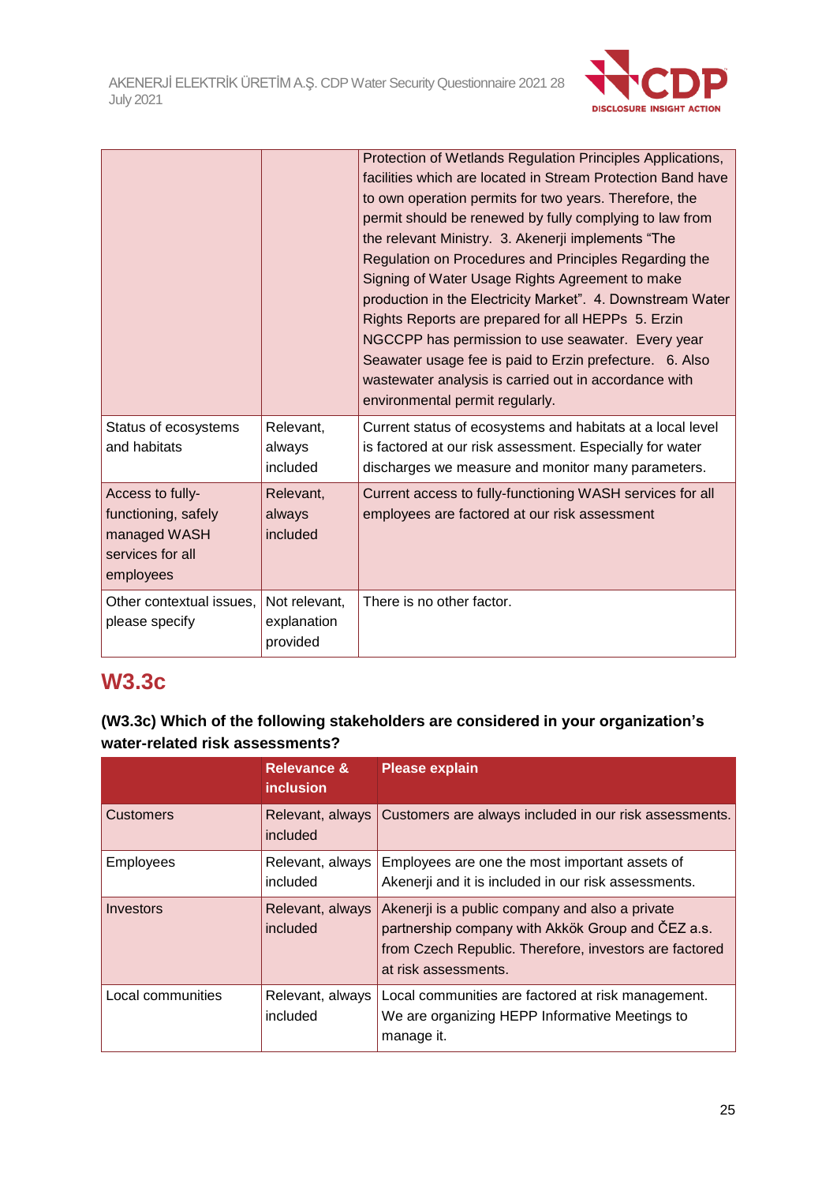| | | Protection of Wetlands Regulation Principles Applications, facilities which are located in Stream Protection Band have to own operation permits for two years. Therefore, the permit should be renewed by fully complying to law from the relevant Ministry. 3. Akenerji implements "The Regulation on Procedures and Principles Regarding the Signing of Water Usage Rights Agreement to make production in the Electricity Market". 4. Downstream Water Rights Reports are prepared for all HEPPs 5. Erzin NGCCPP has permission to use seawater. Every year Seawater usage fee is paid to Erzin prefecture. 6. Also wastewater analysis is carried out in accordance with environmental permit regularly. |
|---|---|---|
| Status of ecosystems and habitats | Relevant, always included | Current status of ecosystems and habitats at a local level is factored at our risk assessment. Especially for water discharges we measure and monitor many parameters. |
| Access to fully-functioning, safely managed WASH services for all employees | Relevant, always included | Current access to fully-functioning WASH services for all employees are factored at our risk assessment |
| Other contextual issues, please specify | Not relevant, explanation provided | There is no other factor. |

## W3.3c

**(W3.3c) Which of the following stakeholders are considered in your organization's water-related risk assessments?**

| | Relevance & inclusion | Please explain |
|---|---|---|
| Customers | Relevant, always included | Customers are always included in our risk assessments. |
| Employees | Relevant, always included | Employees are one the most important assets of Akenerji and it is included in our risk assessments. |
| Investors | Relevant, always included | Akenerji is a public company and also a private partnership company with Akkök Group and ČEZ a.s. from Czech Republic. Therefore, investors are factored at risk assessments. |
| Local communities | Relevant, always included | Local communities are factored at risk management. We are organizing HEPP Informative Meetings to manage it. |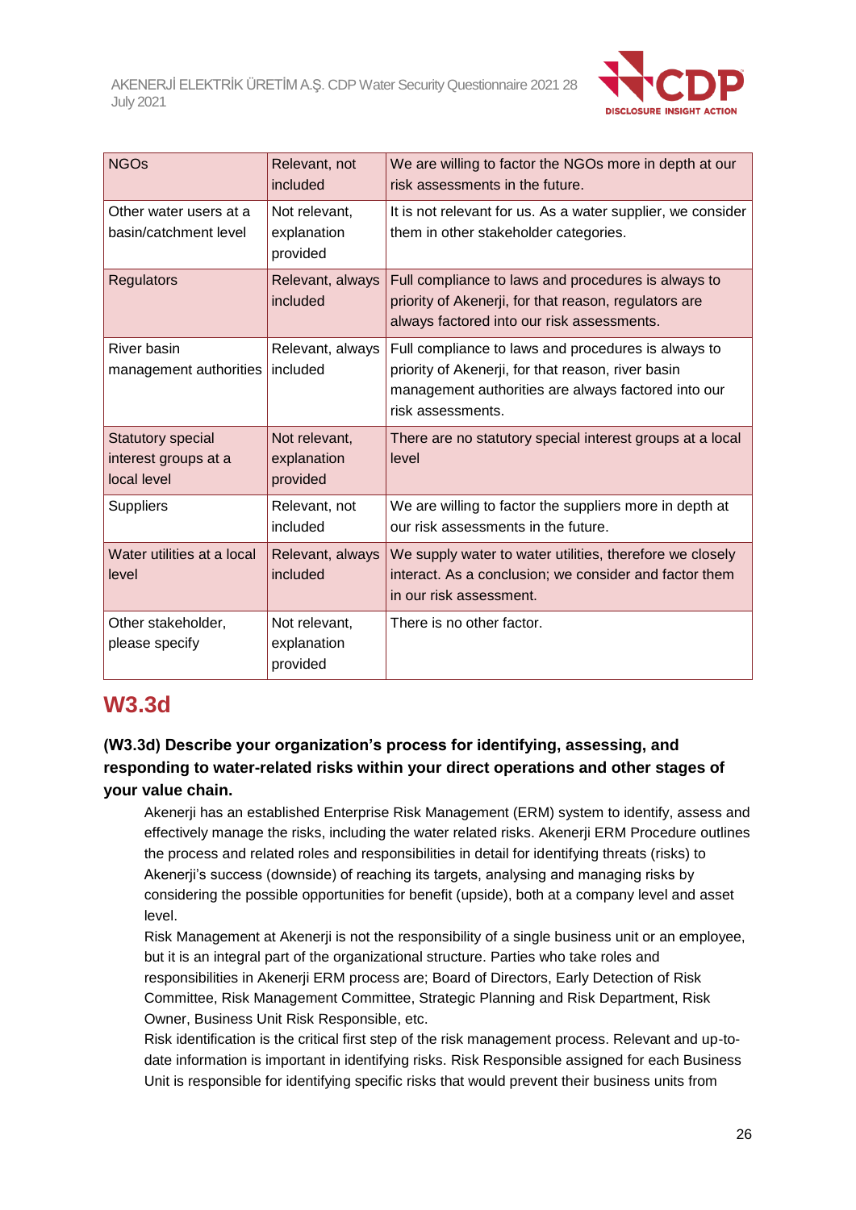| NGOs | Relevant, not included | We are willing to factor the NGOs more in depth at our risk assessments in the future. |
|---|---|---|
| Other water users at a basin/catchment level | Not relevant, explanation provided | It is not relevant for us. As a water supplier, we consider them in other stakeholder categories. |
| Regulators | Relevant, always included | Full compliance to laws and procedures is always to priority of Akenerji, for that reason, regulators are always factored into our risk assessments. |
| River basin management authorities | Relevant, always included | Full compliance to laws and procedures is always to priority of Akenerji, for that reason, river basin management authorities are always factored into our risk assessments. |
| Statutory special interest groups at a local level | Not relevant, explanation provided | There are no statutory special interest groups at a local level |
| Suppliers | Relevant, not included | We are willing to factor the suppliers more in depth at our risk assessments in the future. |
| Water utilities at a local level | Relevant, always included | We supply water to water utilities, therefore we closely interact. As a conclusion; we consider and factor them in our risk assessment. |
| Other stakeholder, please specify | Not relevant, explanation provided | There is no other factor. |

## W3.3d

**(W3.3d) Describe your organization's process for identifying, assessing, and responding to water-related risks within your direct operations and other stages of your value chain.**

Akenerji has an established Enterprise Risk Management (ERM) system to identify, assess and effectively manage the risks, including the water related risks. Akenerji ERM Procedure outlines the process and related roles and responsibilities in detail for identifying threats (risks) to Akenerji's success (downside) of reaching its targets, analysing and managing risks by considering the possible opportunities for benefit (upside), both at a company level and asset level.

Risk Management at Akenerji is not the responsibility of a single business unit or an employee, but it is an integral part of the organizational structure. Parties who take roles and responsibilities in Akenerji ERM process are; Board of Directors, Early Detection of Risk Committee, Risk Management Committee, Strategic Planning and Risk Department, Risk Owner, Business Unit Risk Responsible, etc.

Risk identification is the critical first step of the risk management process. Relevant and up-to-date information is important in identifying risks. Risk Responsible assigned for each Business Unit is responsible for identifying specific risks that would prevent their business units from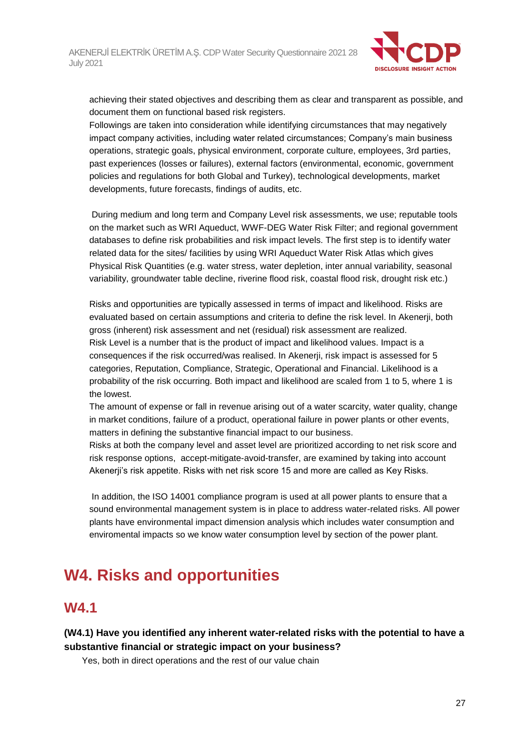achieving their stated objectives and describing them as clear and transparent as possible, and document them on functional based risk registers.

Followings are taken into consideration while identifying circumstances that may negatively impact company activities, including water related circumstances; Company's main business operations, strategic goals, physical environment, corporate culture, employees, 3rd parties, past experiences (losses or failures), external factors (environmental, economic, government policies and regulations for both Global and Turkey), technological developments, market developments, future forecasts, findings of audits, etc.

During medium and long term and Company Level risk assessments, we use; reputable tools on the market such as WRI Aqueduct, WWF-DEG Water Risk Filter; and regional government databases to define risk probabilities and risk impact levels. The first step is to identify water related data for the sites/ facilities by using WRI Aqueduct Water Risk Atlas which gives Physical Risk Quantities (e.g. water stress, water depletion, inter annual variability, seasonal variability, groundwater table decline, riverine flood risk, coastal flood risk, drought risk etc.)

Risks and opportunities are typically assessed in terms of impact and likelihood. Risks are evaluated based on certain assumptions and criteria to define the risk level. In Akenerji, both gross (inherent) risk assessment and net (residual) risk assessment are realized.

Risk Level is a number that is the product of impact and likelihood values. Impact is a consequences if the risk occurred/was realised. In Akenerji, risk impact is assessed for 5 categories, Reputation, Compliance, Strategic, Operational and Financial. Likelihood is a probability of the risk occurring. Both impact and likelihood are scaled from 1 to 5, where 1 is the lowest.

The amount of expense or fall in revenue arising out of a water scarcity, water quality, change in market conditions, failure of a product, operational failure in power plants or other events, matters in defining the substantive financial impact to our business.

Risks at both the company level and asset level are prioritized according to net risk score and risk response options, accept-mitigate-avoid-transfer, are examined by taking into account Akenerji's risk appetite. Risks with net risk score 15 and more are called as Key Risks.

In addition, the ISO 14001 compliance program is used at all power plants to ensure that a sound environmental management system is in place to address water-related risks. All power plants have environmental impact dimension analysis which includes water consumption and enviromental impacts so we know water consumption level by section of the power plant.

# W4. Risks and opportunities

## W4.1

**(W4.1) Have you identified any inherent water-related risks with the potential to have a substantive financial or strategic impact on your business?**

Yes, both in direct operations and the rest of our value chain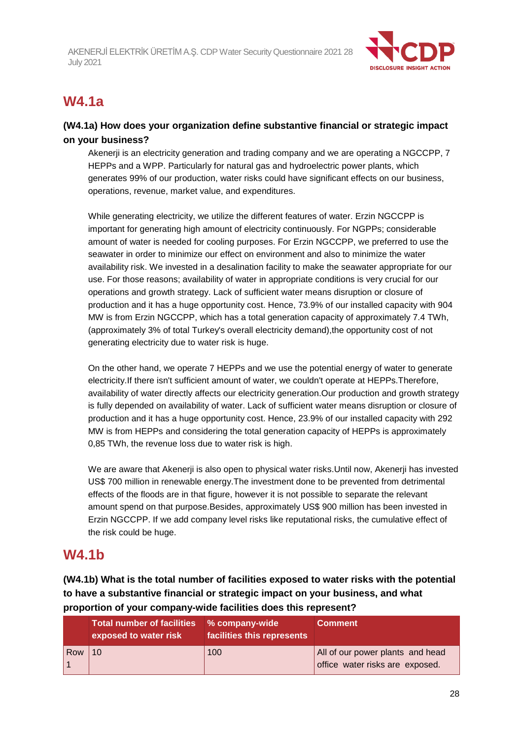## W4.1a

**(W4.1a) How does your organization define substantive financial or strategic impact on your business?**

Akenerji is an electricity generation and trading company and we are operating a NGCCPP, 7 HEPPs and a WPP. Particularly for natural gas and hydroelectric power plants, which generates 99% of our production, water risks could have significant effects on our business, operations, revenue, market value, and expenditures.

While generating electricity, we utilize the different features of water. Erzin NGCCPP is important for generating high amount of electricity continuously. For NGPPs; considerable amount of water is needed for cooling purposes. For Erzin NGCCPP, we preferred to use the seawater in order to minimize our effect on environment and also to minimize the water availability risk. We invested in a desalination facility to make the seawater appropriate for our use. For those reasons; availability of water in appropriate conditions is very crucial for our operations and growth strategy. Lack of sufficient water means disruption or closure of production and it has a huge opportunity cost. Hence, 73.9% of our installed capacity with 904 MW is from Erzin NGCCPP, which has a total generation capacity of approximately 7.4 TWh, (approximately 3% of total Turkey's overall electricity demand),the opportunity cost of not generating electricity due to water risk is huge.

On the other hand, we operate 7 HEPPs and we use the potential energy of water to generate electricity.If there isn't sufficient amount of water, we couldn't operate at HEPPs.Therefore, availability of water directly affects our electricity generation.Our production and growth strategy is fully depended on availability of water. Lack of sufficient water means disruption or closure of production and it has a huge opportunity cost. Hence, 23.9% of our installed capacity with 292 MW is from HEPPs and considering the total generation capacity of HEPPs is approximately 0,85 TWh, the revenue loss due to water risk is high.

We are aware that Akenerji is also open to physical water risks.Until now, Akenerji has invested US$ 700 million in renewable energy.The investment done to be prevented from detrimental effects of the floods are in that figure, however it is not possible to separate the relevant amount spend on that purpose.Besides, approximately US$ 900 million has been invested in Erzin NGCCPP. If we add company level risks like reputational risks, the cumulative effect of the risk could be huge.

## W4.1b

**(W4.1b) What is the total number of facilities exposed to water risks with the potential to have a substantive financial or strategic impact on your business, and what proportion of your company-wide facilities does this represent?**

| | Total number of facilities exposed to water risk | % company-wide facilities this represents | Comment |
|---|---|---|---|
| Row 1 | 10 | 100 | All of our power plants and head office water risks are exposed. |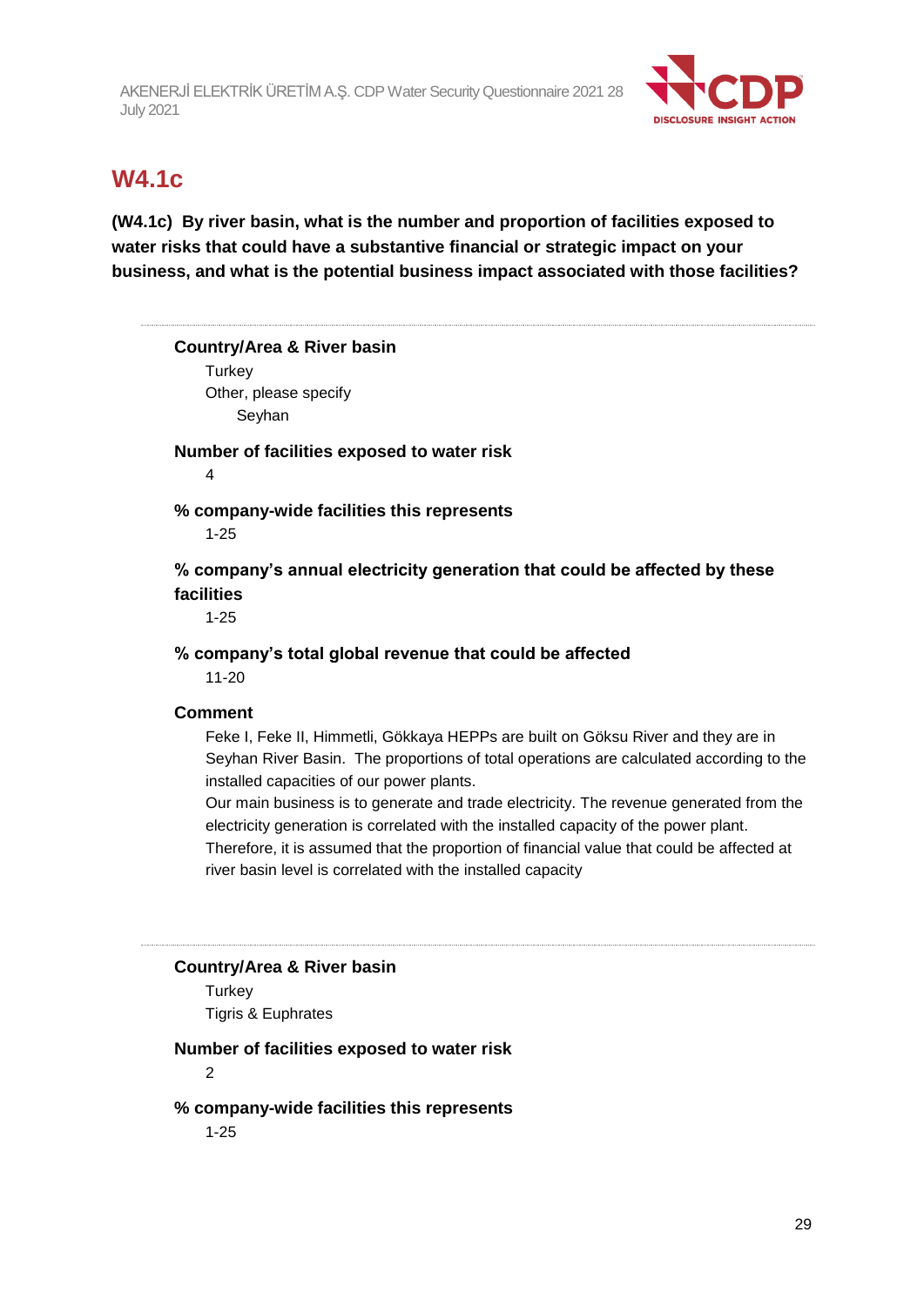## W4.1c

**(W4.1c) By river basin, what is the number and proportion of facilities exposed to water risks that could have a substantive financial or strategic impact on your business, and what is the potential business impact associated with those facilities?**

---

**Country/Area & River basin**

Turkey

Other, please specify

Seyhan

**Number of facilities exposed to water risk**

4

**% company-wide facilities this represents**

1-25

**% company's annual electricity generation that could be affected by these facilities**

1-25

**% company's total global revenue that could be affected**

11-20

**Comment**

Feke I, Feke II, Himmetli, Gökkaya HEPPs are built on Göksu River and they are in Seyhan River Basin. The proportions of total operations are calculated according to the installed capacities of our power plants.

Our main business is to generate and trade electricity. The revenue generated from the electricity generation is correlated with the installed capacity of the power plant. Therefore, it is assumed that the proportion of financial value that could be affected at river basin level is correlated with the installed capacity

---

**Country/Area & River basin**

Turkey

Tigris & Euphrates

**Number of facilities exposed to water risk**

2

**% company-wide facilities this represents**

1-25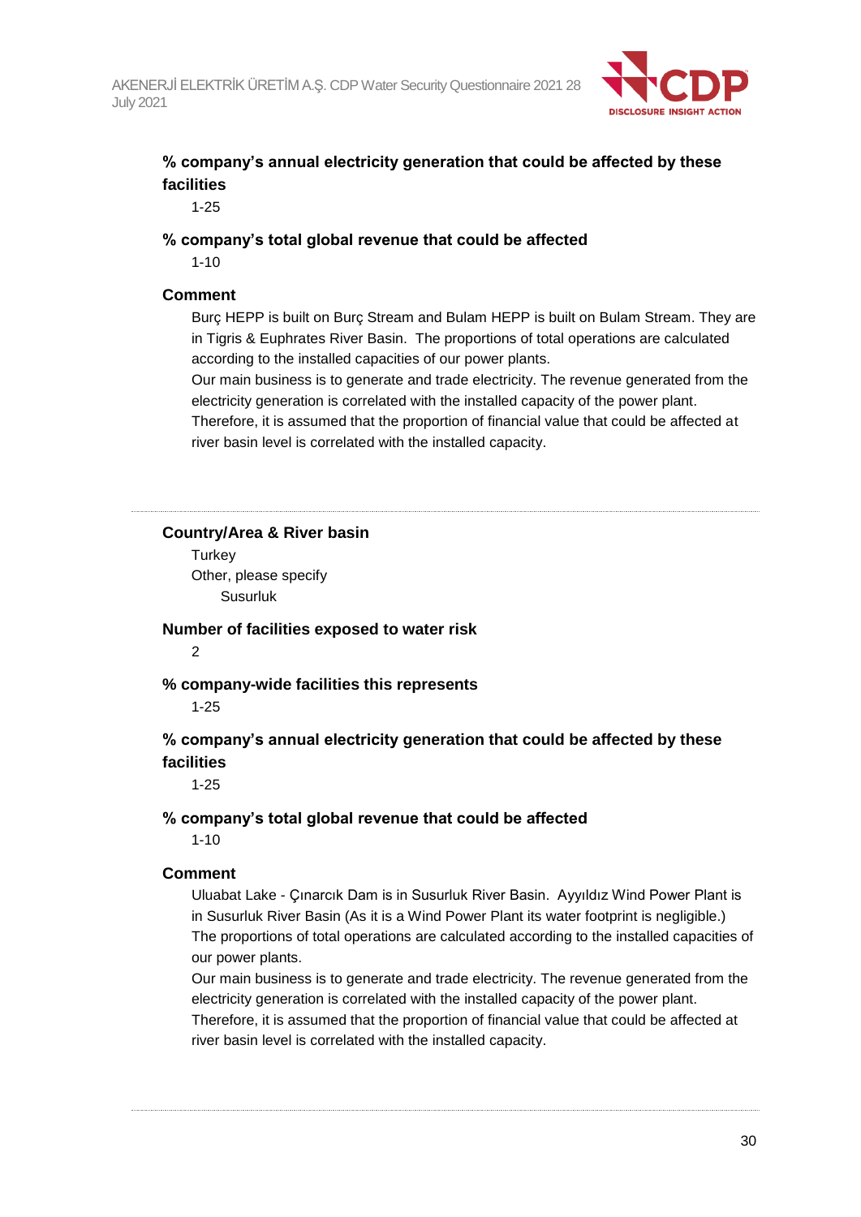**% company's annual electricity generation that could be affected by these facilities**

1-25

**% company's total global revenue that could be affected**

1-10

**Comment**

Burç HEPP is built on Burç Stream and Bulam HEPP is built on Bulam Stream. They are in Tigris & Euphrates River Basin. The proportions of total operations are calculated according to the installed capacities of our power plants.
Our main business is to generate and trade electricity. The revenue generated from the electricity generation is correlated with the installed capacity of the power plant. Therefore, it is assumed that the proportion of financial value that could be affected at river basin level is correlated with the installed capacity.

---

**Country/Area & River basin**

Turkey
Other, please specify
Susurluk

**Number of facilities exposed to water risk**

2

**% company-wide facilities this represents**

1-25

**% company's annual electricity generation that could be affected by these facilities**

1-25

**% company's total global revenue that could be affected**

1-10

**Comment**

Uluabat Lake - Çınarcık Dam is in Susurluk River Basin. Ayyıldız Wind Power Plant is in Susurluk River Basin (As it is a Wind Power Plant its water footprint is negligible.) The proportions of total operations are calculated according to the installed capacities of our power plants.
Our main business is to generate and trade electricity. The revenue generated from the electricity generation is correlated with the installed capacity of the power plant. Therefore, it is assumed that the proportion of financial value that could be affected at river basin level is correlated with the installed capacity.

---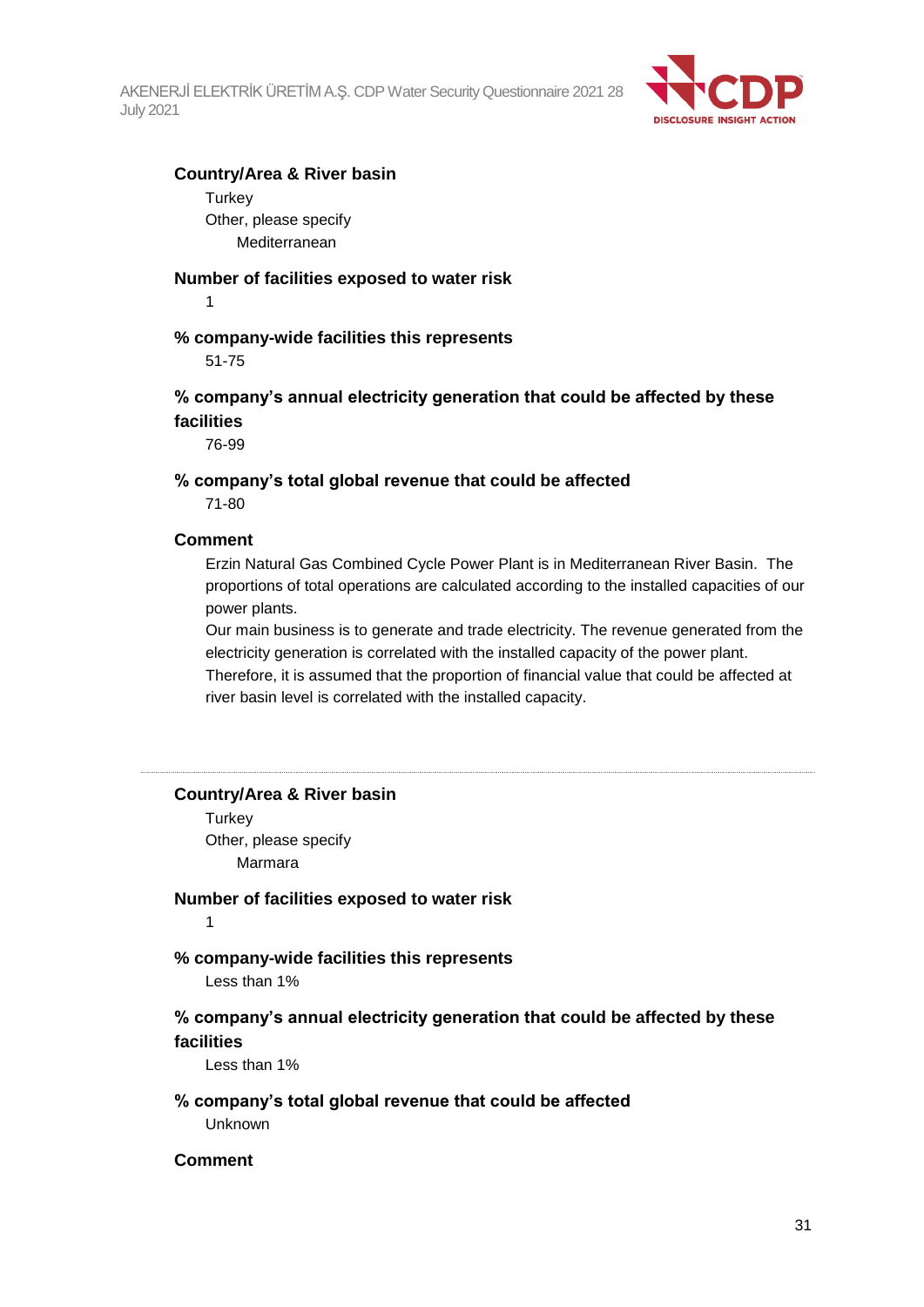**Country/Area & River basin**

Turkey

Other, please specify

Mediterranean

**Number of facilities exposed to water risk**

1

**% company-wide facilities this represents**

51-75

**% company's annual electricity generation that could be affected by these facilities**

76-99

**% company's total global revenue that could be affected**

71-80

**Comment**

Erzin Natural Gas Combined Cycle Power Plant is in Mediterranean River Basin. The proportions of total operations are calculated according to the installed capacities of our power plants.

Our main business is to generate and trade electricity. The revenue generated from the electricity generation is correlated with the installed capacity of the power plant. Therefore, it is assumed that the proportion of financial value that could be affected at river basin level is correlated with the installed capacity.

---

**Country/Area & River basin**

Turkey

Other, please specify

Marmara

**Number of facilities exposed to water risk**

1

**% company-wide facilities this represents**

Less than 1%

**% company's annual electricity generation that could be affected by these facilities**

Less than 1%

**% company's total global revenue that could be affected**

Unknown

**Comment**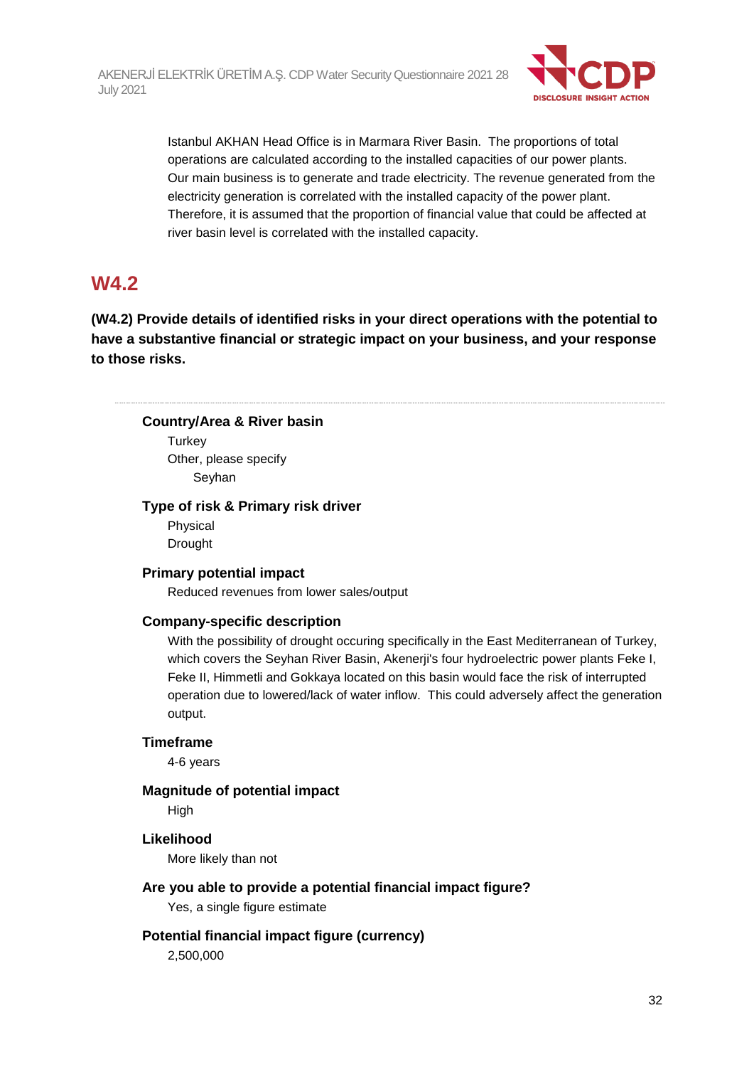Istanbul AKHAN Head Office is in Marmara River Basin. The proportions of total operations are calculated according to the installed capacities of our power plants. Our main business is to generate and trade electricity. The revenue generated from the electricity generation is correlated with the installed capacity of the power plant. Therefore, it is assumed that the proportion of financial value that could be affected at river basin level is correlated with the installed capacity.

## W4.2

**(W4.2) Provide details of identified risks in your direct operations with the potential to have a substantive financial or strategic impact on your business, and your response to those risks.**

---

**Country/Area & River basin**

Turkey

Other, please specify

Seyhan

**Type of risk & Primary risk driver**

Physical

Drought

**Primary potential impact**

Reduced revenues from lower sales/output

**Company-specific description**

With the possibility of drought occuring specifically in the East Mediterranean of Turkey, which covers the Seyhan River Basin, Akenerji's four hydroelectric power plants Feke I, Feke II, Himmetli and Gokkaya located on this basin would face the risk of interrupted operation due to lowered/lack of water inflow. This could adversely affect the generation output.

**Timeframe**

4-6 years

**Magnitude of potential impact**

High

**Likelihood**

More likely than not

**Are you able to provide a potential financial impact figure?**

Yes, a single figure estimate

**Potential financial impact figure (currency)**

2,500,000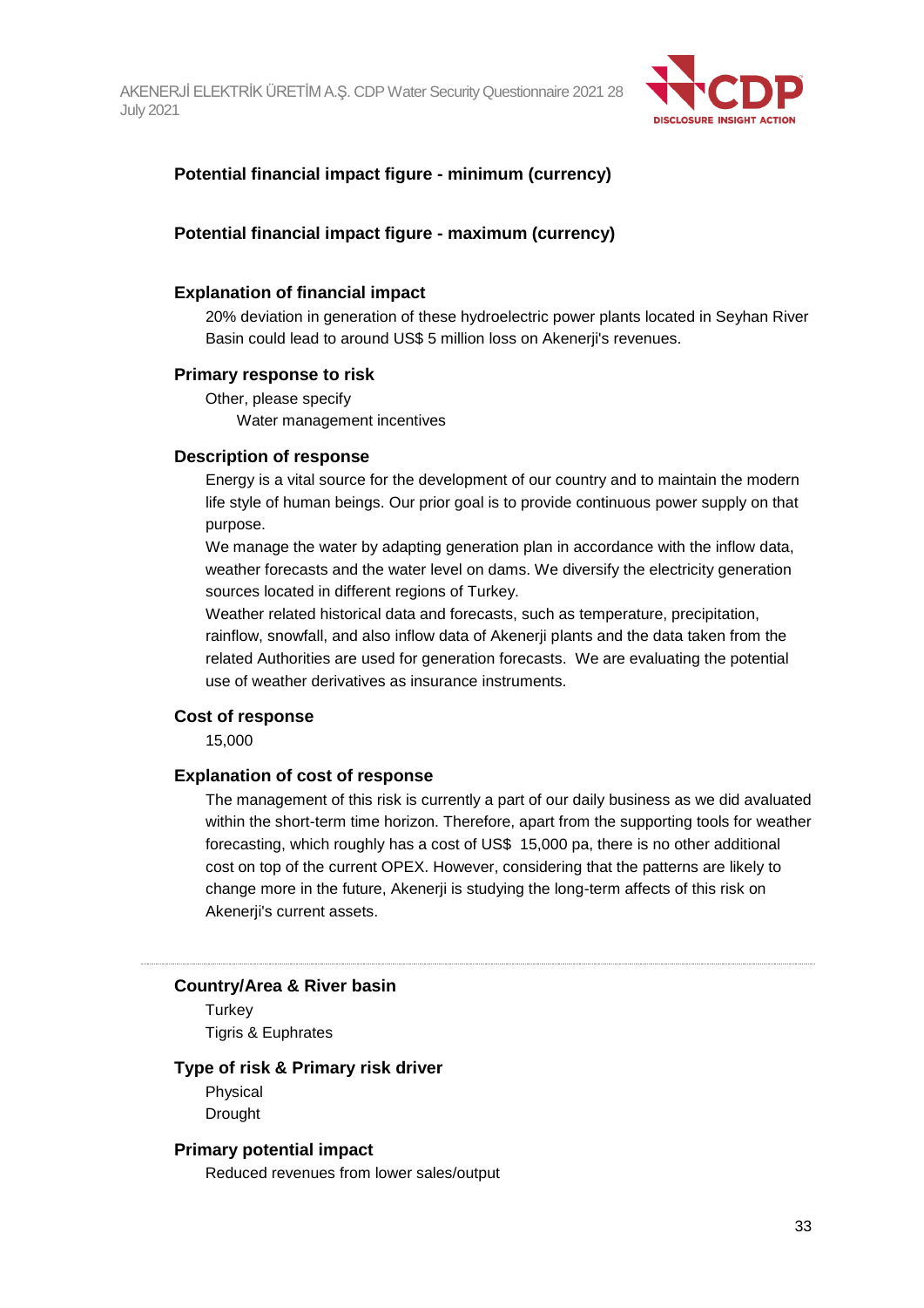**Potential financial impact figure - minimum (currency)**

**Potential financial impact figure - maximum (currency)**

**Explanation of financial impact**

20% deviation in generation of these hydroelectric power plants located in Seyhan River Basin could lead to around US$ 5 million loss on Akenerji's revenues.

**Primary response to risk**

Other, please specify

Water management incentives

**Description of response**

Energy is a vital source for the development of our country and to maintain the modern life style of human beings. Our prior goal is to provide continuous power supply on that purpose.

We manage the water by adapting generation plan in accordance with the inflow data, weather forecasts and the water level on dams. We diversify the electricity generation sources located in different regions of Turkey.

Weather related historical data and forecasts, such as temperature, precipitation, rainflow, snowfall, and also inflow data of Akenerji plants and the data taken from the related Authorities are used for generation forecasts. We are evaluating the potential use of weather derivatives as insurance instruments.

**Cost of response**

15,000

**Explanation of cost of response**

The management of this risk is currently a part of our daily business as we did avaluated within the short-term time horizon. Therefore, apart from the supporting tools for weather forecasting, which roughly has a cost of US$ 15,000 pa, there is no other additional cost on top of the current OPEX. However, considering that the patterns are likely to change more in the future, Akenerji is studying the long-term affects of this risk on Akenerji's current assets.

---

**Country/Area & River basin**

Turkey

Tigris & Euphrates

**Type of risk & Primary risk driver**

Physical

Drought

**Primary potential impact**

Reduced revenues from lower sales/output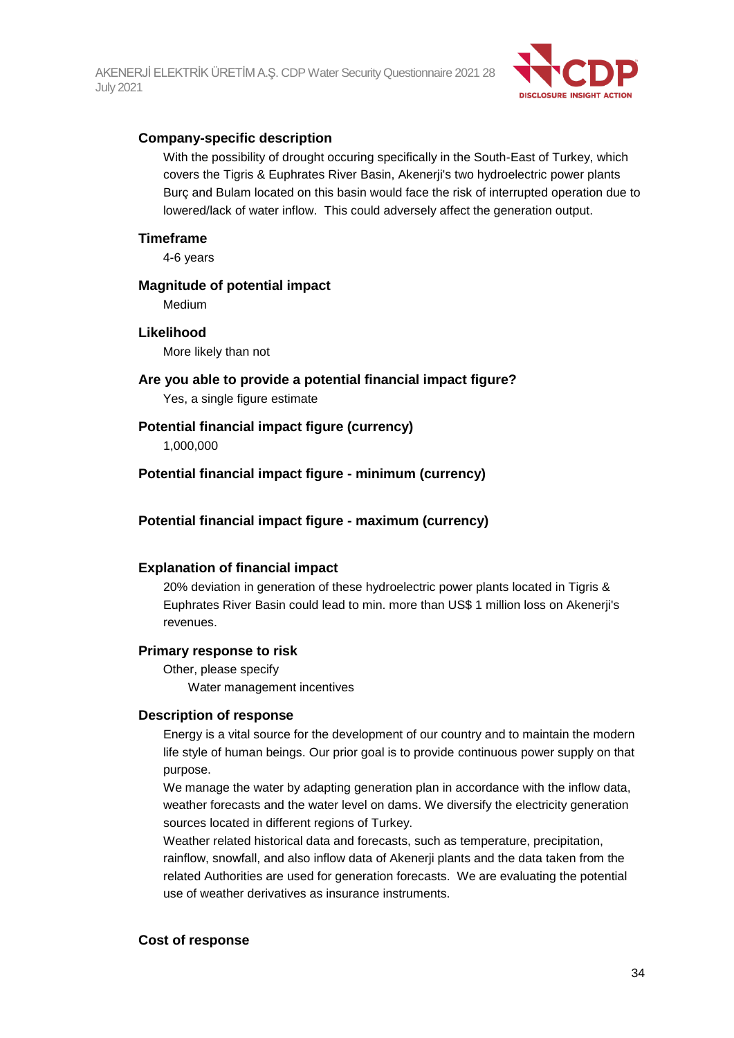**Company-specific description**

With the possibility of drought occuring specifically in the South-East of Turkey, which covers the Tigris & Euphrates River Basin, Akenerji's two hydroelectric power plants Burç and Bulam located on this basin would face the risk of interrupted operation due to lowered/lack of water inflow. This could adversely affect the generation output.

**Timeframe**

4-6 years

**Magnitude of potential impact**

Medium

**Likelihood**

More likely than not

**Are you able to provide a potential financial impact figure?**

Yes, a single figure estimate

**Potential financial impact figure (currency)**

1,000,000

**Potential financial impact figure - minimum (currency)**

**Potential financial impact figure - maximum (currency)**

**Explanation of financial impact**

20% deviation in generation of these hydroelectric power plants located in Tigris & Euphrates River Basin could lead to min. more than US$ 1 million loss on Akenerji's revenues.

**Primary response to risk**

Other, please specify

Water management incentives

**Description of response**

Energy is a vital source for the development of our country and to maintain the modern life style of human beings. Our prior goal is to provide continuous power supply on that purpose.

We manage the water by adapting generation plan in accordance with the inflow data, weather forecasts and the water level on dams. We diversify the electricity generation sources located in different regions of Turkey.

Weather related historical data and forecasts, such as temperature, precipitation, rainflow, snowfall, and also inflow data of Akenerji plants and the data taken from the related Authorities are used for generation forecasts. We are evaluating the potential use of weather derivatives as insurance instruments.

**Cost of response**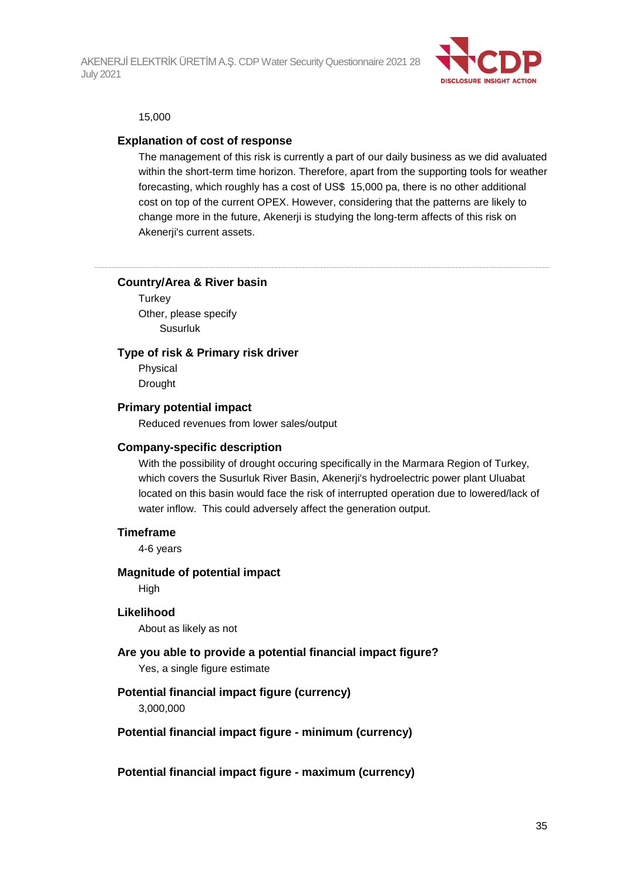15,000

### Explanation of cost of response

The management of this risk is currently a part of our daily business as we did avaluated within the short-term time horizon. Therefore, apart from the supporting tools for weather forecasting, which roughly has a cost of US$  15,000 pa, there is no other additional cost on top of the current OPEX. However, considering that the patterns are likely to change more in the future, Akenerji is studying the long-term affects of this risk on Akenerji's current assets.

---

### Country/Area & River basin

Turkey

Other, please specify

Susurluk

### Type of risk & Primary risk driver

Physical

Drought

### Primary potential impact

Reduced revenues from lower sales/output

### Company-specific description

With the possibility of drought occuring specifically in the Marmara Region of Turkey, which covers the Susurluk River Basin, Akenerji's hydroelectric power plant Uluabat located on this basin would face the risk of interrupted operation due to lowered/lack of water inflow.  This could adversely affect the generation output.

### Timeframe

4-6 years

### Magnitude of potential impact

High

### Likelihood

About as likely as not

### Are you able to provide a potential financial impact figure?

Yes, a single figure estimate

### Potential financial impact figure (currency)

3,000,000

### Potential financial impact figure - minimum (currency)

### Potential financial impact figure - maximum (currency)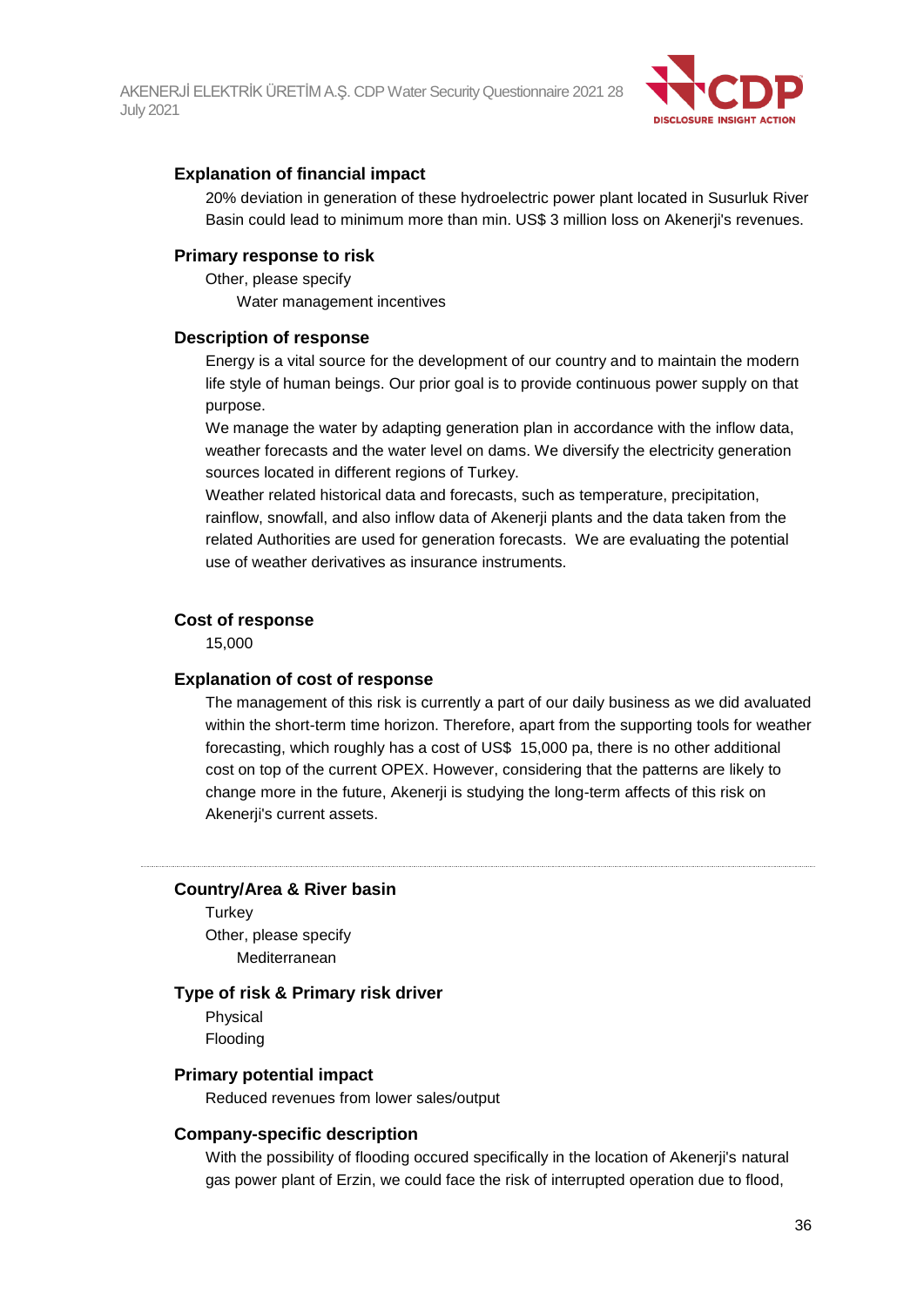### Explanation of financial impact

20% deviation in generation of these hydroelectric power plant located in Susurluk River Basin could lead to minimum more than min. US$ 3 million loss on Akenerji's revenues.

### Primary response to risk

Other, please specify

Water management incentives

### Description of response

Energy is a vital source for the development of our country and to maintain the modern life style of human beings. Our prior goal is to provide continuous power supply on that purpose.

We manage the water by adapting generation plan in accordance with the inflow data, weather forecasts and the water level on dams. We diversify the electricity generation sources located in different regions of Turkey.

Weather related historical data and forecasts, such as temperature, precipitation, rainflow, snowfall, and also inflow data of Akenerji plants and the data taken from the related Authorities are used for generation forecasts. We are evaluating the potential use of weather derivatives as insurance instruments.

### Cost of response

15,000

### Explanation of cost of response

The management of this risk is currently a part of our daily business as we did avaluated within the short-term time horizon. Therefore, apart from the supporting tools for weather forecasting, which roughly has a cost of US$ 15,000 pa, there is no other additional cost on top of the current OPEX. However, considering that the patterns are likely to change more in the future, Akenerji is studying the long-term affects of this risk on Akenerji's current assets.

---

### Country/Area & River basin

Turkey

Other, please specify

Mediterranean

### Type of risk & Primary risk driver

Physical

Flooding

### Primary potential impact

Reduced revenues from lower sales/output

### Company-specific description

With the possibility of flooding occured specifically in the location of Akenerji's natural gas power plant of Erzin, we could face the risk of interrupted operation due to flood,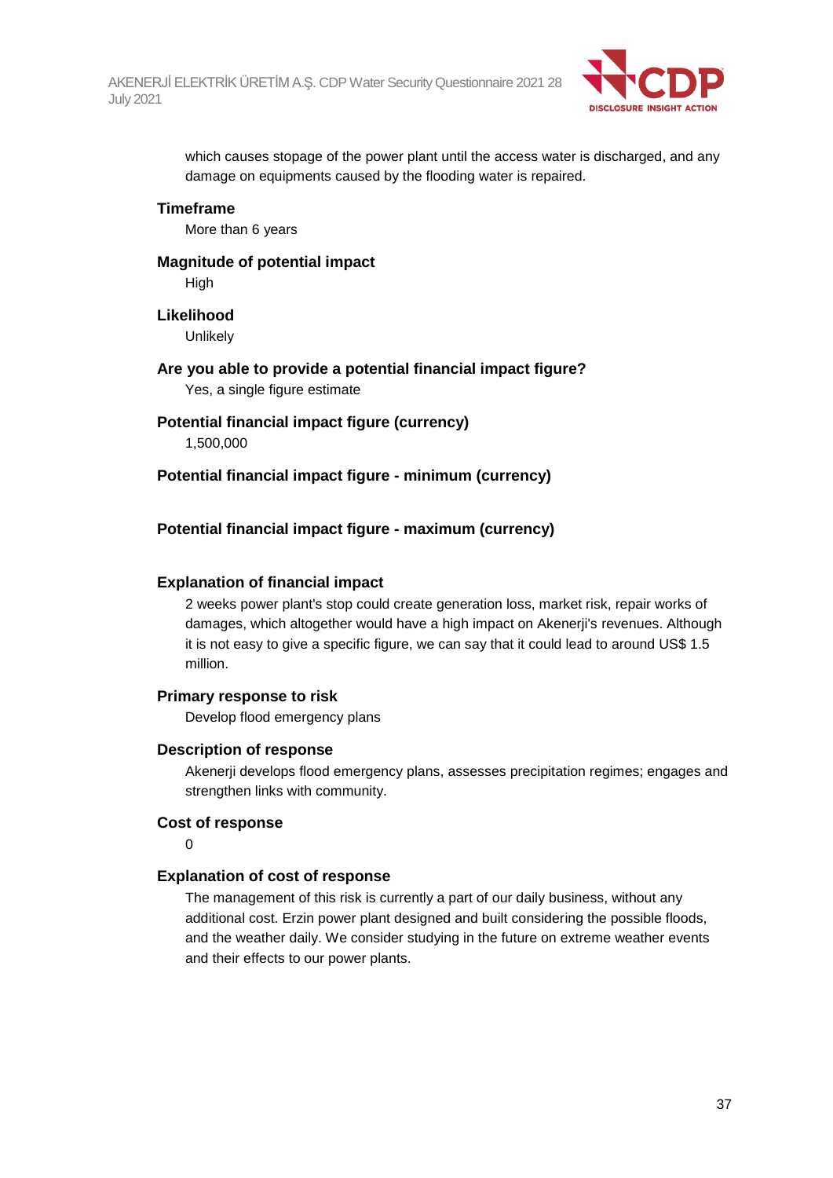which causes stopage of the power plant until the access water is discharged, and any damage on equipments caused by the flooding water is repaired.

**Timeframe**

More than 6 years

**Magnitude of potential impact**

High

**Likelihood**

Unlikely

**Are you able to provide a potential financial impact figure?**

Yes, a single figure estimate

**Potential financial impact figure (currency)**

1,500,000

**Potential financial impact figure - minimum (currency)**

**Potential financial impact figure - maximum (currency)**

**Explanation of financial impact**

2 weeks power plant's stop could create generation loss, market risk, repair works of damages, which altogether would have a high impact on Akenerji's revenues. Although it is not easy to give a specific figure, we can say that it could lead to around US$ 1.5 million.

**Primary response to risk**

Develop flood emergency plans

**Description of response**

Akenerji develops flood emergency plans, assesses precipitation regimes; engages and strengthen links with community.

**Cost of response**

0

**Explanation of cost of response**

The management of this risk is currently a part of our daily business, without any additional cost. Erzin power plant designed and built considering the possible floods, and the weather daily. We consider studying in the future on extreme weather events and their effects to our power plants.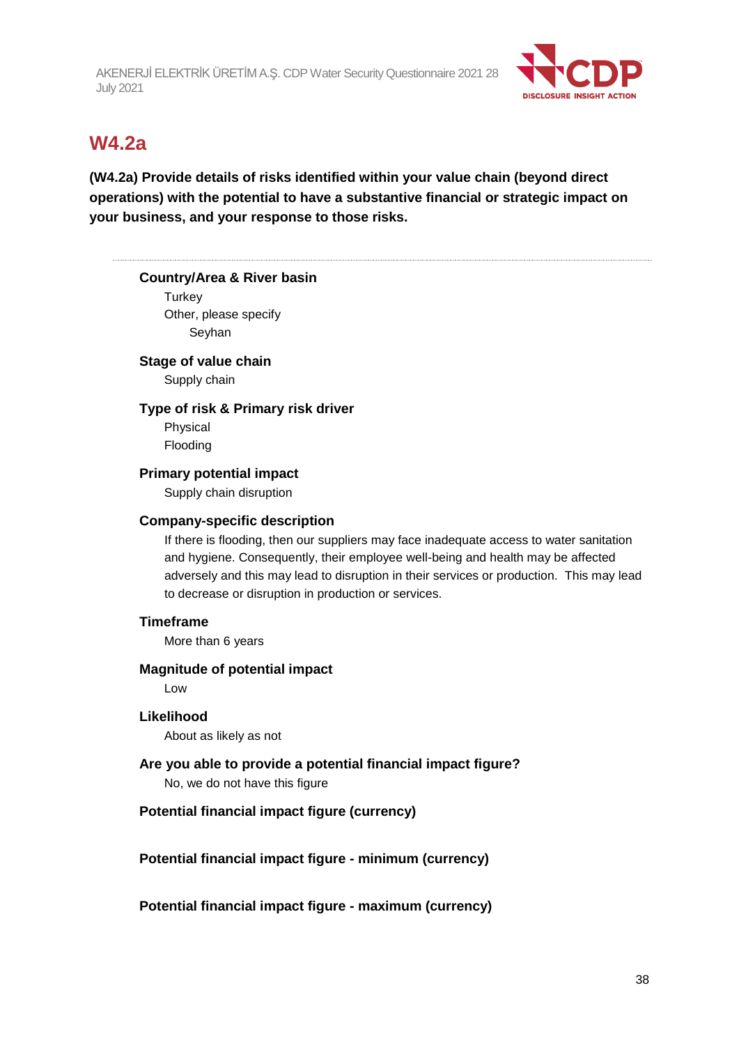# W4.2a

**(W4.2a) Provide details of risks identified within your value chain (beyond direct operations) with the potential to have a substantive financial or strategic impact on your business, and your response to those risks.**

---

**Country/Area & River basin**

Turkey

Other, please specify

Seyhan

**Stage of value chain**

Supply chain

**Type of risk & Primary risk driver**

Physical

Flooding

**Primary potential impact**

Supply chain disruption

**Company-specific description**

If there is flooding, then our suppliers may face inadequate access to water sanitation and hygiene. Consequently, their employee well-being and health may be affected adversely and this may lead to disruption in their services or production. This may lead to decrease or disruption in production or services.

**Timeframe**

More than 6 years

**Magnitude of potential impact**

Low

**Likelihood**

About as likely as not

**Are you able to provide a potential financial impact figure?**

No, we do not have this figure

**Potential financial impact figure (currency)**

**Potential financial impact figure - minimum (currency)**

**Potential financial impact figure - maximum (currency)**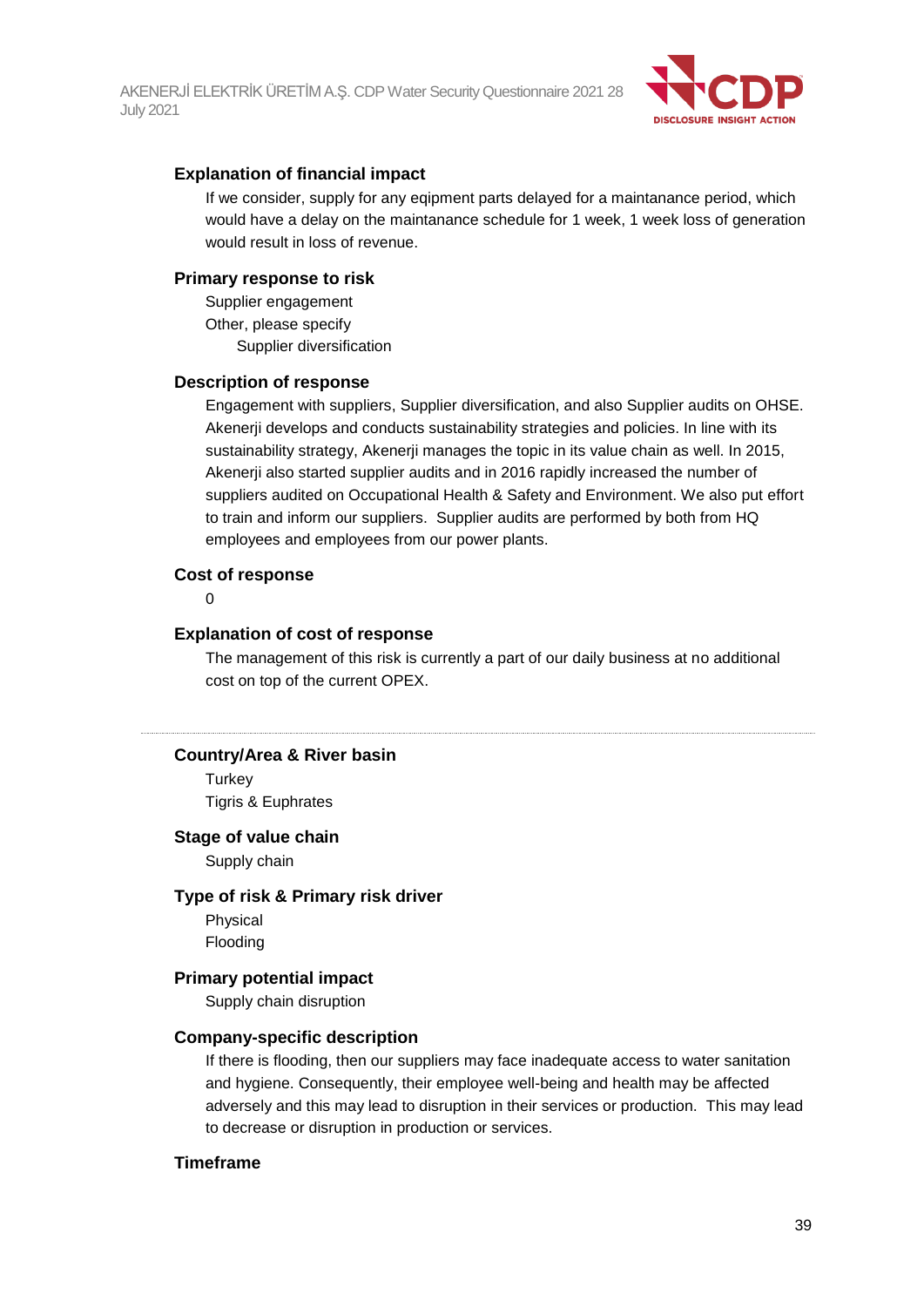### Explanation of financial impact

If we consider, supply for any eqipment parts delayed for a maintanance period, which would have a delay on the maintanance schedule for 1 week, 1 week loss of generation would result in loss of revenue.

### Primary response to risk

Supplier engagement

Other, please specify

Supplier diversification

### Description of response

Engagement with suppliers, Supplier diversification, and also Supplier audits on OHSE. Akenerji develops and conducts sustainability strategies and policies. In line with its sustainability strategy, Akenerji manages the topic in its value chain as well. In 2015, Akenerji also started supplier audits and in 2016 rapidly increased the number of suppliers audited on Occupational Health & Safety and Environment. We also put effort to train and inform our suppliers. Supplier audits are performed by both from HQ employees and employees from our power plants.

### Cost of response

0

### Explanation of cost of response

The management of this risk is currently a part of our daily business at no additional cost on top of the current OPEX.

---

### Country/Area & River basin

Turkey

Tigris & Euphrates

### Stage of value chain

Supply chain

### Type of risk & Primary risk driver

Physical

Flooding

### Primary potential impact

Supply chain disruption

### Company-specific description

If there is flooding, then our suppliers may face inadequate access to water sanitation and hygiene. Consequently, their employee well-being and health may be affected adversely and this may lead to disruption in their services or production. This may lead to decrease or disruption in production or services.

### Timeframe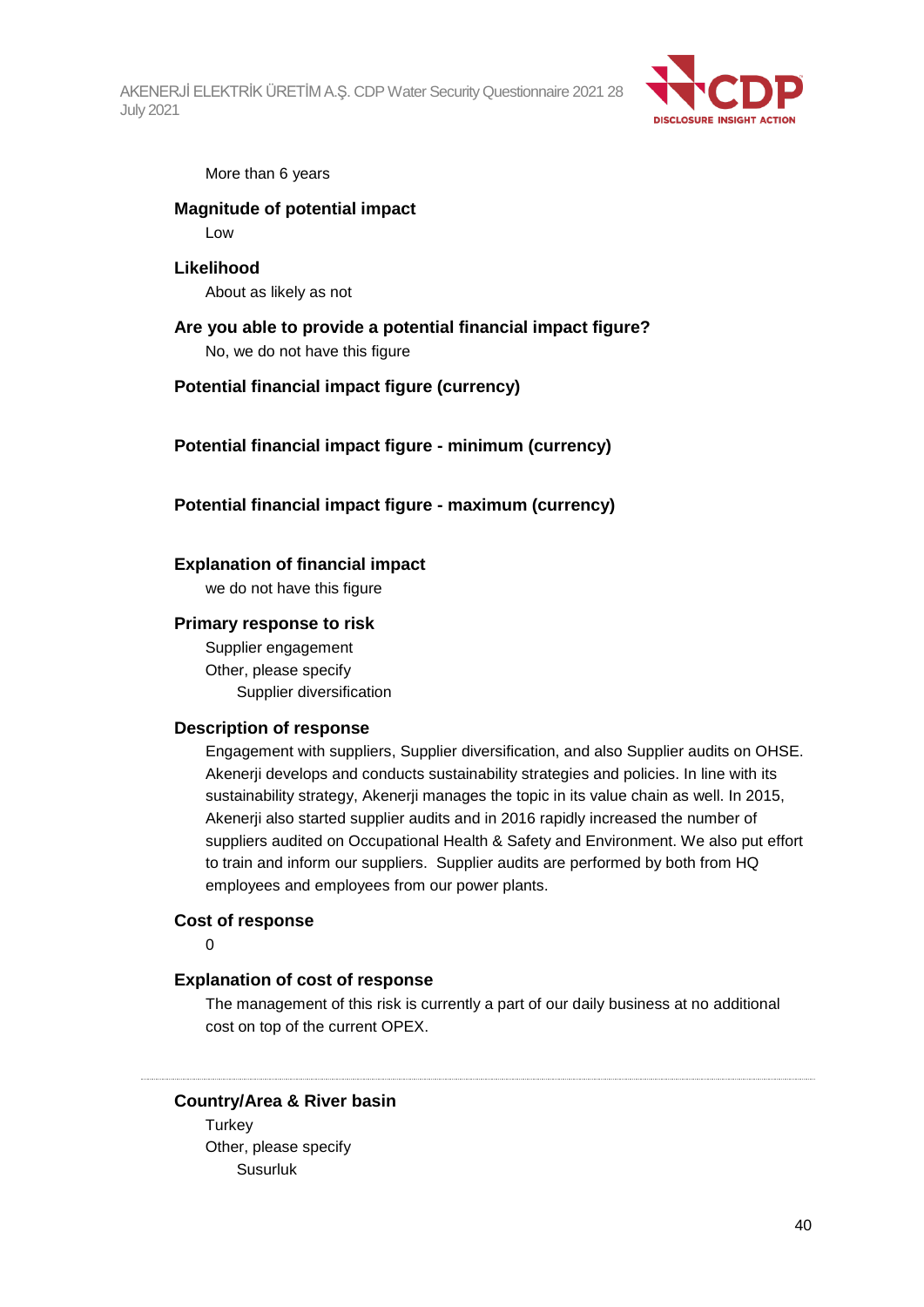More than 6 years

**Magnitude of potential impact**

Low

**Likelihood**

About as likely as not

**Are you able to provide a potential financial impact figure?**

No, we do not have this figure

**Potential financial impact figure (currency)**

**Potential financial impact figure - minimum (currency)**

**Potential financial impact figure - maximum (currency)**

**Explanation of financial impact**

we do not have this figure

**Primary response to risk**

Supplier engagement

Other, please specify

Supplier diversification

**Description of response**

Engagement with suppliers, Supplier diversification, and also Supplier audits on OHSE. Akenerji develops and conducts sustainability strategies and policies. In line with its sustainability strategy, Akenerji manages the topic in its value chain as well. In 2015, Akenerji also started supplier audits and in 2016 rapidly increased the number of suppliers audited on Occupational Health & Safety and Environment. We also put effort to train and inform our suppliers. Supplier audits are performed by both from HQ employees and employees from our power plants.

**Cost of response**

0

**Explanation of cost of response**

The management of this risk is currently a part of our daily business at no additional cost on top of the current OPEX.

---

**Country/Area & River basin**

Turkey

Other, please specify

Susurluk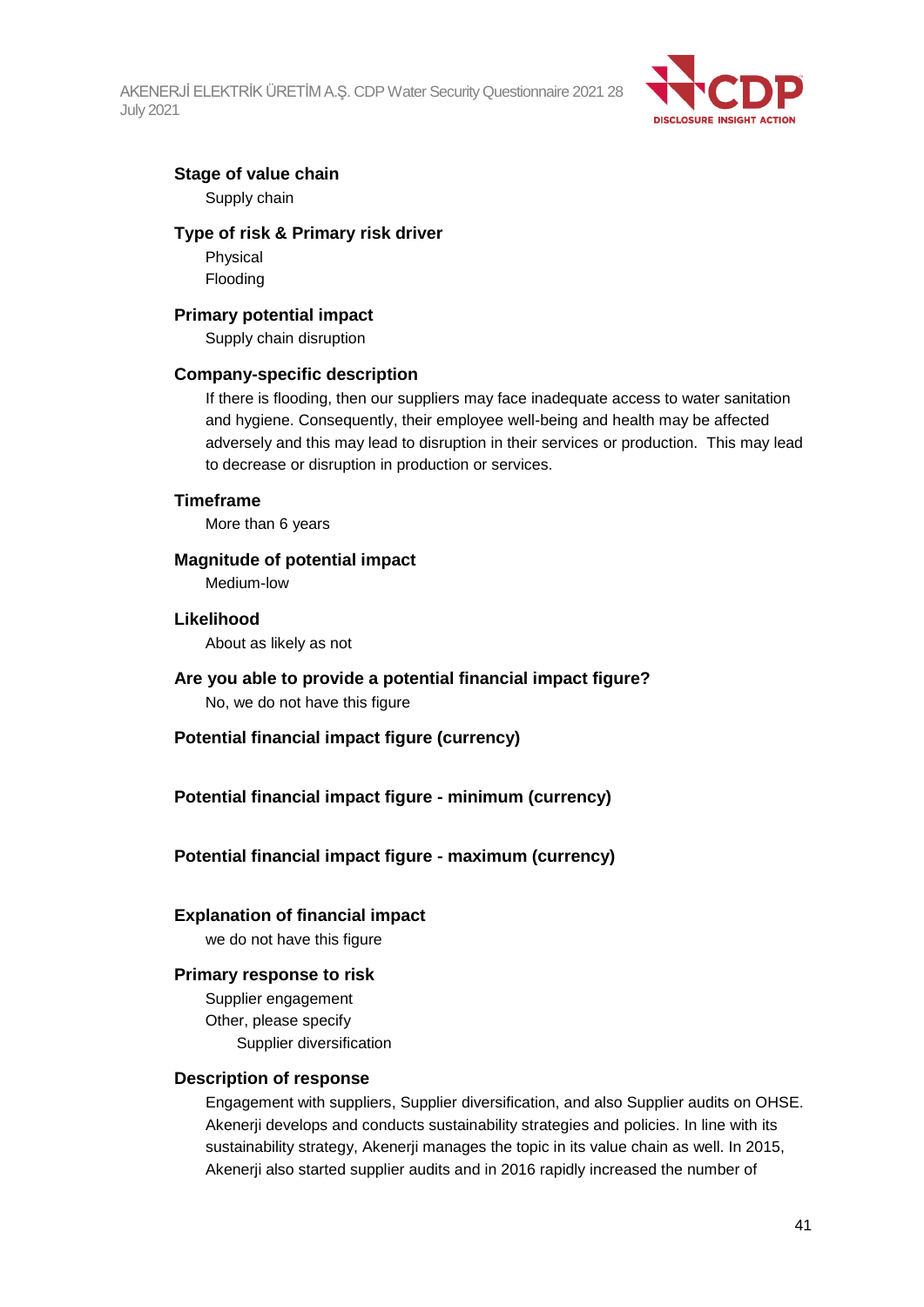**Stage of value chain**

Supply chain

**Type of risk & Primary risk driver**

Physical

Flooding

**Primary potential impact**

Supply chain disruption

**Company-specific description**

If there is flooding, then our suppliers may face inadequate access to water sanitation and hygiene. Consequently, their employee well-being and health may be affected adversely and this may lead to disruption in their services or production. This may lead to decrease or disruption in production or services.

**Timeframe**

More than 6 years

**Magnitude of potential impact**

Medium-low

**Likelihood**

About as likely as not

**Are you able to provide a potential financial impact figure?**

No, we do not have this figure

**Potential financial impact figure (currency)**

**Potential financial impact figure - minimum (currency)**

**Potential financial impact figure - maximum (currency)**

**Explanation of financial impact**

we do not have this figure

**Primary response to risk**

Supplier engagement

Other, please specify

Supplier diversification

**Description of response**

Engagement with suppliers, Supplier diversification, and also Supplier audits on OHSE. Akenerji develops and conducts sustainability strategies and policies. In line with its sustainability strategy, Akenerji manages the topic in its value chain as well. In 2015, Akenerji also started supplier audits and in 2016 rapidly increased the number of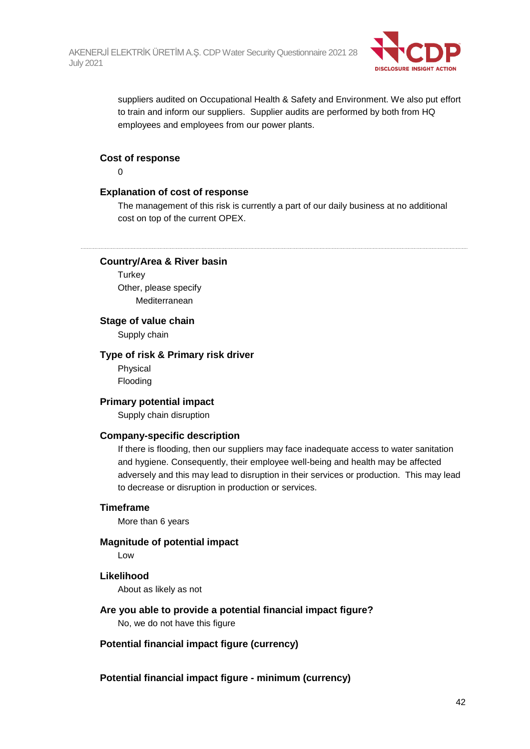suppliers audited on Occupational Health & Safety and Environment. We also put effort to train and inform our suppliers. Supplier audits are performed by both from HQ employees and employees from our power plants.

### Cost of response

0

### Explanation of cost of response

The management of this risk is currently a part of our daily business at no additional cost on top of the current OPEX.

---

### Country/Area & River basin

Turkey

Other, please specify

Mediterranean

### Stage of value chain

Supply chain

### Type of risk & Primary risk driver

Physical

Flooding

### Primary potential impact

Supply chain disruption

### Company-specific description

If there is flooding, then our suppliers may face inadequate access to water sanitation and hygiene. Consequently, their employee well-being and health may be affected adversely and this may lead to disruption in their services or production. This may lead to decrease or disruption in production or services.

### Timeframe

More than 6 years

### Magnitude of potential impact

Low

### Likelihood

About as likely as not

### Are you able to provide a potential financial impact figure?

No, we do not have this figure

### Potential financial impact figure (currency)

### Potential financial impact figure - minimum (currency)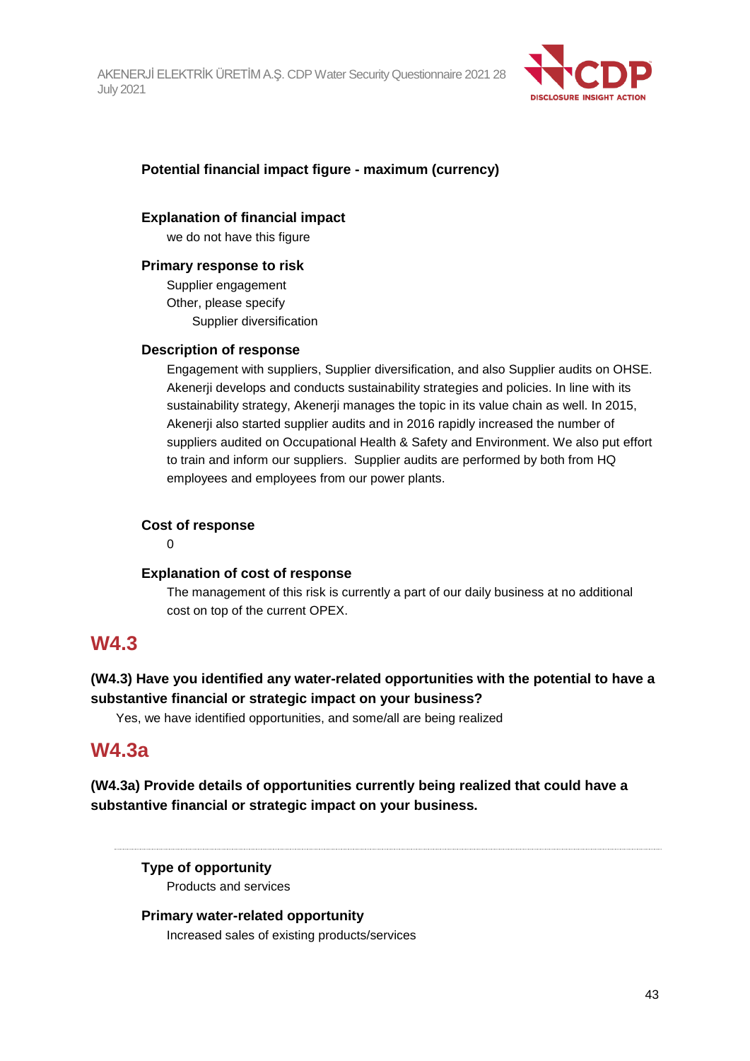**Potential financial impact figure - maximum (currency)**

**Explanation of financial impact**

we do not have this figure

**Primary response to risk**

Supplier engagement
Other, please specify
Supplier diversification

**Description of response**

Engagement with suppliers, Supplier diversification, and also Supplier audits on OHSE. Akenerji develops and conducts sustainability strategies and policies. In line with its sustainability strategy, Akenerji manages the topic in its value chain as well. In 2015, Akenerji also started supplier audits and in 2016 rapidly increased the number of suppliers audited on Occupational Health & Safety and Environment. We also put effort to train and inform our suppliers. Supplier audits are performed by both from HQ employees and employees from our power plants.

**Cost of response**

0

**Explanation of cost of response**

The management of this risk is currently a part of our daily business at no additional cost on top of the current OPEX.

## W4.3

**(W4.3) Have you identified any water-related opportunities with the potential to have a substantive financial or strategic impact on your business?**

Yes, we have identified opportunities, and some/all are being realized

## W4.3a

**(W4.3a) Provide details of opportunities currently being realized that could have a substantive financial or strategic impact on your business.**

---

**Type of opportunity**

Products and services

**Primary water-related opportunity**

Increased sales of existing products/services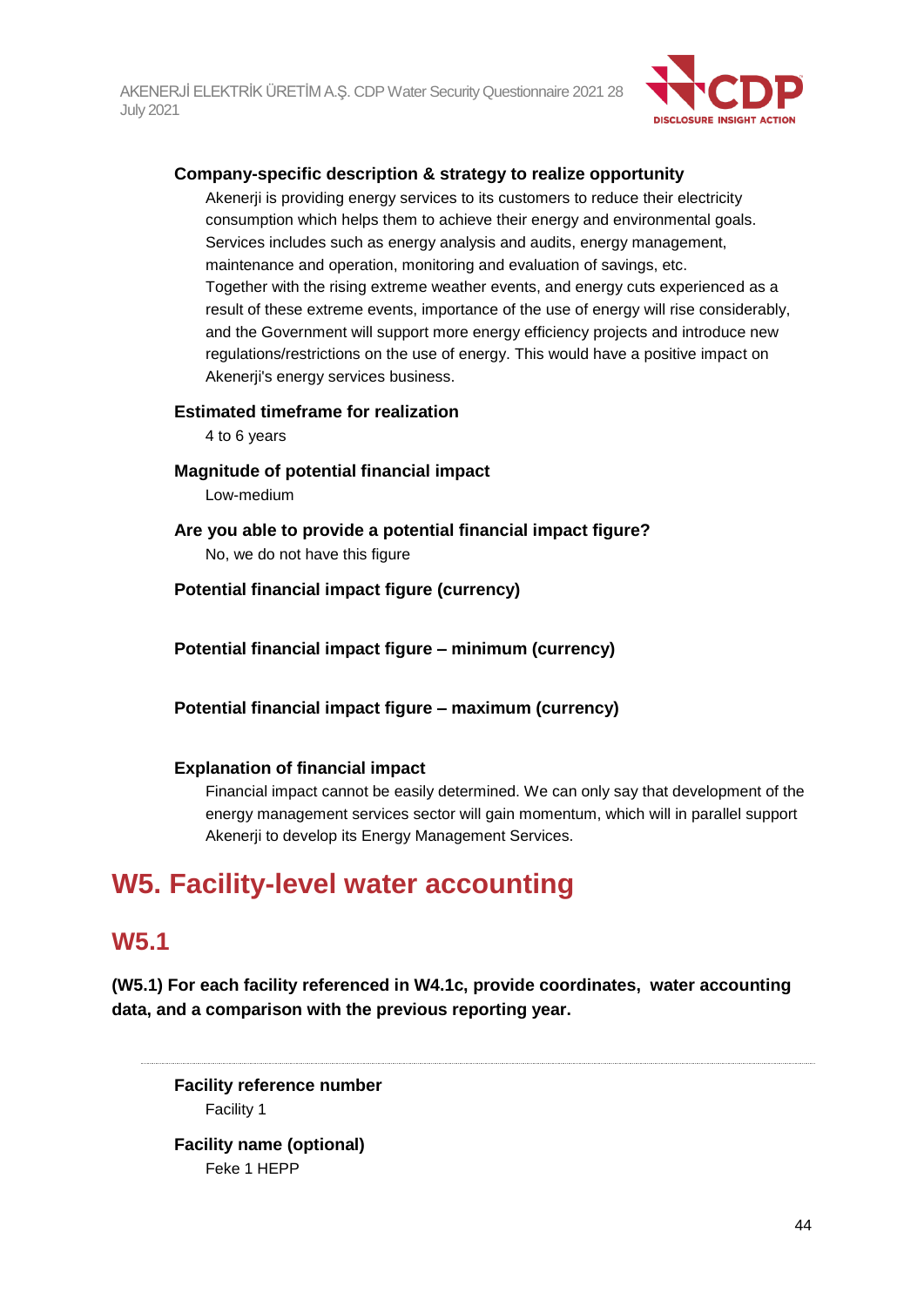**Company-specific description & strategy to realize opportunity**

Akenerji is providing energy services to its customers to reduce their electricity consumption which helps them to achieve their energy and environmental goals. Services includes such as energy analysis and audits, energy management, maintenance and operation, monitoring and evaluation of savings, etc.
Together with the rising extreme weather events, and energy cuts experienced as a result of these extreme events, importance of the use of energy will rise considerably, and the Government will support more energy efficiency projects and introduce new regulations/restrictions on the use of energy. This would have a positive impact on Akenerji's energy services business.

**Estimated timeframe for realization**

4 to 6 years

**Magnitude of potential financial impact**

Low-medium

**Are you able to provide a potential financial impact figure?**

No, we do not have this figure

**Potential financial impact figure (currency)**

**Potential financial impact figure – minimum (currency)**

**Potential financial impact figure – maximum (currency)**

**Explanation of financial impact**

Financial impact cannot be easily determined. We can only say that development of the energy management services sector will gain momentum, which will in parallel support Akenerji to develop its Energy Management Services.

# W5. Facility-level water accounting

## W5.1

**(W5.1) For each facility referenced in W4.1c, provide coordinates, water accounting data, and a comparison with the previous reporting year.**

**Facility reference number**

Facility 1

**Facility name (optional)**

Feke 1 HEPP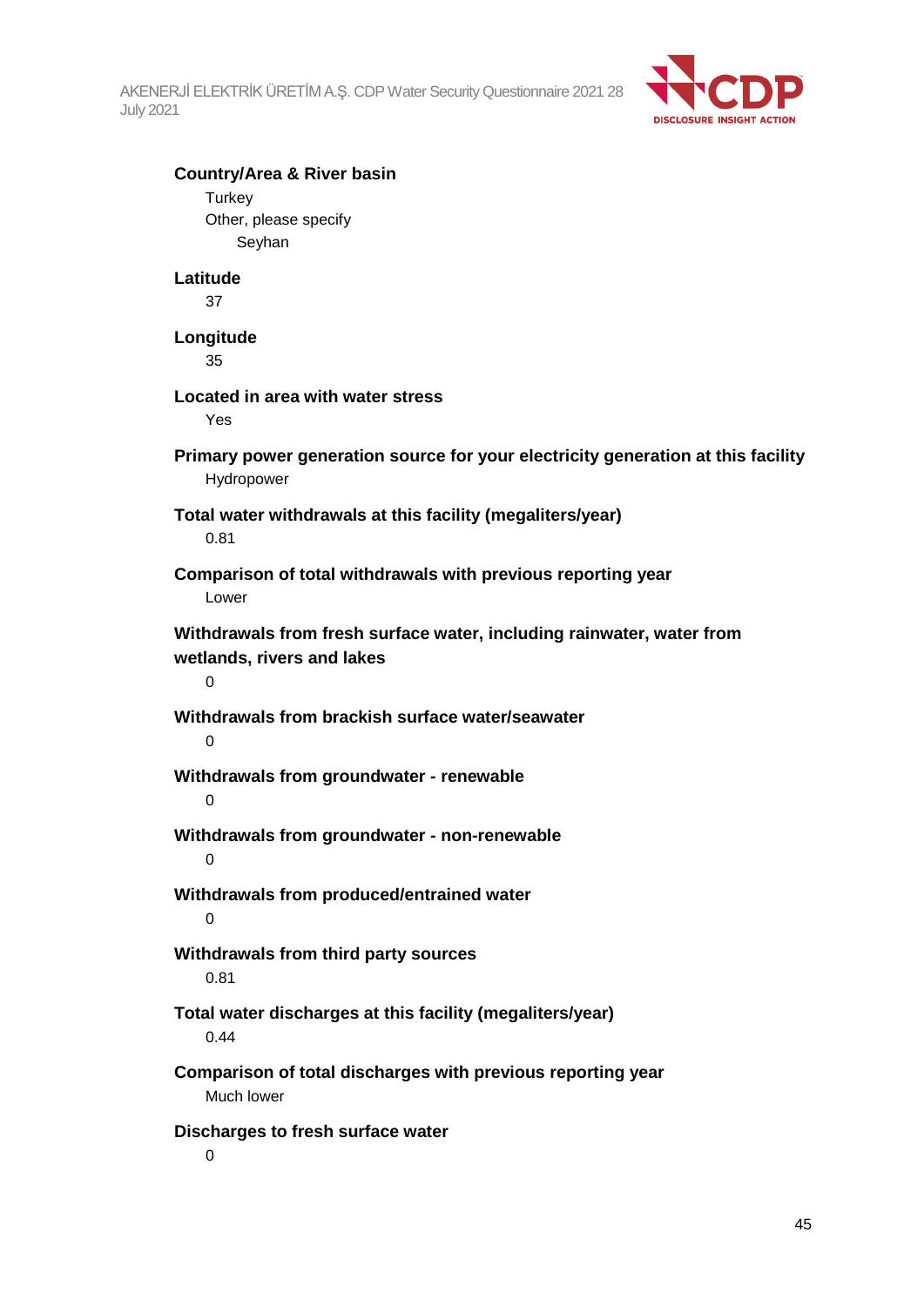**Country/Area & River basin**

Turkey

Other, please specify

Seyhan

**Latitude**

37

**Longitude**

35

**Located in area with water stress**

Yes

**Primary power generation source for your electricity generation at this facility**

Hydropower

**Total water withdrawals at this facility (megaliters/year)**

0.81

**Comparison of total withdrawals with previous reporting year**

Lower

**Withdrawals from fresh surface water, including rainwater, water from wetlands, rivers and lakes**

0

**Withdrawals from brackish surface water/seawater**

0

**Withdrawals from groundwater - renewable**

0

**Withdrawals from groundwater - non-renewable**

0

**Withdrawals from produced/entrained water**

0

**Withdrawals from third party sources**

0.81

**Total water discharges at this facility (megaliters/year)**

0.44

**Comparison of total discharges with previous reporting year**

Much lower

**Discharges to fresh surface water**

0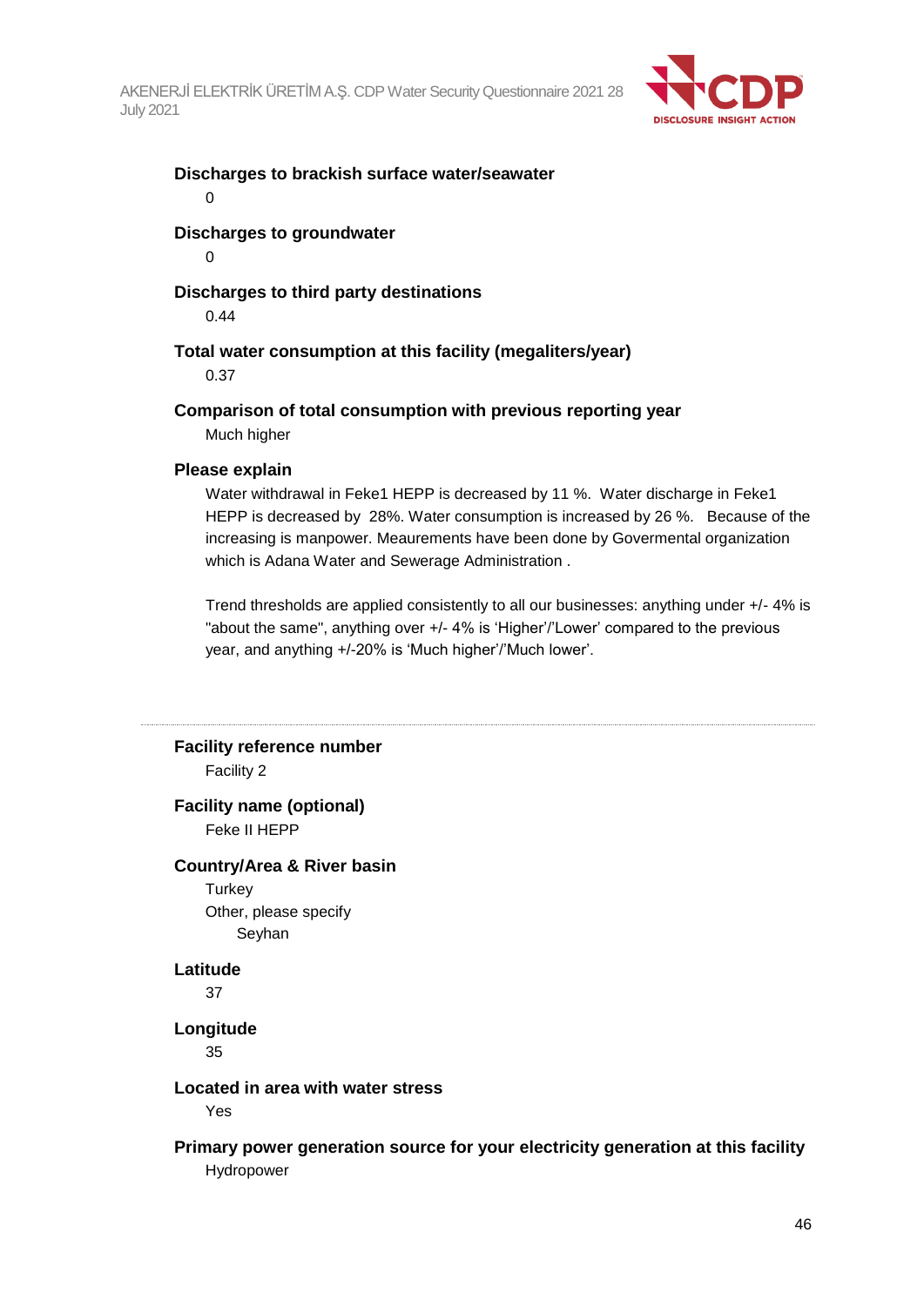**Discharges to brackish surface water/seawater**

0

**Discharges to groundwater**

0

**Discharges to third party destinations**

0.44

**Total water consumption at this facility (megaliters/year)**

0.37

**Comparison of total consumption with previous reporting year**

Much higher

**Please explain**

Water withdrawal in Feke1 HEPP is decreased by 11 %. Water discharge in Feke1 HEPP is decreased by 28%. Water consumption is increased by 26 %. Because of the increasing is manpower. Meaurements have been done by Govermental organization which is Adana Water and Sewerage Administration .

Trend thresholds are applied consistently to all our businesses: anything under +/- 4% is "about the same", anything over +/- 4% is 'Higher'/'Lower' compared to the previous year, and anything +/-20% is 'Much higher'/'Much lower'.

---

**Facility reference number**

Facility 2

**Facility name (optional)**

Feke II HEPP

**Country/Area & River basin**

Turkey

Other, please specify

Seyhan

**Latitude**

37

**Longitude**

35

**Located in area with water stress**

Yes

**Primary power generation source for your electricity generation at this facility**

Hydropower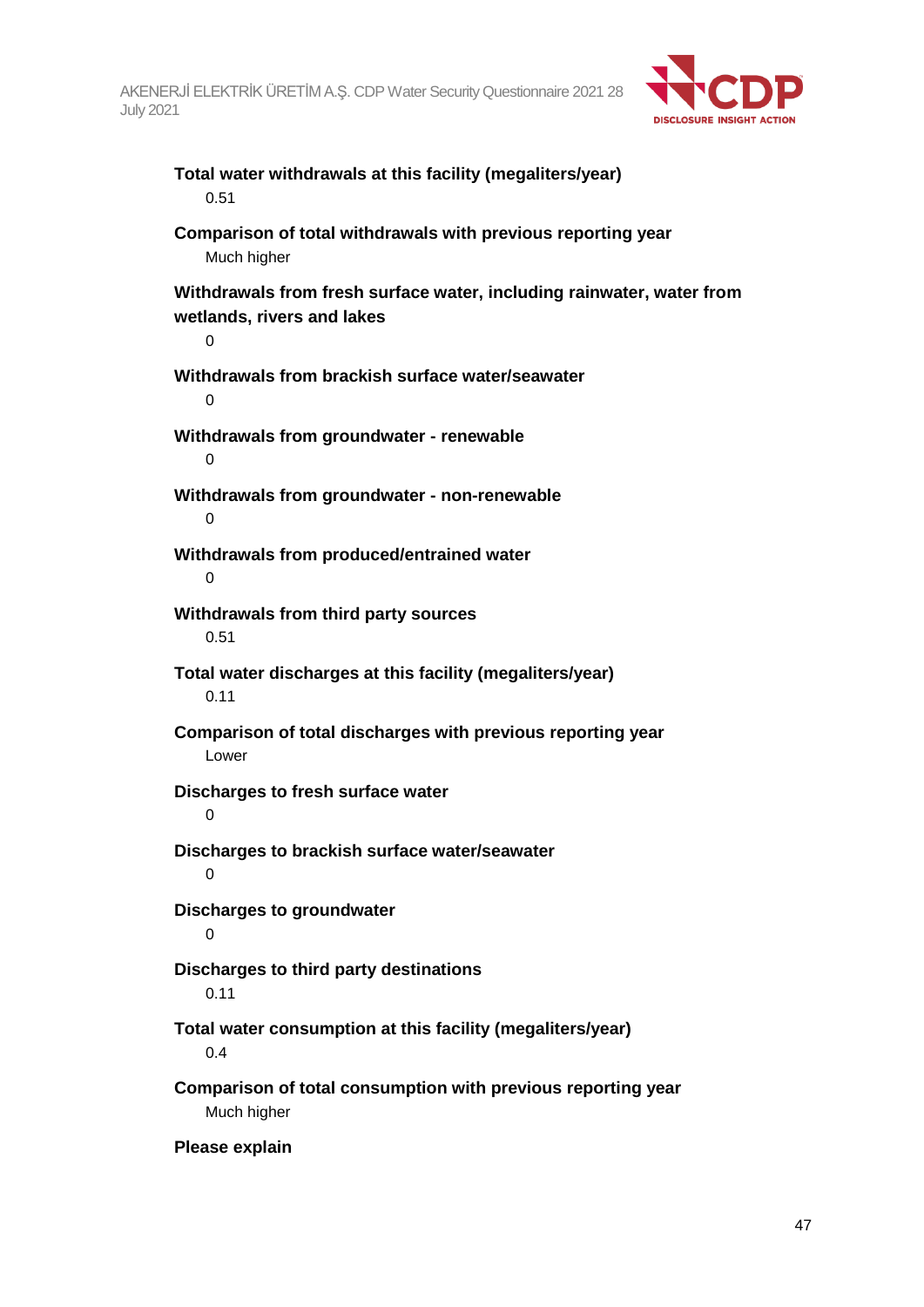**Total water withdrawals at this facility (megaliters/year)**

0.51

**Comparison of total withdrawals with previous reporting year**

Much higher

**Withdrawals from fresh surface water, including rainwater, water from wetlands, rivers and lakes**

0

**Withdrawals from brackish surface water/seawater**

0

**Withdrawals from groundwater - renewable**

0

**Withdrawals from groundwater - non-renewable**

0

**Withdrawals from produced/entrained water**

0

**Withdrawals from third party sources**

0.51

**Total water discharges at this facility (megaliters/year)**

0.11

**Comparison of total discharges with previous reporting year**

Lower

**Discharges to fresh surface water**

0

**Discharges to brackish surface water/seawater**

0

**Discharges to groundwater**

0

**Discharges to third party destinations**

0.11

**Total water consumption at this facility (megaliters/year)**

0.4

**Comparison of total consumption with previous reporting year**

Much higher

**Please explain**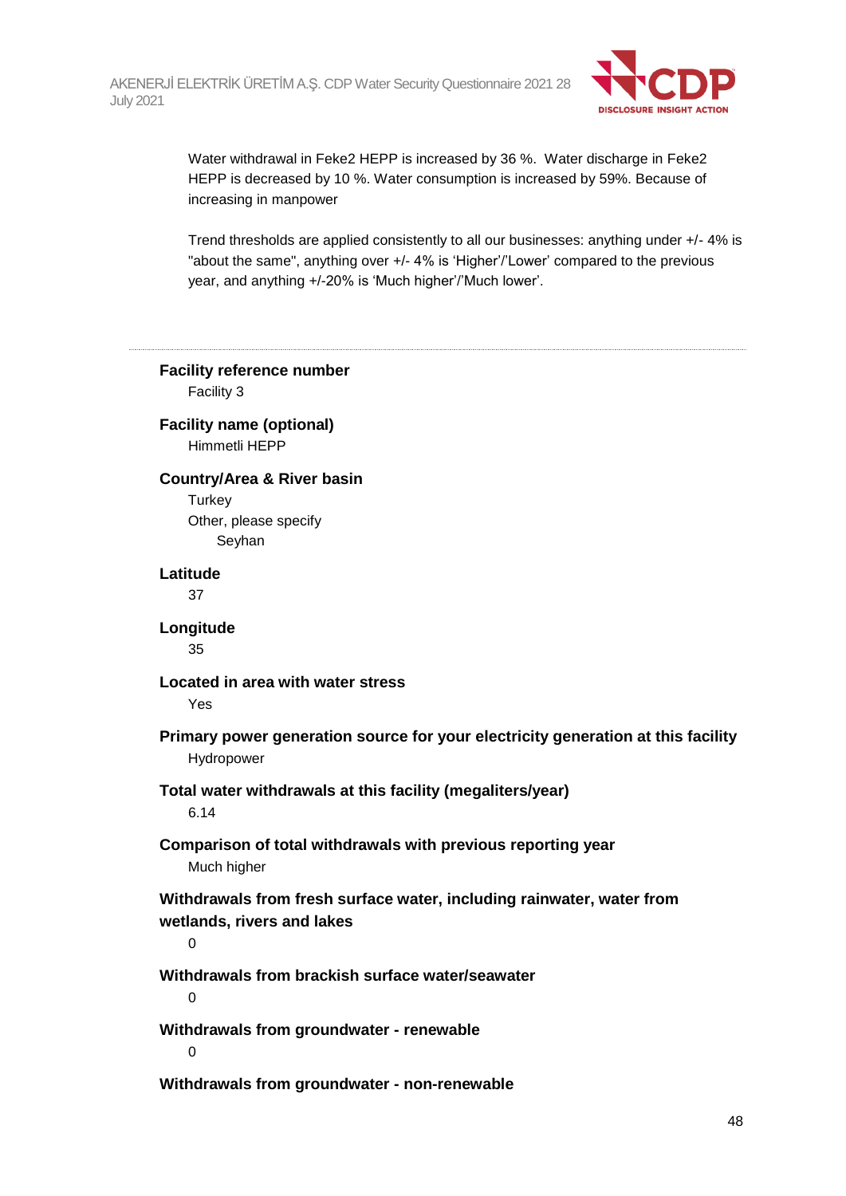Water withdrawal in Feke2 HEPP is increased by 36 %.  Water discharge in Feke2 HEPP is decreased by 10 %. Water consumption is increased by 59%. Because of increasing in manpower

Trend thresholds are applied consistently to all our businesses: anything under +/- 4% is "about the same", anything over +/- 4% is 'Higher'/'Lower' compared to the previous year, and anything +/-20% is 'Much higher'/'Much lower'.

---

**Facility reference number**

Facility 3

**Facility name (optional)**

Himmetli HEPP

**Country/Area & River basin**

Turkey

Other, please specify

Seyhan

**Latitude**

37

**Longitude**

35

**Located in area with water stress**

Yes

**Primary power generation source for your electricity generation at this facility**

Hydropower

**Total water withdrawals at this facility (megaliters/year)**

6.14

**Comparison of total withdrawals with previous reporting year**

Much higher

**Withdrawals from fresh surface water, including rainwater, water from wetlands, rivers and lakes**

0

**Withdrawals from brackish surface water/seawater**

0

**Withdrawals from groundwater - renewable**

0

**Withdrawals from groundwater - non-renewable**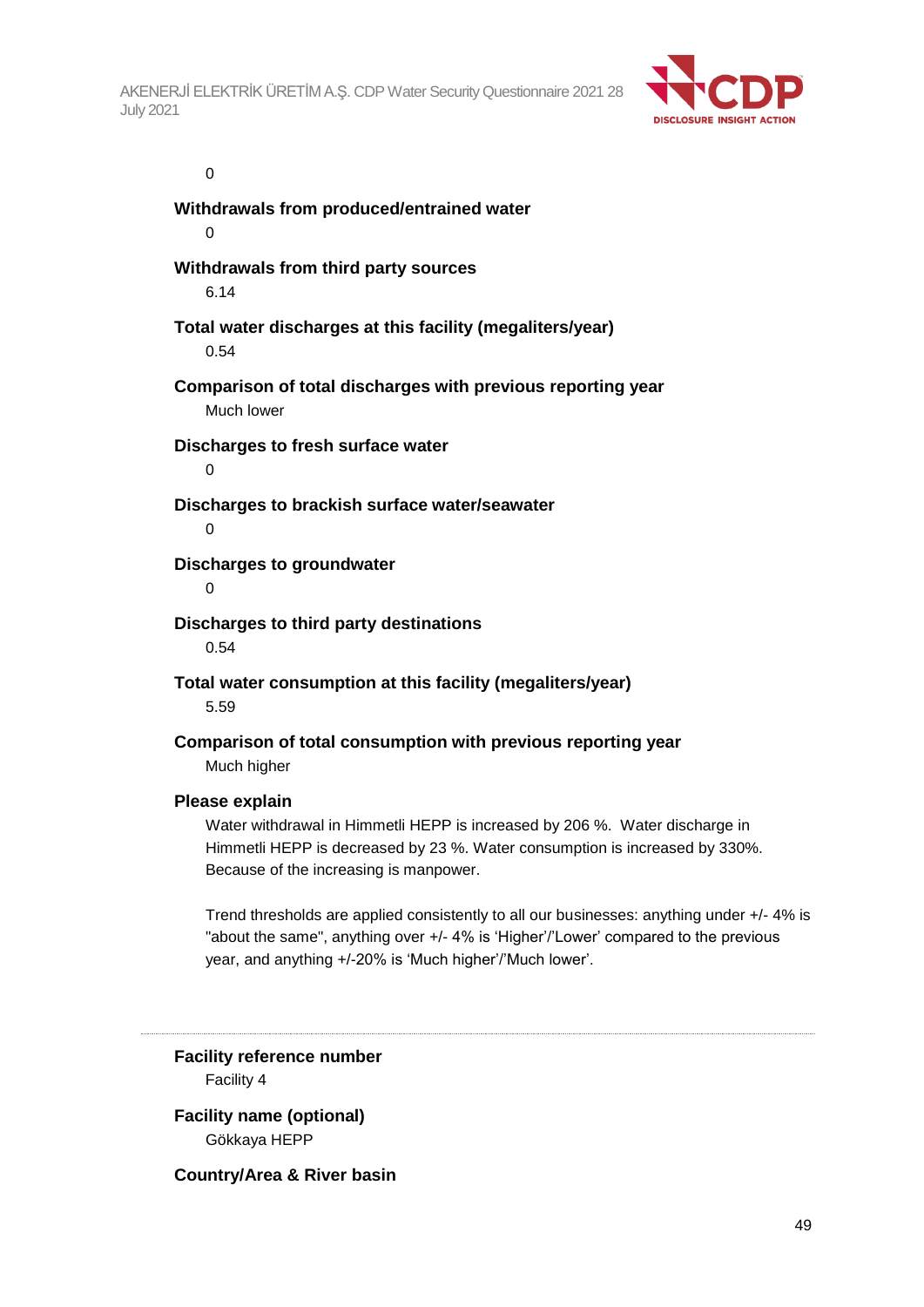0

**Withdrawals from produced/entrained water**

0

**Withdrawals from third party sources**

6.14

**Total water discharges at this facility (megaliters/year)**

0.54

**Comparison of total discharges with previous reporting year**

Much lower

**Discharges to fresh surface water**

0

**Discharges to brackish surface water/seawater**

0

**Discharges to groundwater**

0

**Discharges to third party destinations**

0.54

**Total water consumption at this facility (megaliters/year)**

5.59

**Comparison of total consumption with previous reporting year**

Much higher

**Please explain**

Water withdrawal in Himmetli HEPP is increased by 206 %. Water discharge in Himmetli HEPP is decreased by 23 %. Water consumption is increased by 330%. Because of the increasing is manpower.

Trend thresholds are applied consistently to all our businesses: anything under +/- 4% is "about the same", anything over +/- 4% is 'Higher'/'Lower' compared to the previous year, and anything +/-20% is 'Much higher'/'Much lower'.

---

**Facility reference number**

Facility 4

**Facility name (optional)**

Gökkaya HEPP

**Country/Area & River basin**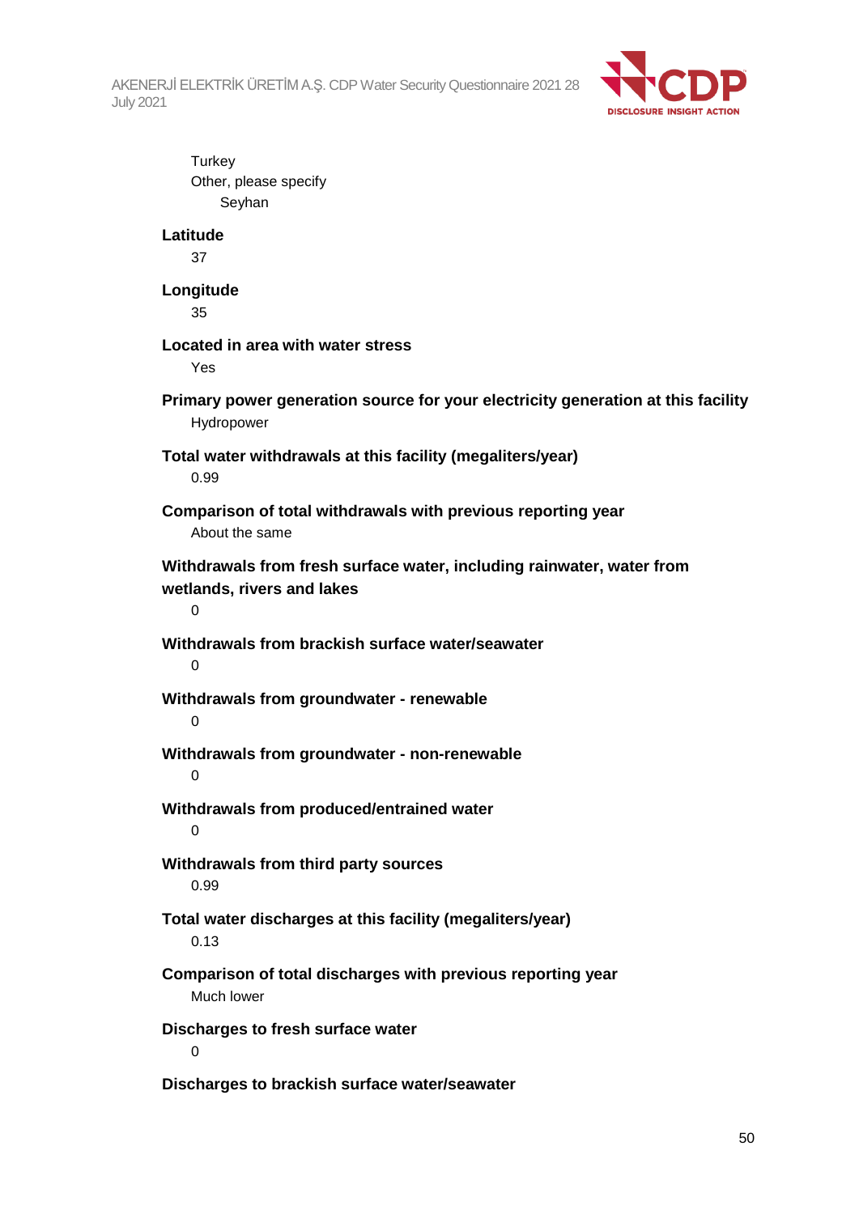Turkey
Other, please specify
Seyhan

**Latitude**
37

**Longitude**
35

**Located in area with water stress**
Yes

**Primary power generation source for your electricity generation at this facility**
Hydropower

**Total water withdrawals at this facility (megaliters/year)**
0.99

**Comparison of total withdrawals with previous reporting year**
About the same

**Withdrawals from fresh surface water, including rainwater, water from wetlands, rivers and lakes**
0

**Withdrawals from brackish surface water/seawater**
0

**Withdrawals from groundwater - renewable**
0

**Withdrawals from groundwater - non-renewable**
0

**Withdrawals from produced/entrained water**
0

**Withdrawals from third party sources**
0.99

**Total water discharges at this facility (megaliters/year)**
0.13

**Comparison of total discharges with previous reporting year**
Much lower

**Discharges to fresh surface water**
0

**Discharges to brackish surface water/seawater**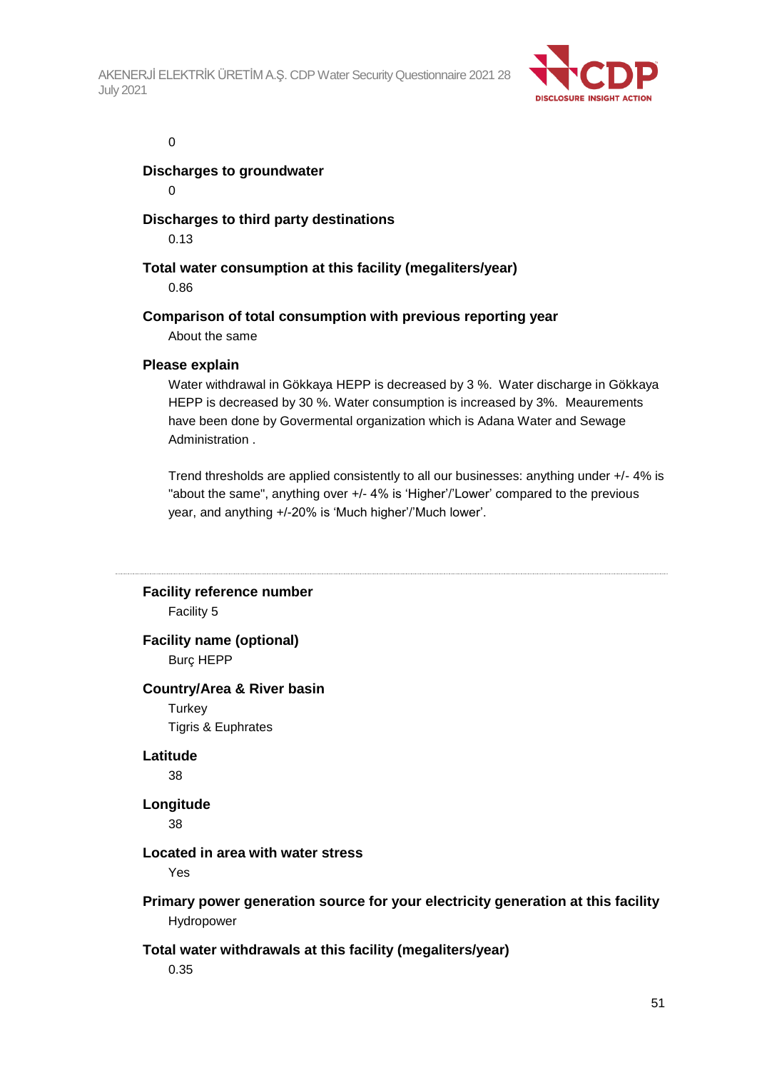0

**Discharges to groundwater**

0

**Discharges to third party destinations**

0.13

**Total water consumption at this facility (megaliters/year)**

0.86

**Comparison of total consumption with previous reporting year**

About the same

**Please explain**

Water withdrawal in Gökkaya HEPP is decreased by 3 %.  Water discharge in Gökkaya HEPP is decreased by 30 %. Water consumption is increased by 3%.  Meaurements have been done by Govermental organization which is Adana Water and Sewage Administration .

Trend thresholds are applied consistently to all our businesses: anything under +/- 4% is "about the same", anything over +/- 4% is 'Higher'/'Lower' compared to the previous year, and anything +/-20% is 'Much higher'/'Much lower'.

---

**Facility reference number**

Facility 5

**Facility name (optional)**

Burç HEPP

**Country/Area & River basin**

Turkey

Tigris & Euphrates

**Latitude**

38

**Longitude**

38

**Located in area with water stress**

Yes

**Primary power generation source for your electricity generation at this facility**

Hydropower

**Total water withdrawals at this facility (megaliters/year)**

0.35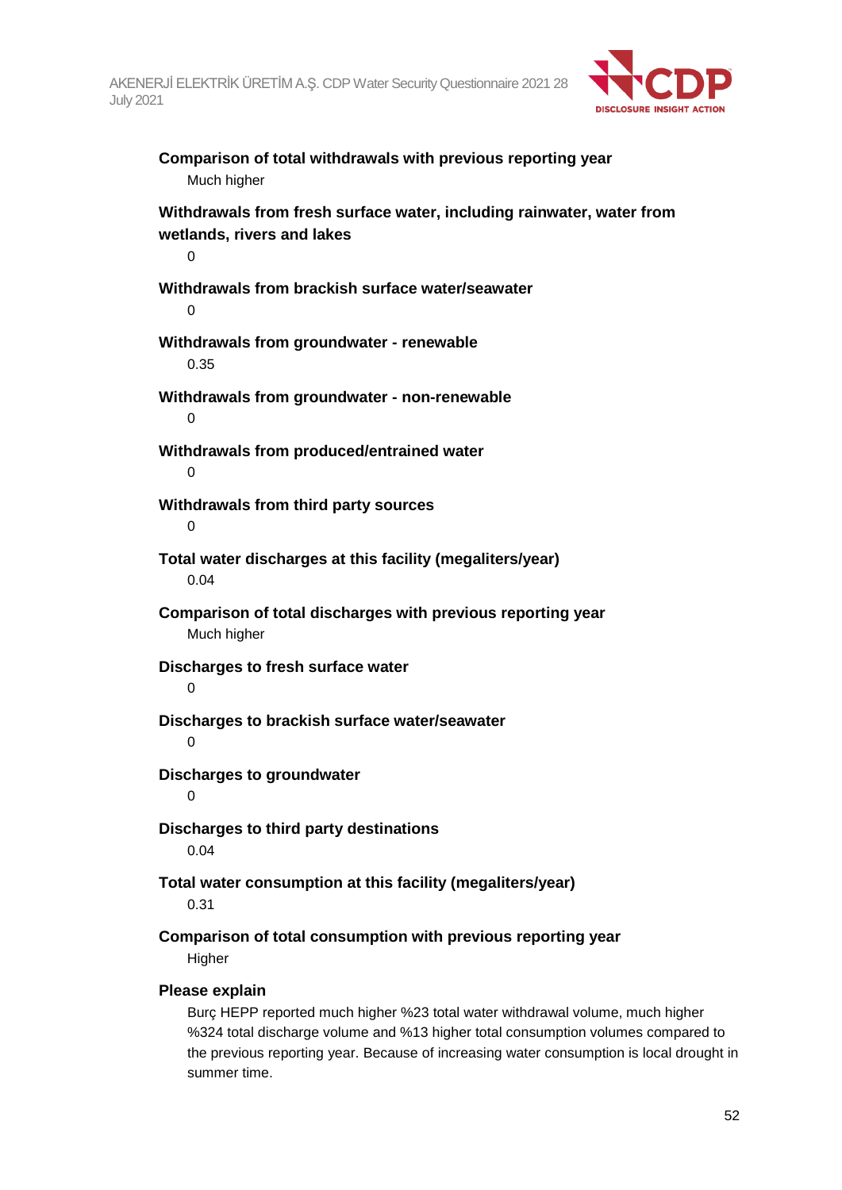**Comparison of total withdrawals with previous reporting year**

Much higher

**Withdrawals from fresh surface water, including rainwater, water from wetlands, rivers and lakes**

0

**Withdrawals from brackish surface water/seawater**

0

**Withdrawals from groundwater - renewable**

0.35

**Withdrawals from groundwater - non-renewable**

0

**Withdrawals from produced/entrained water**

0

**Withdrawals from third party sources**

0

**Total water discharges at this facility (megaliters/year)**

0.04

**Comparison of total discharges with previous reporting year**

Much higher

**Discharges to fresh surface water**

0

**Discharges to brackish surface water/seawater**

0

**Discharges to groundwater**

0

**Discharges to third party destinations**

0.04

**Total water consumption at this facility (megaliters/year)**

0.31

**Comparison of total consumption with previous reporting year**

Higher

**Please explain**

Burç HEPP reported much higher %23 total water withdrawal volume, much higher %324 total discharge volume and %13 higher total consumption volumes compared to the previous reporting year. Because of increasing water consumption is local drought in summer time.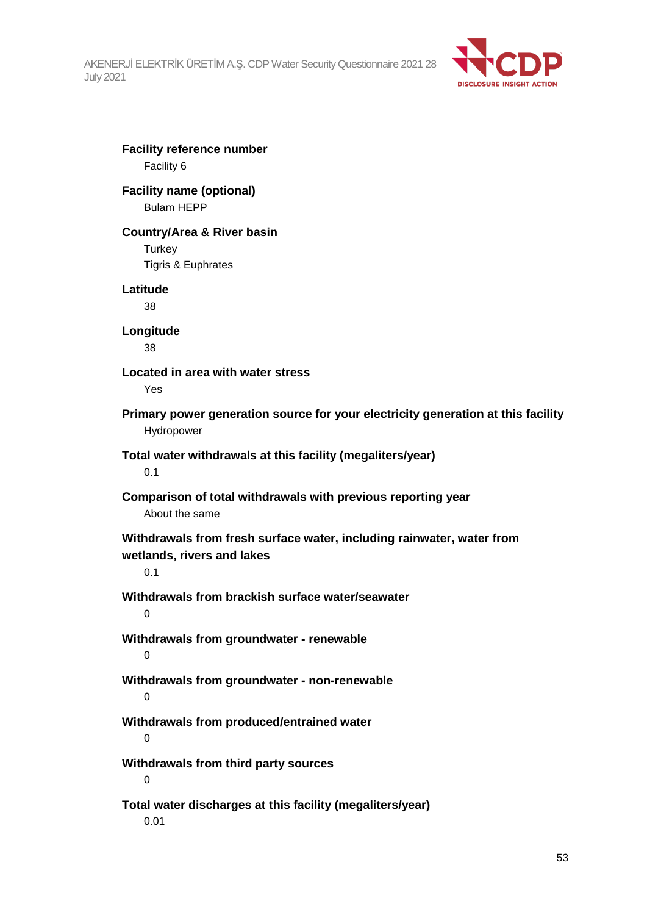**Facility reference number**

Facility 6

**Facility name (optional)**

Bulam HEPP

**Country/Area & River basin**

Turkey

Tigris & Euphrates

**Latitude**

38

**Longitude**

38

**Located in area with water stress**

Yes

**Primary power generation source for your electricity generation at this facility**

Hydropower

**Total water withdrawals at this facility (megaliters/year)**

0.1

**Comparison of total withdrawals with previous reporting year**

About the same

**Withdrawals from fresh surface water, including rainwater, water from wetlands, rivers and lakes**

0.1

**Withdrawals from brackish surface water/seawater**

0

**Withdrawals from groundwater - renewable**

0

**Withdrawals from groundwater - non-renewable**

0

**Withdrawals from produced/entrained water**

0

**Withdrawals from third party sources**

0

**Total water discharges at this facility (megaliters/year)**

0.01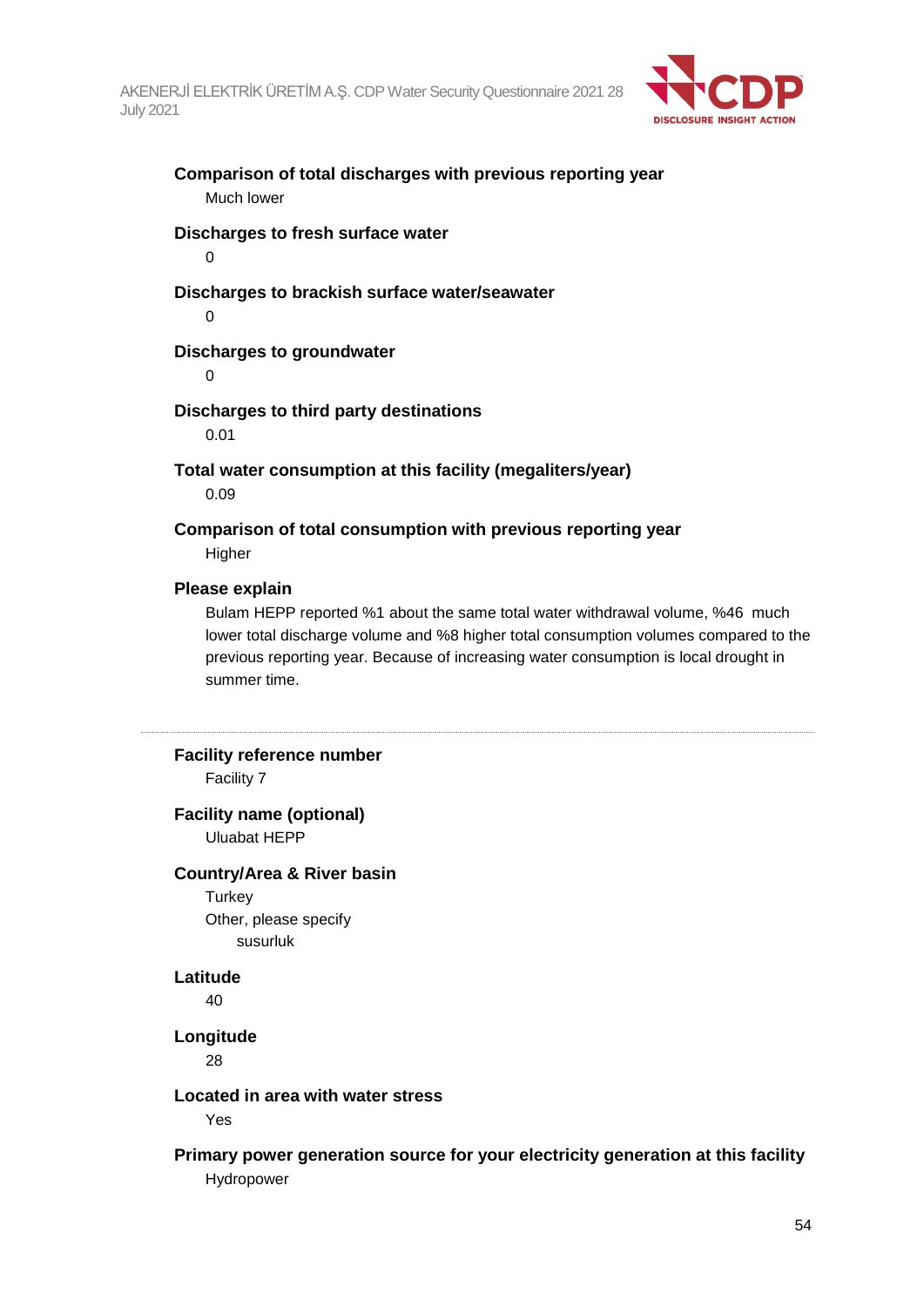**Comparison of total discharges with previous reporting year**

Much lower

**Discharges to fresh surface water**

0

**Discharges to brackish surface water/seawater**

0

**Discharges to groundwater**

0

**Discharges to third party destinations**

0.01

**Total water consumption at this facility (megaliters/year)**

0.09

**Comparison of total consumption with previous reporting year**

Higher

**Please explain**

Bulam HEPP reported %1 about the same total water withdrawal volume, %46 much lower total discharge volume and %8 higher total consumption volumes compared to the previous reporting year. Because of increasing water consumption is local drought in summer time.

---

**Facility reference number**

Facility 7

**Facility name (optional)**

Uluabat HEPP

**Country/Area & River basin**

Turkey

Other, please specify

susurluk

**Latitude**

40

**Longitude**

28

**Located in area with water stress**

Yes

**Primary power generation source for your electricity generation at this facility**

Hydropower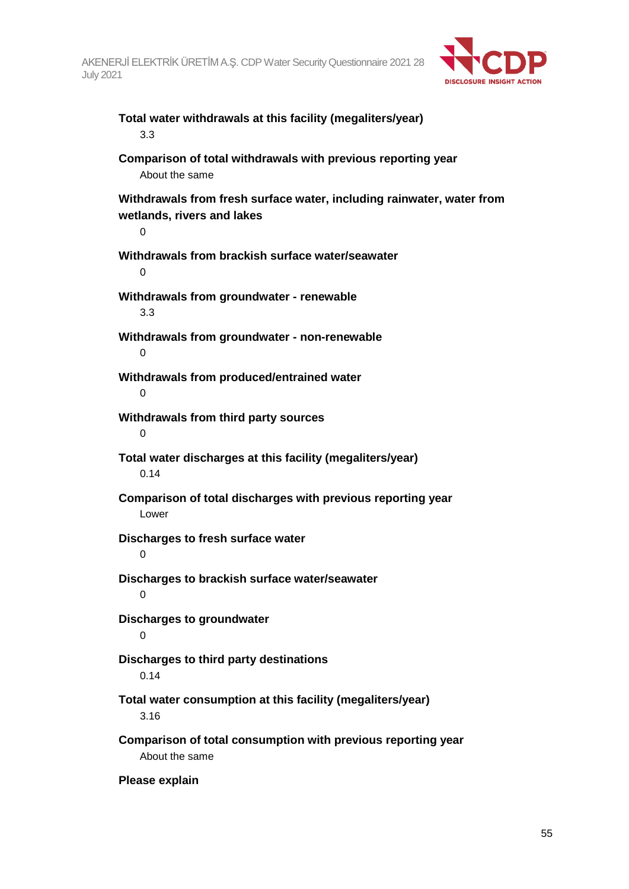**Total water withdrawals at this facility (megaliters/year)**

3.3

**Comparison of total withdrawals with previous reporting year**

About the same

**Withdrawals from fresh surface water, including rainwater, water from wetlands, rivers and lakes**

0

**Withdrawals from brackish surface water/seawater**

0

**Withdrawals from groundwater - renewable**

3.3

**Withdrawals from groundwater - non-renewable**

0

**Withdrawals from produced/entrained water**

0

**Withdrawals from third party sources**

0

**Total water discharges at this facility (megaliters/year)**

0.14

**Comparison of total discharges with previous reporting year**

Lower

**Discharges to fresh surface water**

0

**Discharges to brackish surface water/seawater**

0

**Discharges to groundwater**

0

**Discharges to third party destinations**

0.14

**Total water consumption at this facility (megaliters/year)**

3.16

**Comparison of total consumption with previous reporting year**

About the same

**Please explain**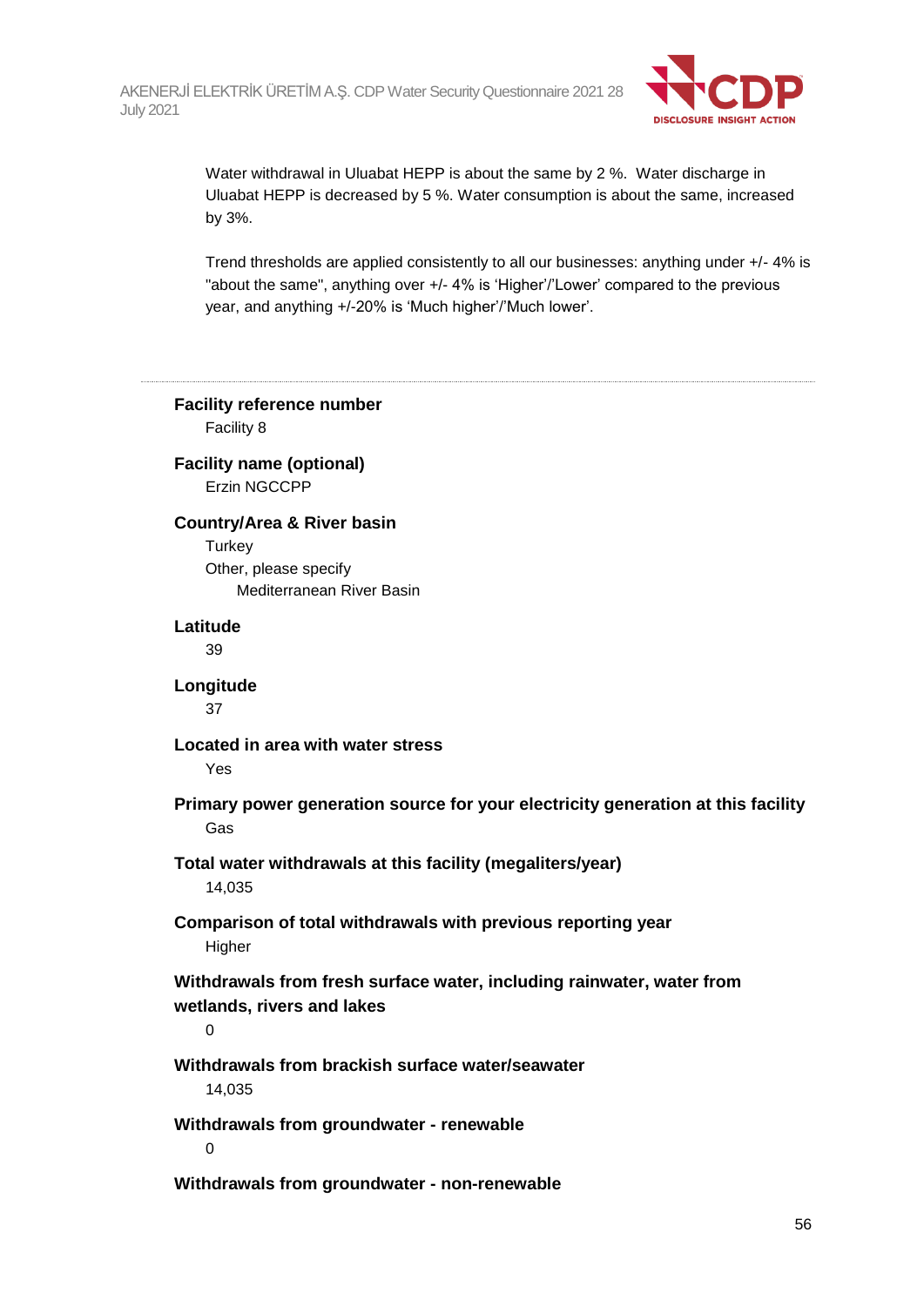Water withdrawal in Uluabat HEPP is about the same by 2 %. Water discharge in Uluabat HEPP is decreased by 5 %. Water consumption is about the same, increased by 3%.

Trend thresholds are applied consistently to all our businesses: anything under +/- 4% is "about the same", anything over +/- 4% is 'Higher'/'Lower' compared to the previous year, and anything +/-20% is 'Much higher'/'Much lower'.

---

**Facility reference number**

Facility 8

**Facility name (optional)**

Erzin NGCCPP

**Country/Area & River basin**

Turkey

Other, please specify

Mediterranean River Basin

**Latitude**

39

**Longitude**

37

**Located in area with water stress**

Yes

**Primary power generation source for your electricity generation at this facility**

Gas

**Total water withdrawals at this facility (megaliters/year)**

14,035

**Comparison of total withdrawals with previous reporting year**

Higher

**Withdrawals from fresh surface water, including rainwater, water from wetlands, rivers and lakes**

0

**Withdrawals from brackish surface water/seawater**

14,035

**Withdrawals from groundwater - renewable**

0

**Withdrawals from groundwater - non-renewable**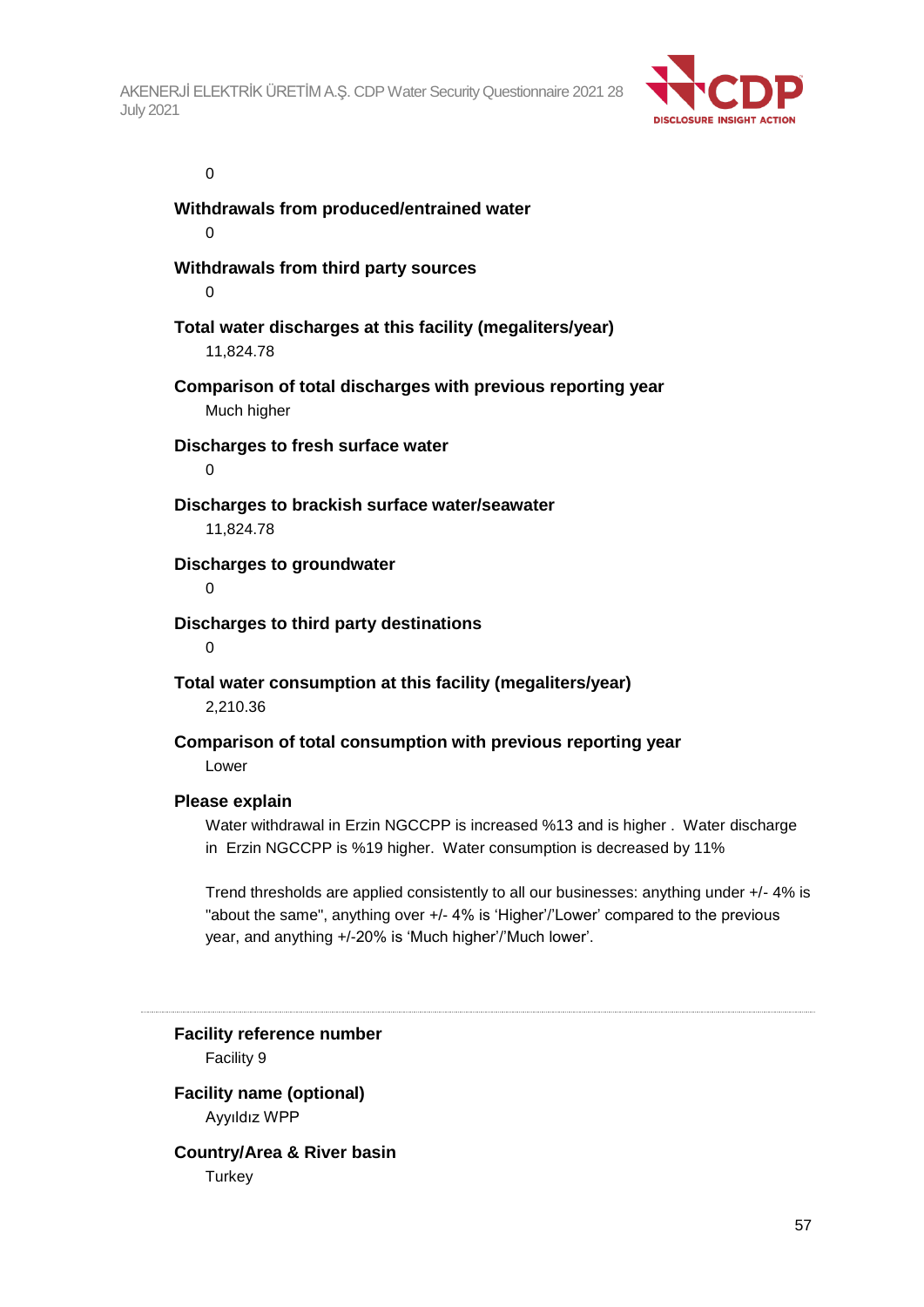0

**Withdrawals from produced/entrained water**

0

**Withdrawals from third party sources**

0

**Total water discharges at this facility (megaliters/year)**

11,824.78

**Comparison of total discharges with previous reporting year**

Much higher

**Discharges to fresh surface water**

0

**Discharges to brackish surface water/seawater**

11,824.78

**Discharges to groundwater**

0

**Discharges to third party destinations**

0

**Total water consumption at this facility (megaliters/year)**

2,210.36

**Comparison of total consumption with previous reporting year**

Lower

**Please explain**

Water withdrawal in Erzin NGCCPP is increased %13 and is higher . Water discharge in Erzin NGCCPP is %19 higher. Water consumption is decreased by 11%

Trend thresholds are applied consistently to all our businesses: anything under +/- 4% is "about the same", anything over +/- 4% is 'Higher'/'Lower' compared to the previous year, and anything +/-20% is 'Much higher'/'Much lower'.

---

**Facility reference number**

Facility 9

**Facility name (optional)**

Ayyıldız WPP

**Country/Area & River basin**

Turkey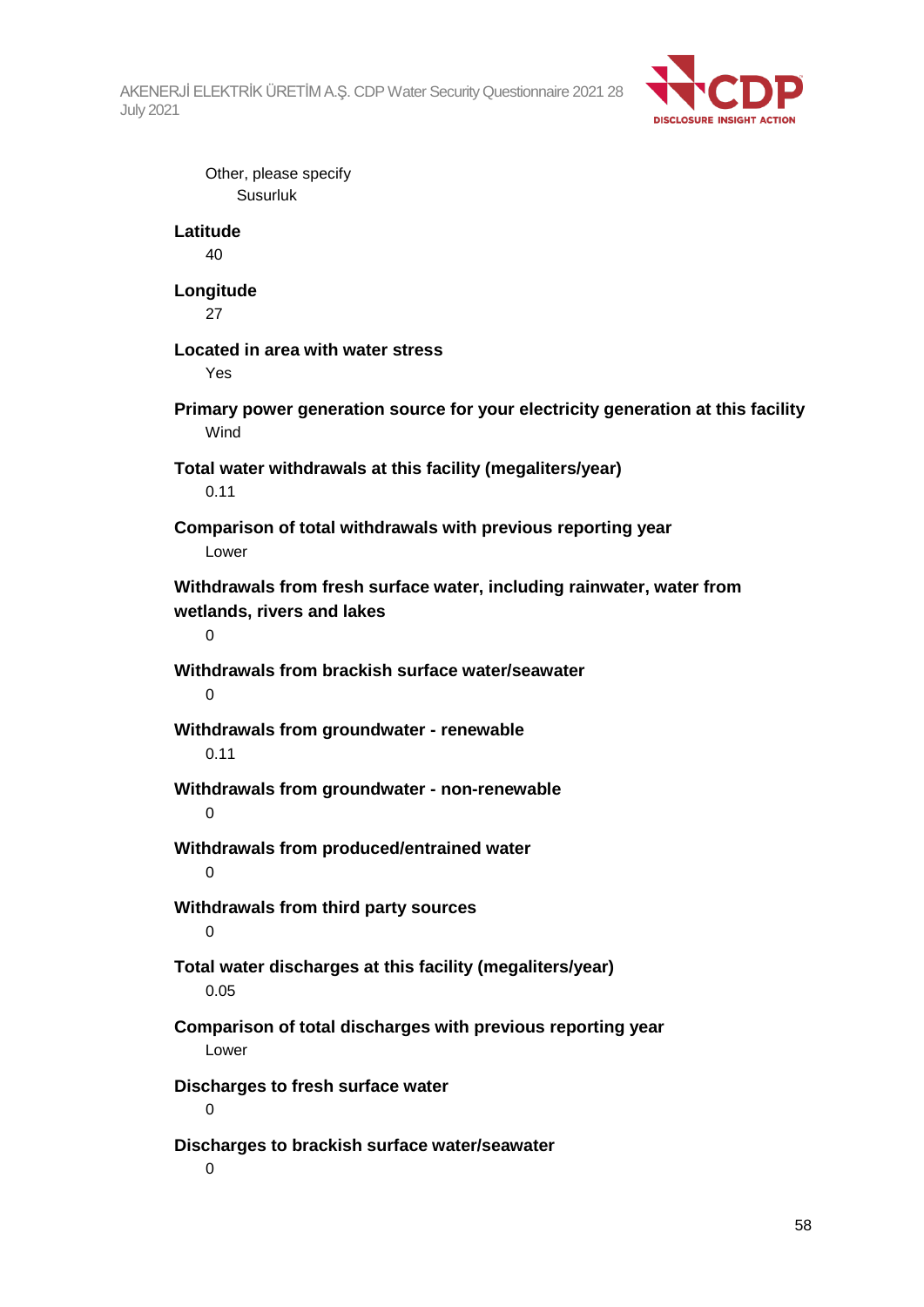Other, please specify

Susurluk

**Latitude**

40

**Longitude**

27

**Located in area with water stress**

Yes

**Primary power generation source for your electricity generation at this facility**

Wind

**Total water withdrawals at this facility (megaliters/year)**

0.11

**Comparison of total withdrawals with previous reporting year**

Lower

**Withdrawals from fresh surface water, including rainwater, water from wetlands, rivers and lakes**

0

**Withdrawals from brackish surface water/seawater**

0

**Withdrawals from groundwater - renewable**

0.11

**Withdrawals from groundwater - non-renewable**

0

**Withdrawals from produced/entrained water**

0

**Withdrawals from third party sources**

0

**Total water discharges at this facility (megaliters/year)**

0.05

**Comparison of total discharges with previous reporting year**

Lower

**Discharges to fresh surface water**

0

**Discharges to brackish surface water/seawater**

0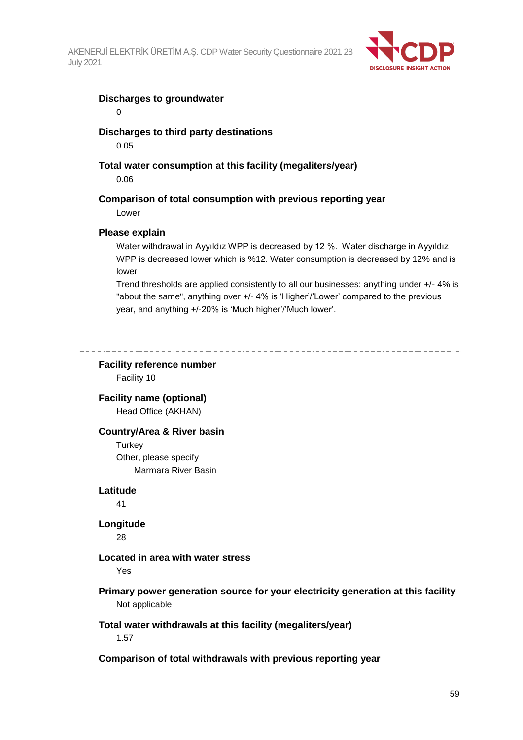**Discharges to groundwater**

0

**Discharges to third party destinations**

0.05

**Total water consumption at this facility (megaliters/year)**

0.06

**Comparison of total consumption with previous reporting year**

Lower

**Please explain**

Water withdrawal in Ayyıldız WPP is decreased by 12 %. Water discharge in Ayyıldız WPP is decreased lower which is %12. Water consumption is decreased by 12% and is lower

Trend thresholds are applied consistently to all our businesses: anything under +/- 4% is "about the same", anything over +/- 4% is 'Higher'/'Lower' compared to the previous year, and anything +/-20% is 'Much higher'/'Much lower'.

---

**Facility reference number**

Facility 10

**Facility name (optional)**

Head Office (AKHAN)

**Country/Area & River basin**

Turkey

Other, please specify

Marmara River Basin

**Latitude**

41

**Longitude**

28

**Located in area with water stress**

Yes

**Primary power generation source for your electricity generation at this facility**

Not applicable

**Total water withdrawals at this facility (megaliters/year)**

1.57

**Comparison of total withdrawals with previous reporting year**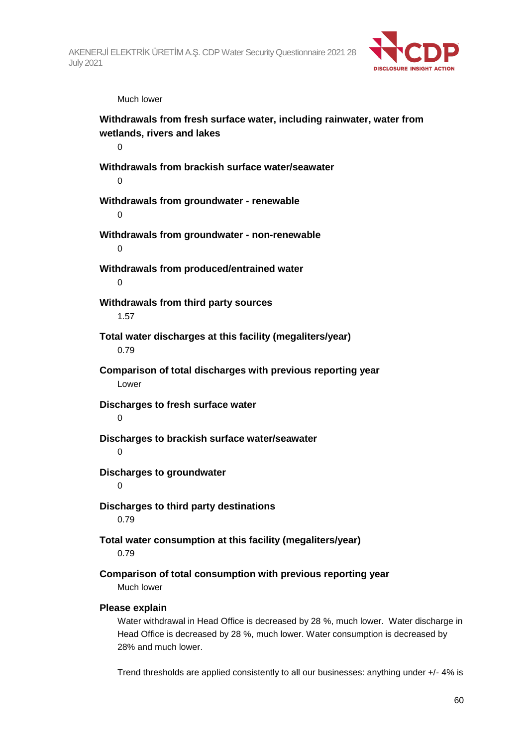Much lower

**Withdrawals from fresh surface water, including rainwater, water from wetlands, rivers and lakes**

0

**Withdrawals from brackish surface water/seawater**

0

**Withdrawals from groundwater - renewable**

0

**Withdrawals from groundwater - non-renewable**

0

**Withdrawals from produced/entrained water**

0

**Withdrawals from third party sources**

1.57

**Total water discharges at this facility (megaliters/year)**

0.79

**Comparison of total discharges with previous reporting year**

Lower

**Discharges to fresh surface water**

0

**Discharges to brackish surface water/seawater**

0

**Discharges to groundwater**

0

**Discharges to third party destinations**

0.79

**Total water consumption at this facility (megaliters/year)**

0.79

**Comparison of total consumption with previous reporting year**

Much lower

**Please explain**

Water withdrawal in Head Office is decreased by 28 %, much lower. Water discharge in Head Office is decreased by 28 %, much lower. Water consumption is decreased by 28% and much lower.

Trend thresholds are applied consistently to all our businesses: anything under +/- 4% is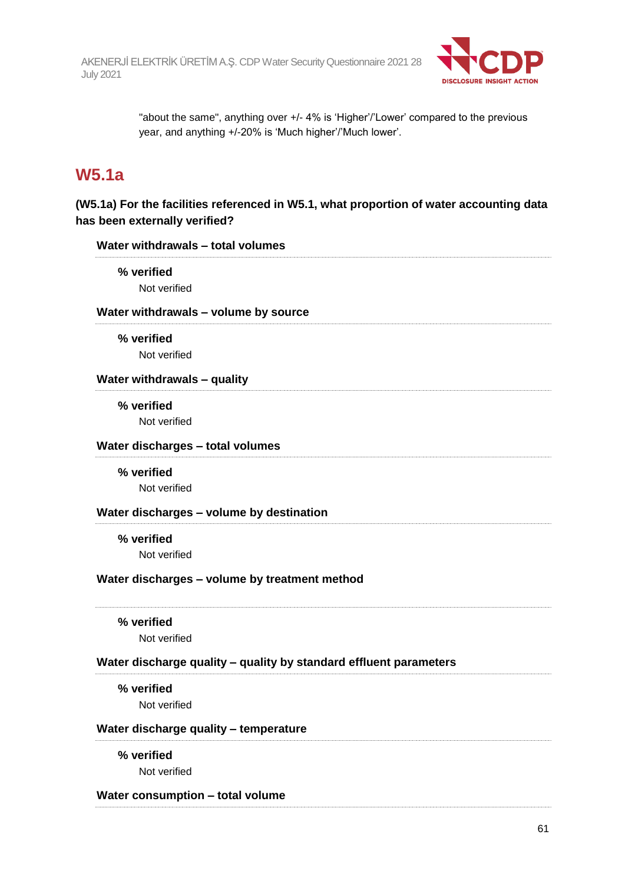"about the same", anything over +/- 4% is 'Higher'/'Lower' compared to the previous year, and anything +/-20% is 'Much higher'/'Much lower'.

## W5.1a

**(W5.1a) For the facilities referenced in W5.1, what proportion of water accounting data has been externally verified?**

**Water withdrawals – total volumes**

**% verified**

Not verified

**Water withdrawals – volume by source**

**% verified**

Not verified

**Water withdrawals – quality**

**% verified**

Not verified

**Water discharges – total volumes**

**% verified**

Not verified

**Water discharges – volume by destination**

**% verified**

Not verified

**Water discharges – volume by treatment method**

**% verified**

Not verified

**Water discharge quality – quality by standard effluent parameters**

**% verified**

Not verified

**Water discharge quality – temperature**

**% verified**

Not verified

**Water consumption – total volume**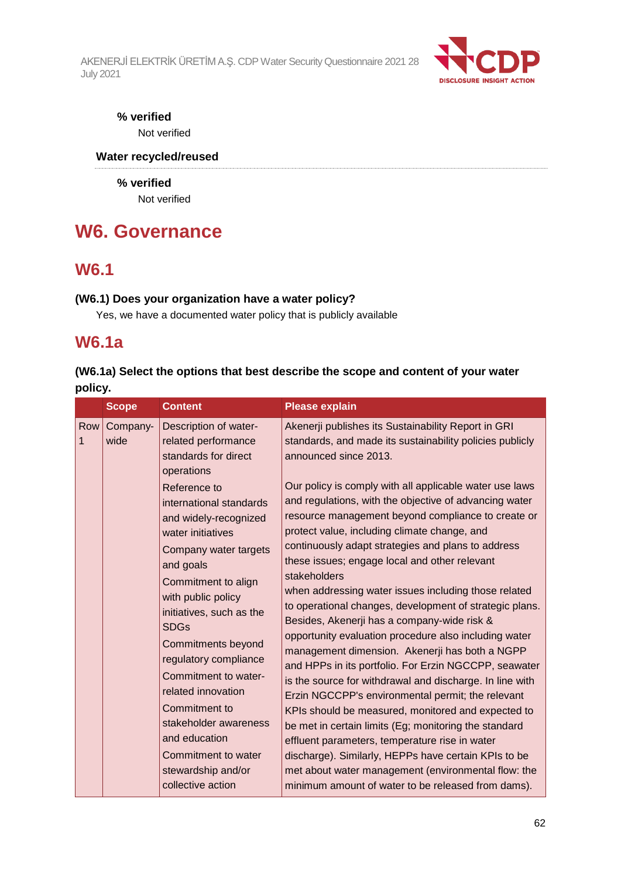**% verified**

Not verified

**Water recycled/reused**

**% verified**

Not verified

# W6. Governance

## W6.1

**(W6.1) Does your organization have a water policy?**

Yes, we have a documented water policy that is publicly available

## W6.1a

**(W6.1a) Select the options that best describe the scope and content of your water policy.**

| | Scope | Content | Please explain |
|---|---|---|---|
| Row 1 | Company-wide | Description of water-related performance standards for direct operations<br>Reference to international standards and widely-recognized water initiatives<br>Company water targets and goals<br>Commitment to align with public policy initiatives, such as the SDGs<br>Commitments beyond regulatory compliance<br>Commitment to water-related innovation<br>Commitment to stakeholder awareness and education<br>Commitment to water stewardship and/or collective action | Akenerji publishes its Sustainability Report in GRI standards, and made its sustainability policies publicly announced since 2013.<br><br>Our policy is comply with all applicable water use laws and regulations, with the objective of advancing water resource management beyond compliance to create or protect value, including climate change, and continuously adapt strategies and plans to address these issues; engage local and other relevant stakeholders<br>when addressing water issues including those related to operational changes, development of strategic plans. Besides, Akenerji has a company-wide risk & opportunity evaluation procedure also including water management dimension. Akenerji has both a NGPP and HPPs in its portfolio. For Erzin NGCCPP, seawater is the source for withdrawal and discharge. In line with Erzin NGCCPP's environmental permit; the relevant KPIs should be measured, monitored and expected to be met in certain limits (Eg; monitoring the standard effluent parameters, temperature rise in water discharge). Similarly, HEPPs have certain KPIs to be met about water management (environmental flow: the minimum amount of water to be released from dams). |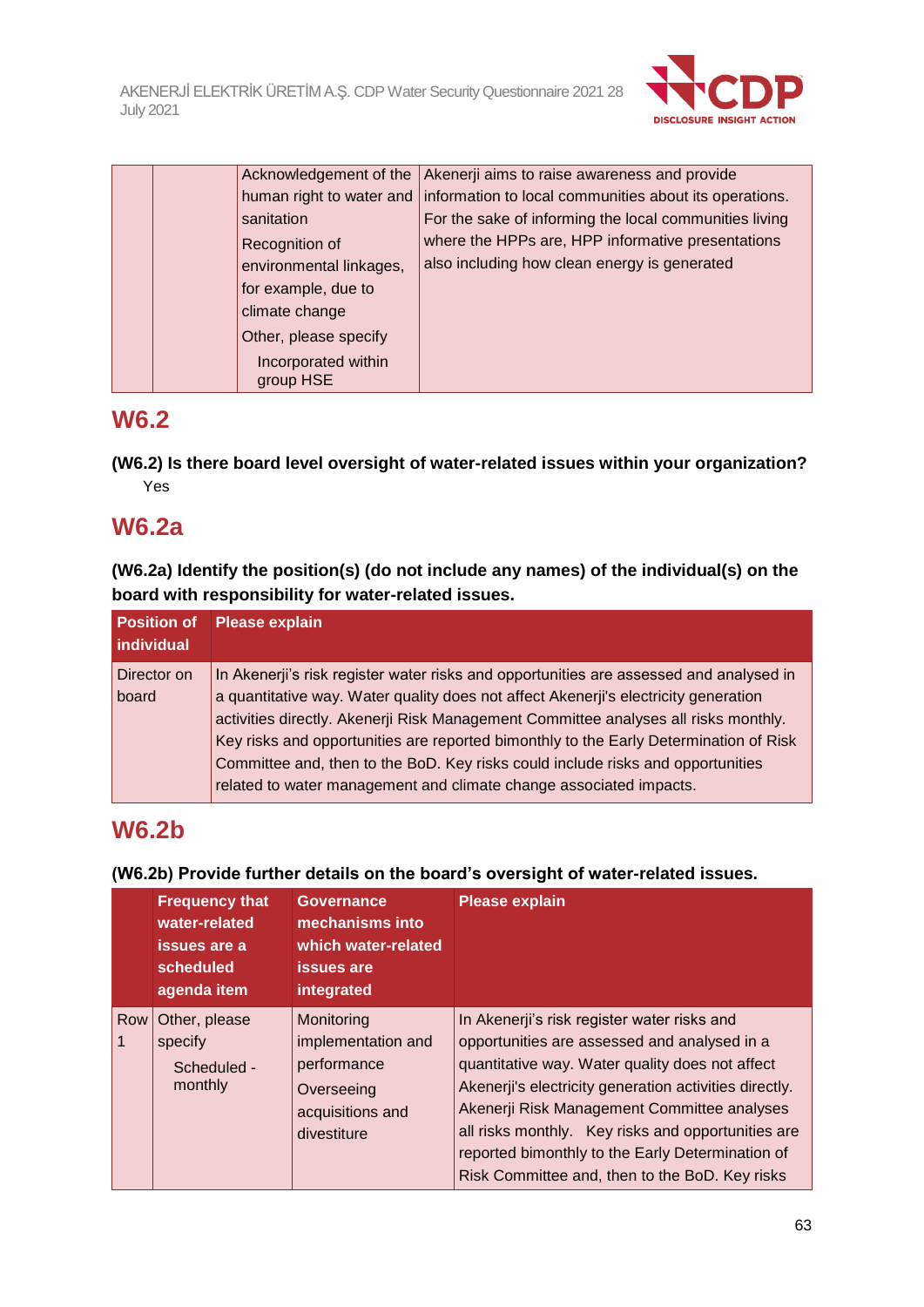|  |  | Acknowledgement of the human right to water and sanitation<br>Recognition of environmental linkages, for example, due to climate change<br>Other, please specify<br>Incorporated within group HSE | Akenerji aims to raise awareness and provide information to local communities about its operations. For the sake of informing the local communities living where the HPPs are, HPP informative presentations also including how clean energy is generated |
|---|---|---|---|

## W6.2

**(W6.2) Is there board level oversight of water-related issues within your organization?**

Yes

## W6.2a

**(W6.2a) Identify the position(s) (do not include any names) of the individual(s) on the board with responsibility for water-related issues.**

| Position of individual | Please explain |
|---|---|
| Director on board | In Akenerji's risk register water risks and opportunities are assessed and analysed in a quantitative way. Water quality does not affect Akenerji's electricity generation activities directly. Akenerji Risk Management Committee analyses all risks monthly. Key risks and opportunities are reported bimonthly to the Early Determination of Risk Committee and, then to the BoD. Key risks could include risks and opportunities related to water management and climate change associated impacts. |

## W6.2b

**(W6.2b) Provide further details on the board's oversight of water-related issues.**

|  | Frequency that water-related issues are a scheduled agenda item | Governance mechanisms into which water-related issues are integrated | Please explain |
|---|---|---|---|
| Row 1 | Other, please specify<br>Scheduled - monthly | Monitoring implementation and performance<br>Overseeing acquisitions and divestiture | In Akenerji's risk register water risks and opportunities are assessed and analysed in a quantitative way. Water quality does not affect Akenerji's electricity generation activities directly. Akenerji Risk Management Committee analyses all risks monthly. Key risks and opportunities are reported bimonthly to the Early Determination of Risk Committee and, then to the BoD. Key risks |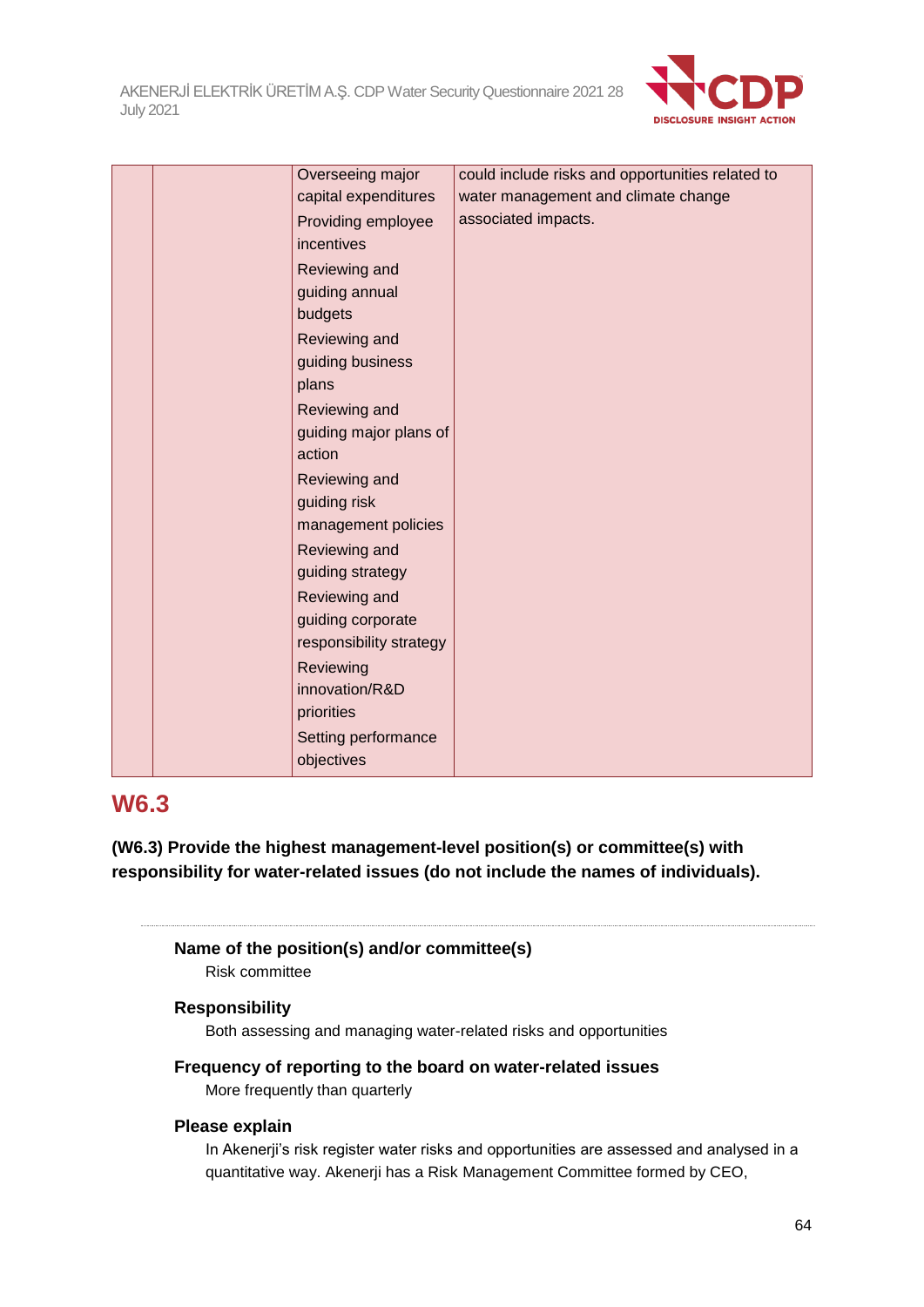|  |  | Overseeing major capital expenditures<br>Providing employee incentives<br>Reviewing and guiding annual budgets<br>Reviewing and guiding business plans<br>Reviewing and guiding major plans of action<br>Reviewing and guiding risk management policies<br>Reviewing and guiding strategy<br>Reviewing and guiding corporate responsibility strategy<br>Reviewing innovation/R&D priorities<br>Setting performance objectives | could include risks and opportunities related to water management and climate change associated impacts. |
|---|---|---|---|

## W6.3

**(W6.3) Provide the highest management-level position(s) or committee(s) with responsibility for water-related issues (do not include the names of individuals).**

---

**Name of the position(s) and/or committee(s)**

Risk committee

**Responsibility**

Both assessing and managing water-related risks and opportunities

**Frequency of reporting to the board on water-related issues**

More frequently than quarterly

**Please explain**

In Akenerji's risk register water risks and opportunities are assessed and analysed in a quantitative way. Akenerji has a Risk Management Committee formed by CEO,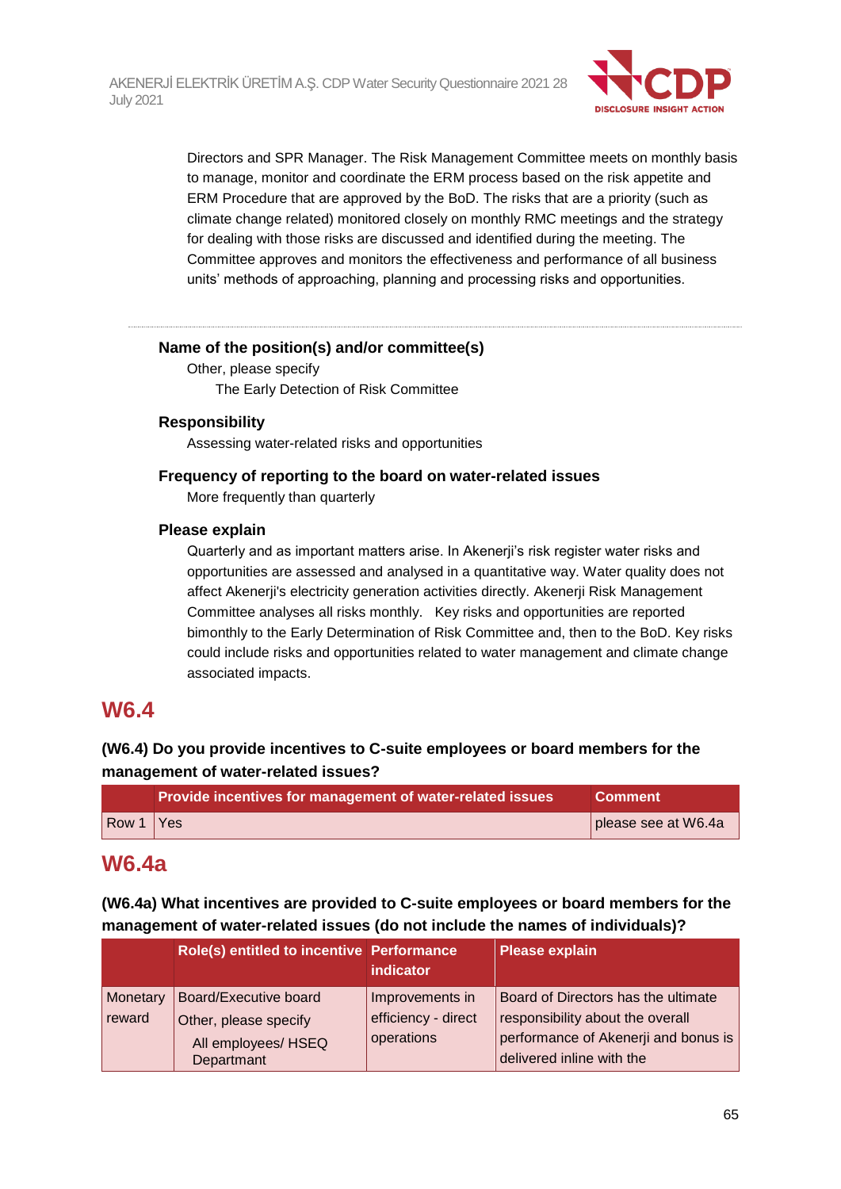Directors and SPR Manager. The Risk Management Committee meets on monthly basis to manage, monitor and coordinate the ERM process based on the risk appetite and ERM Procedure that are approved by the BoD. The risks that are a priority (such as climate change related) monitored closely on monthly RMC meetings and the strategy for dealing with those risks are discussed and identified during the meeting. The Committee approves and monitors the effectiveness and performance of all business units' methods of approaching, planning and processing risks and opportunities.

---

**Name of the position(s) and/or committee(s)**

Other, please specify

The Early Detection of Risk Committee

**Responsibility**

Assessing water-related risks and opportunities

**Frequency of reporting to the board on water-related issues**

More frequently than quarterly

**Please explain**

Quarterly and as important matters arise. In Akenerji's risk register water risks and opportunities are assessed and analysed in a quantitative way. Water quality does not affect Akenerji's electricity generation activities directly. Akenerji Risk Management Committee analyses all risks monthly.   Key risks and opportunities are reported bimonthly to the Early Determination of Risk Committee and, then to the BoD. Key risks could include risks and opportunities related to water management and climate change associated impacts.

# W6.4

**(W6.4) Do you provide incentives to C-suite employees or board members for the management of water-related issues?**

| | Provide incentives for management of water-related issues | Comment |
|---|---|---|
| Row 1 | Yes | please see at W6.4a |

# W6.4a

**(W6.4a) What incentives are provided to C-suite employees or board members for the management of water-related issues (do not include the names of individuals)?**

| | Role(s) entitled to incentive | Performance indicator | Please explain |
|---|---|---|---|
| Monetary reward | Board/Executive board<br>Other, please specify<br>All employees/ HSEQ Departmant | Improvements in efficiency - direct operations | Board of Directors has the ultimate responsibility about the overall performance of Akenerji and bonus is delivered inline with the |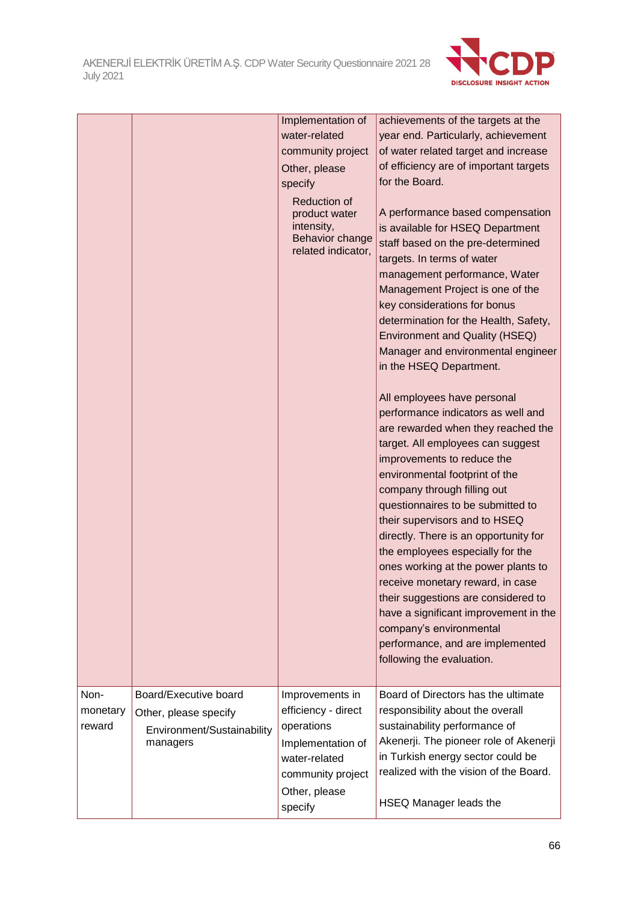|  |  |  |  |
|---|---|---|---|
|  |  | Implementation of water-related community project<br>Other, please specify<br>Reduction of product water intensity, Behavior change related indicator, | achievements of the targets at the year end. Particularly, achievement of water related target and increase of efficiency are of important targets for the Board.<br><br>A performance based compensation is available for HSEQ Department staff based on the pre-determined targets. In terms of water management performance, Water Management Project is one of the key considerations for bonus determination for the Health, Safety, Environment and Quality (HSEQ) Manager and environmental engineer in the HSEQ Department.<br><br>All employees have personal performance indicators as well and are rewarded when they reached the target. All employees can suggest improvements to reduce the environmental footprint of the company through filling out questionnaires to be submitted to their supervisors and to HSEQ directly. There is an opportunity for the employees especially for the ones working at the power plants to receive monetary reward, in case their suggestions are considered to have a significant improvement in the company's environmental performance, and are implemented following the evaluation. |
| Non-monetary reward | Board/Executive board<br>Other, please specify<br>Environment/Sustainability managers | Improvements in efficiency - direct operations<br>Implementation of water-related community project<br>Other, please specify | Board of Directors has the ultimate responsibility about the overall sustainability performance of Akenerji. The pioneer role of Akenerji in Turkish energy sector could be realized with the vision of the Board.<br><br>HSEQ Manager leads the |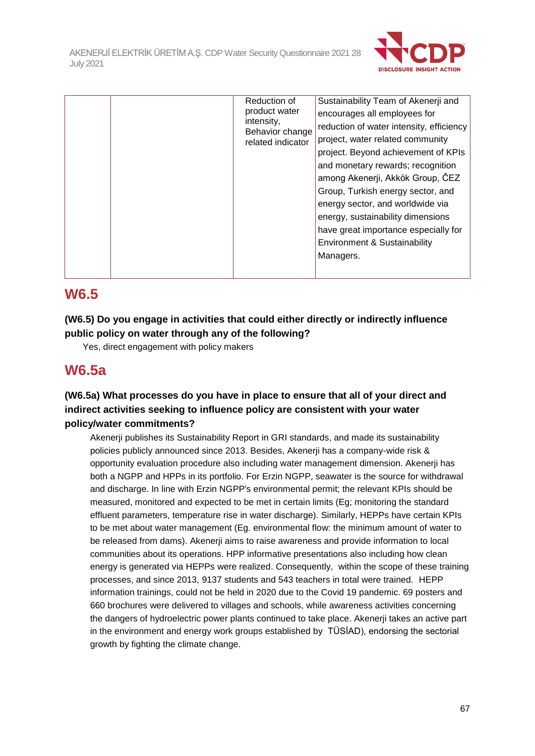| | | | |
|---|---|---|---|
| | | Reduction of product water intensity, Behavior change related indicator | Sustainability Team of Akenerji and encourages all employees for reduction of water intensity, efficiency project, water related community project. Beyond achievement of KPIs and monetary rewards; recognition among Akenerji, Akkök Group, ČEZ Group, Turkish energy sector, and energy sector, and worldwide via energy, sustainability dimensions have great importance especially for Environment & Sustainability Managers. |

## W6.5

**(W6.5) Do you engage in activities that could either directly or indirectly influence public policy on water through any of the following?**

Yes, direct engagement with policy makers

## W6.5a

**(W6.5a) What processes do you have in place to ensure that all of your direct and indirect activities seeking to influence policy are consistent with your water policy/water commitments?**

Akenerji publishes its Sustainability Report in GRI standards, and made its sustainability policies publicly announced since 2013. Besides, Akenerji has a company-wide risk & opportunity evaluation procedure also including water management dimension. Akenerji has both a NGPP and HPPs in its portfolio. For Erzin NGPP, seawater is the source for withdrawal and discharge. In line with Erzin NGPP's environmental permit; the relevant KPIs should be measured, monitored and expected to be met in certain limits (Eg; monitoring the standard effluent parameters, temperature rise in water discharge). Similarly, HEPPs have certain KPIs to be met about water management (Eg. environmental flow: the minimum amount of water to be released from dams). Akenerji aims to raise awareness and provide information to local communities about its operations. HPP informative presentations also including how clean energy is generated via HEPPs were realized. Consequently, within the scope of these training processes, and since 2013, 9137 students and 543 teachers in total were trained. HEPP information trainings, could not be held in 2020 due to the Covid 19 pandemic. 69 posters and 660 brochures were delivered to villages and schools, while awareness activities concerning the dangers of hydroelectric power plants continued to take place. Akenerji takes an active part in the environment and energy work groups established by TÜSİAD), endorsing the sectorial growth by fighting the climate change.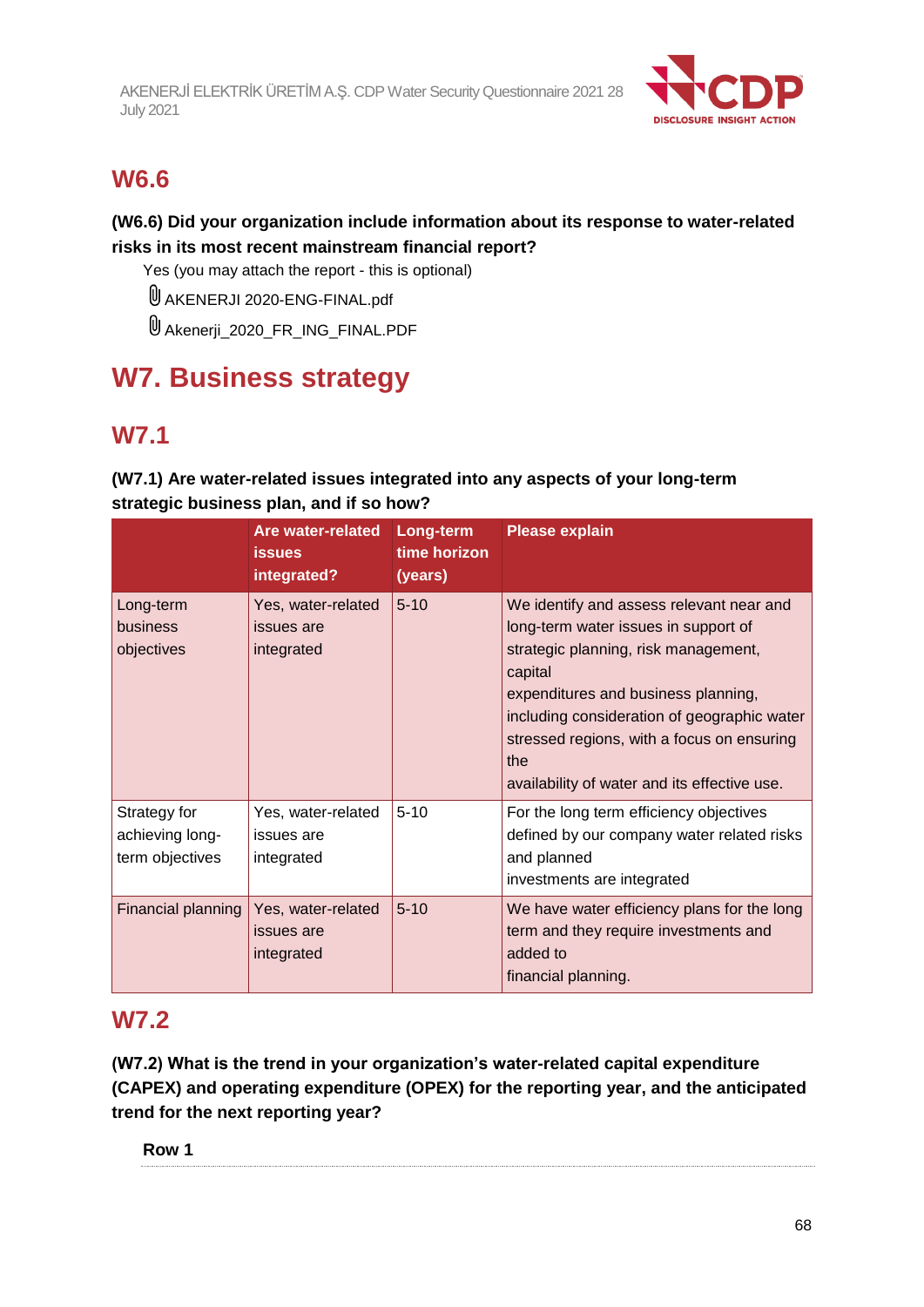## W6.6

**(W6.6) Did your organization include information about its response to water-related risks in its most recent mainstream financial report?**

Yes (you may attach the report - this is optional)

AKENERJI 2020-ENG-FINAL.pdf

Akenerji_2020_FR_ING_FINAL.PDF

# W7. Business strategy

## W7.1

**(W7.1) Are water-related issues integrated into any aspects of your long-term strategic business plan, and if so how?**

| | Are water-related issues integrated? | Long-term time horizon (years) | Please explain |
|---|---|---|---|
| Long-term business objectives | Yes, water-related issues are integrated | 5-10 | We identify and assess relevant near and long-term water issues in support of strategic planning, risk management, capital expenditures and business planning, including consideration of geographic water stressed regions, with a focus on ensuring the availability of water and its effective use. |
| Strategy for achieving long-term objectives | Yes, water-related issues are integrated | 5-10 | For the long term efficiency objectives defined by our company water related risks and planned investments are integrated |
| Financial planning | Yes, water-related issues are integrated | 5-10 | We have water efficiency plans for the long term and they require investments and added to financial planning. |

## W7.2

**(W7.2) What is the trend in your organization's water-related capital expenditure (CAPEX) and operating expenditure (OPEX) for the reporting year, and the anticipated trend for the next reporting year?**

**Row 1**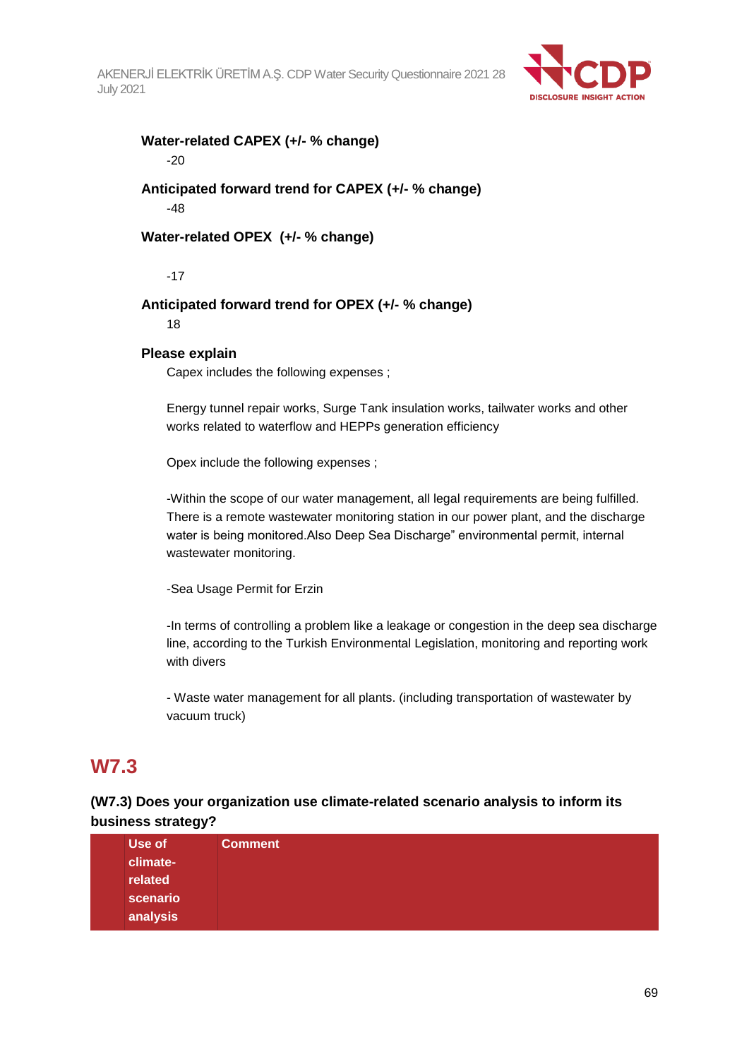**Water-related CAPEX (+/- % change)**

-20

**Anticipated forward trend for CAPEX (+/- % change)**

-48

**Water-related OPEX (+/- % change)**

-17

**Anticipated forward trend for OPEX (+/- % change)**

18

**Please explain**

Capex includes the following expenses ;

Energy tunnel repair works, Surge Tank insulation works, tailwater works and other works related to waterflow and HEPPs generation efficiency

Opex include the following expenses ;

-Within the scope of our water management, all legal requirements are being fulfilled. There is a remote wastewater monitoring station in our power plant, and the discharge water is being monitored.Also Deep Sea Discharge" environmental permit, internal wastewater monitoring.

-Sea Usage Permit for Erzin

-In terms of controlling a problem like a leakage or congestion in the deep sea discharge line, according to the Turkish Environmental Legislation, monitoring and reporting work with divers

- Waste water management for all plants. (including transportation of wastewater by vacuum truck)

## W7.3

### (W7.3) Does your organization use climate-related scenario analysis to inform its business strategy?

| | Use of climate-related scenario analysis | Comment |
|---|---|---|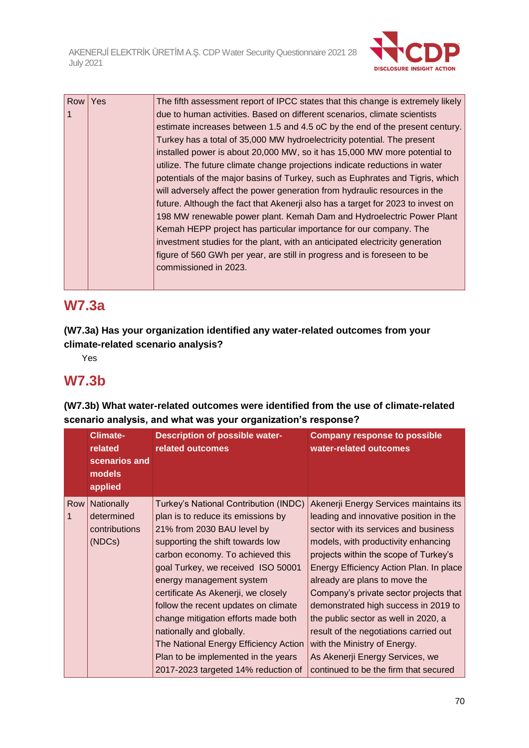| | | |
|---|---|---|
| Row 1 | Yes | The fifth assessment report of IPCC states that this change is extremely likely due to human activities. Based on different scenarios, climate scientists estimate increases between 1.5 and 4.5 oC by the end of the present century. Turkey has a total of 35,000 MW hydroelectricity potential. The present installed power is about 20,000 MW, so it has 15,000 MW more potential to utilize. The future climate change projections indicate reductions in water potentials of the major basins of Turkey, such as Euphrates and Tigris, which will adversely affect the power generation from hydraulic resources in the future. Although the fact that Akenerji also has a target for 2023 to invest on 198 MW renewable power plant. Kemah Dam and Hydroelectric Power Plant Kemah HEPP project has particular importance for our company. The investment studies for the plant, with an anticipated electricity generation figure of 560 GWh per year, are still in progress and is foreseen to be commissioned in 2023. |

## W7.3a

**(W7.3a) Has your organization identified any water-related outcomes from your climate-related scenario analysis?**

Yes

## W7.3b

**(W7.3b) What water-related outcomes were identified from the use of climate-related scenario analysis, and what was your organization's response?**

| | Climate-related scenarios and models applied | Description of possible water-related outcomes | Company response to possible water-related outcomes |
|---|---|---|---|
| Row 1 | Nationally determined contributions (NDCs) | Turkey's National Contribution (INDC) plan is to reduce its emissions by 21% from 2030 BAU level by supporting the shift towards low carbon economy. To achieved this goal Turkey, we received ISO 50001 energy management system certificate As Akenerji, we closely follow the recent updates on climate change mitigation efforts made both nationally and globally.<br>The National Energy Efficiency Action Plan to be implemented in the years 2017-2023 targeted 14% reduction of | Akenerji Energy Services maintains its leading and innovative position in the sector with its services and business models, with productivity enhancing projects within the scope of Turkey's Energy Efficiency Action Plan. In place already are plans to move the Company's private sector projects that demonstrated high success in 2019 to the public sector as well in 2020, a result of the negotiations carried out with the Ministry of Energy.<br>As Akenerji Energy Services, we continued to be the firm that secured |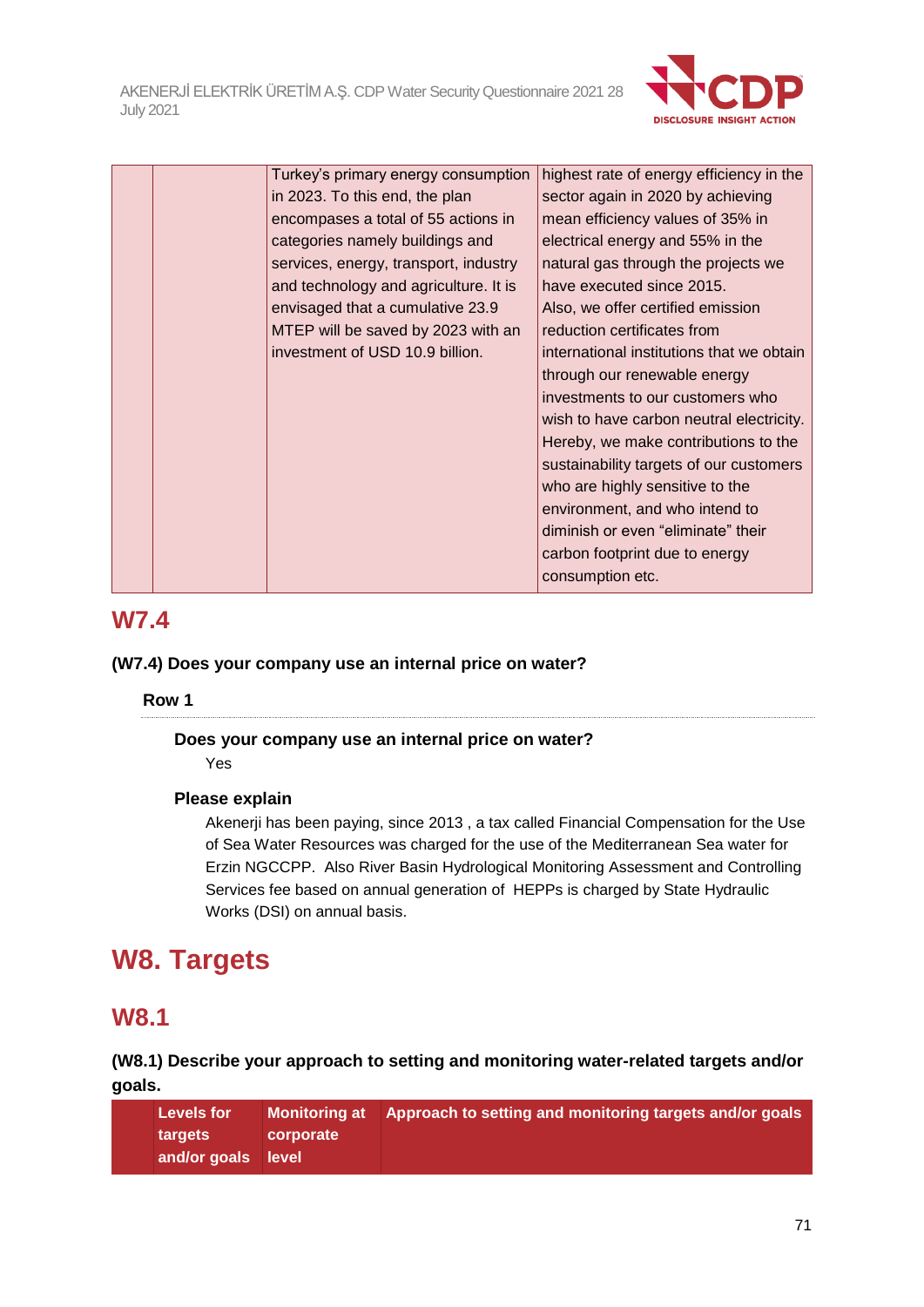|  |  | Turkey's primary energy consumption in 2023. To this end, the plan encompases a total of 55 actions in categories namely buildings and services, energy, transport, industry and technology and agriculture. It is envisaged that a cumulative 23.9 MTEP will be saved by 2023 with an investment of USD 10.9 billion. | highest rate of energy efficiency in the sector again in 2020 by achieving mean efficiency values of 35% in electrical energy and 55% in the natural gas through the projects we have executed since 2015. Also, we offer certified emission reduction certificates from international institutions that we obtain through our renewable energy investments to our customers who wish to have carbon neutral electricity. Hereby, we make contributions to the sustainability targets of our customers who are highly sensitive to the environment, and who intend to diminish or even "eliminate" their carbon footprint due to energy consumption etc. |
|---|---|---|---|

## W7.4

**(W7.4) Does your company use an internal price on water?**

**Row 1**

**Does your company use an internal price on water?**

Yes

**Please explain**

Akenerji has been paying, since 2013 , a tax called Financial Compensation for the Use of Sea Water Resources was charged for the use of the Mediterranean Sea water for Erzin NGCCPP. Also River Basin Hydrological Monitoring Assessment and Controlling Services fee based on annual generation of HEPPs is charged by State Hydraulic Works (DSI) on annual basis.

# W8. Targets

## W8.1

**(W8.1) Describe your approach to setting and monitoring water-related targets and/or goals.**

|  | Levels for targets and/or goals | Monitoring at corporate level | Approach to setting and monitoring targets and/or goals |
|---|---|---|---|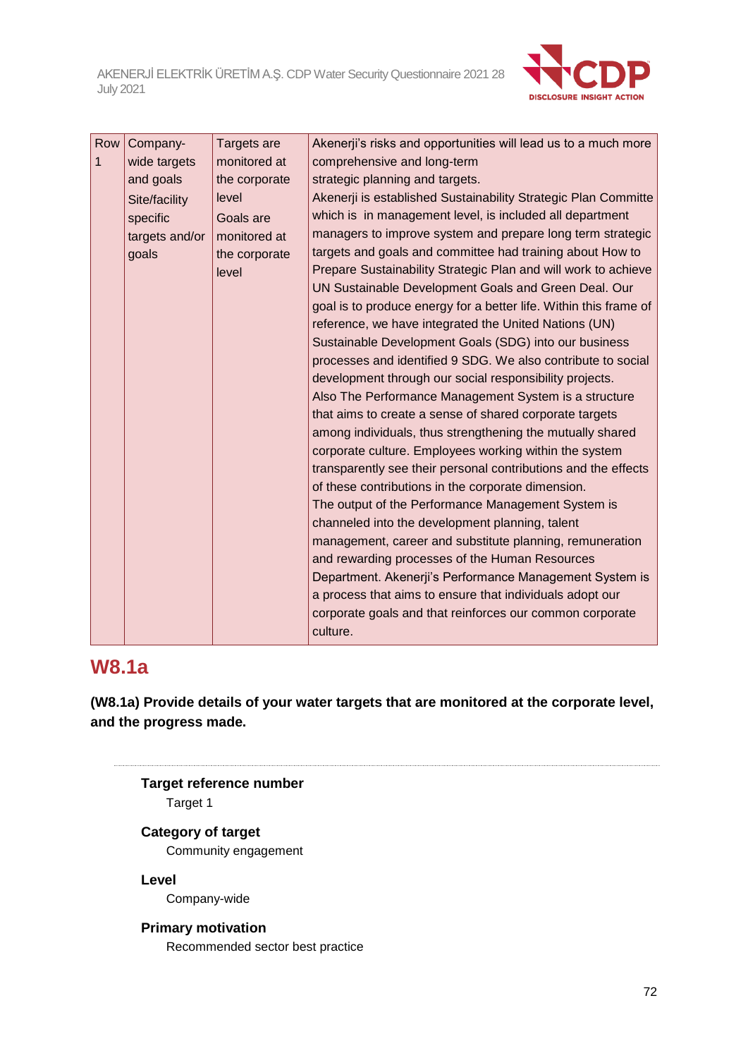| Row 1 | Company-wide targets and goals<br>Site/facility specific targets and/or goals | Targets are monitored at the corporate level<br>Goals are monitored at the corporate level | Akenerji's risks and opportunities will lead us to a much more comprehensive and long-term strategic planning and targets.<br>Akenerji is established Sustainability Strategic Plan Committe which is in management level, is included all department managers to improve system and prepare long term strategic targets and goals and committee had training about How to Prepare Sustainability Strategic Plan and will work to achieve UN Sustainable Development Goals and Green Deal. Our goal is to produce energy for a better life. Within this frame of reference, we have integrated the United Nations (UN) Sustainable Development Goals (SDG) into our business processes and identified 9 SDG. We also contribute to social development through our social responsibility projects.<br>Also The Performance Management System is a structure that aims to create a sense of shared corporate targets among individuals, thus strengthening the mutually shared corporate culture. Employees working within the system transparently see their personal contributions and the effects of these contributions in the corporate dimension.<br>The output of the Performance Management System is channeled into the development planning, talent management, career and substitute planning, remuneration and rewarding processes of the Human Resources Department. Akenerji's Performance Management System is a process that aims to ensure that individuals adopt our corporate goals and that reinforces our common corporate culture. |
|---|---|---|---|

## W8.1a

**(W8.1a) Provide details of your water targets that are monitored at the corporate level, and the progress made.**

---

**Target reference number**

Target 1

**Category of target**

Community engagement

**Level**

Company-wide

**Primary motivation**

Recommended sector best practice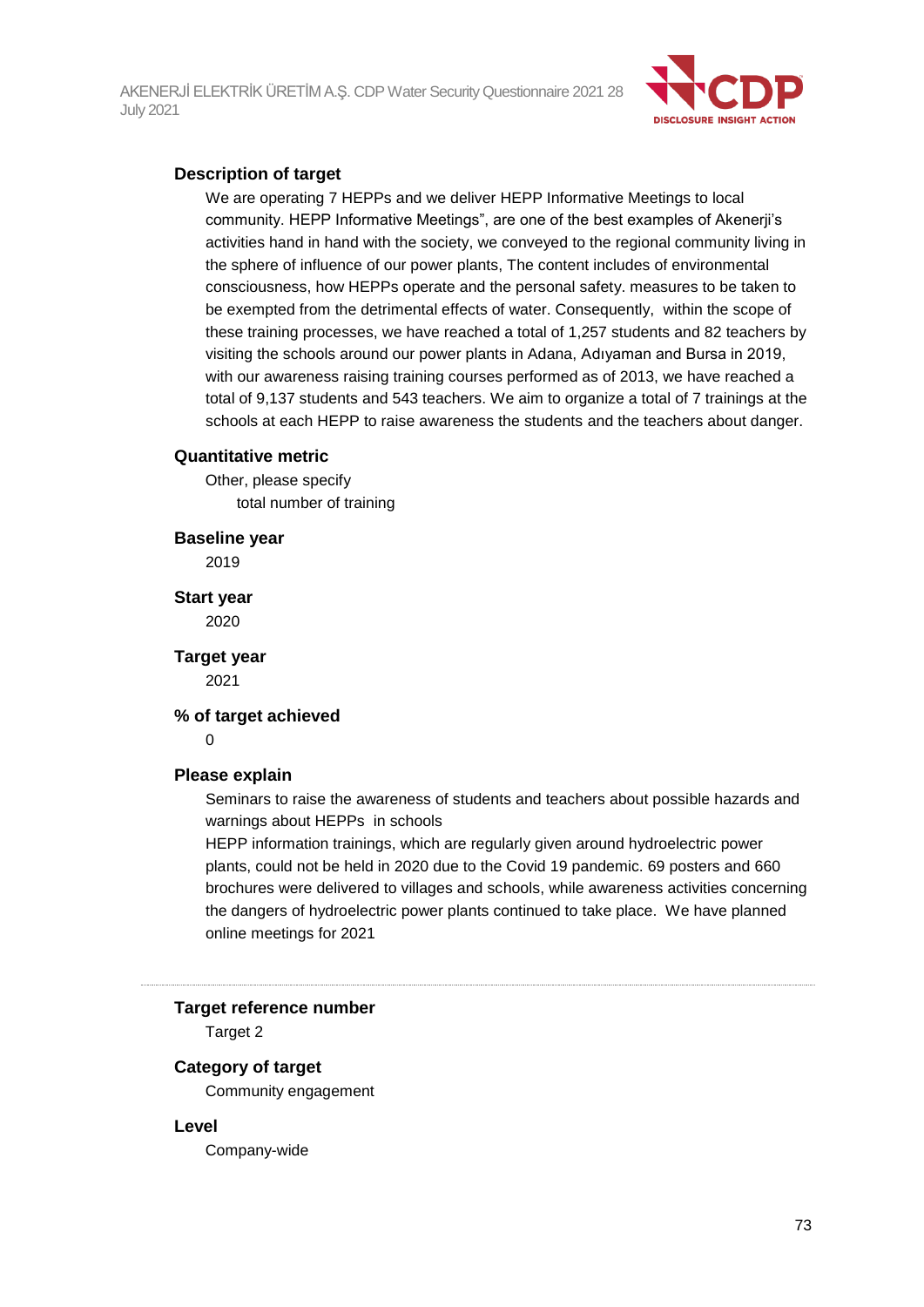#### Description of target

We are operating 7 HEPPs and we deliver HEPP Informative Meetings to local community. HEPP Informative Meetings", are one of the best examples of Akenerji's activities hand in hand with the society, we conveyed to the regional community living in the sphere of influence of our power plants, The content includes of environmental consciousness, how HEPPs operate and the personal safety. measures to be taken to be exempted from the detrimental effects of water. Consequently, within the scope of these training processes, we have reached a total of 1,257 students and 82 teachers by visiting the schools around our power plants in Adana, Adıyaman and Bursa in 2019, with our awareness raising training courses performed as of 2013, we have reached a total of 9,137 students and 543 teachers. We aim to organize a total of 7 trainings at the schools at each HEPP to raise awareness the students and the teachers about danger.

#### Quantitative metric

Other, please specify

total number of training

#### Baseline year

2019

#### Start year

2020

#### Target year

2021

#### % of target achieved

0

#### Please explain

Seminars to raise the awareness of students and teachers about possible hazards and warnings about HEPPs in schools

HEPP information trainings, which are regularly given around hydroelectric power plants, could not be held in 2020 due to the Covid 19 pandemic. 69 posters and 660 brochures were delivered to villages and schools, while awareness activities concerning the dangers of hydroelectric power plants continued to take place. We have planned online meetings for 2021

---

#### Target reference number

Target 2

#### Category of target

Community engagement

#### Level

Company-wide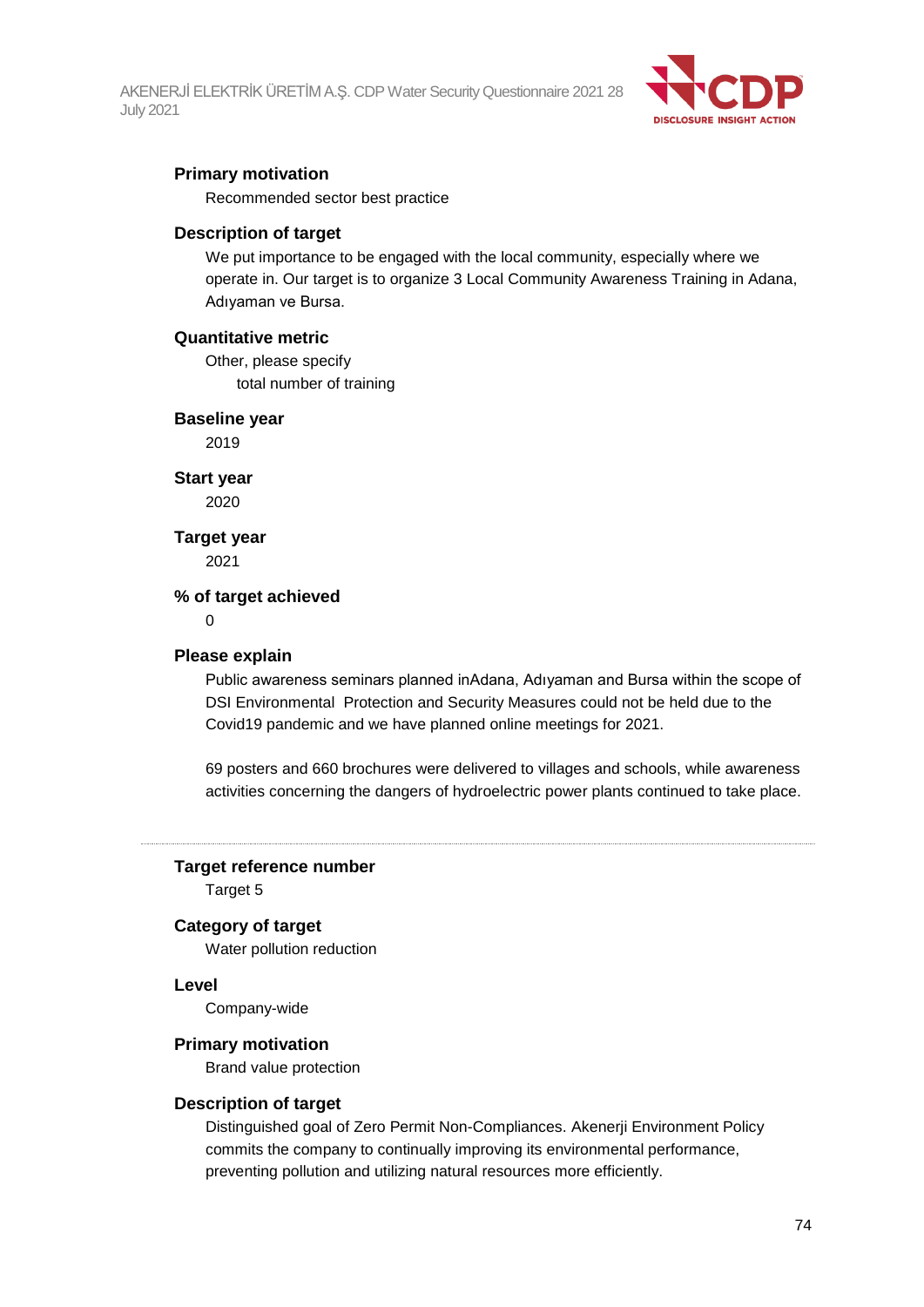**Primary motivation**

Recommended sector best practice

**Description of target**

We put importance to be engaged with the local community, especially where we operate in. Our target is to organize 3 Local Community Awareness Training in Adana, Adıyaman ve Bursa.

**Quantitative metric**

Other, please specify

total number of training

**Baseline year**

2019

**Start year**

2020

**Target year**

2021

**% of target achieved**

0

**Please explain**

Public awareness seminars planned inAdana, Adıyaman and Bursa within the scope of DSI Environmental Protection and Security Measures could not be held due to the Covid19 pandemic and we have planned online meetings for 2021.

69 posters and 660 brochures were delivered to villages and schools, while awareness activities concerning the dangers of hydroelectric power plants continued to take place.

---

**Target reference number**

Target 5

**Category of target**

Water pollution reduction

**Level**

Company-wide

**Primary motivation**

Brand value protection

**Description of target**

Distinguished goal of Zero Permit Non-Compliances. Akenerji Environment Policy commits the company to continually improving its environmental performance, preventing pollution and utilizing natural resources more efficiently.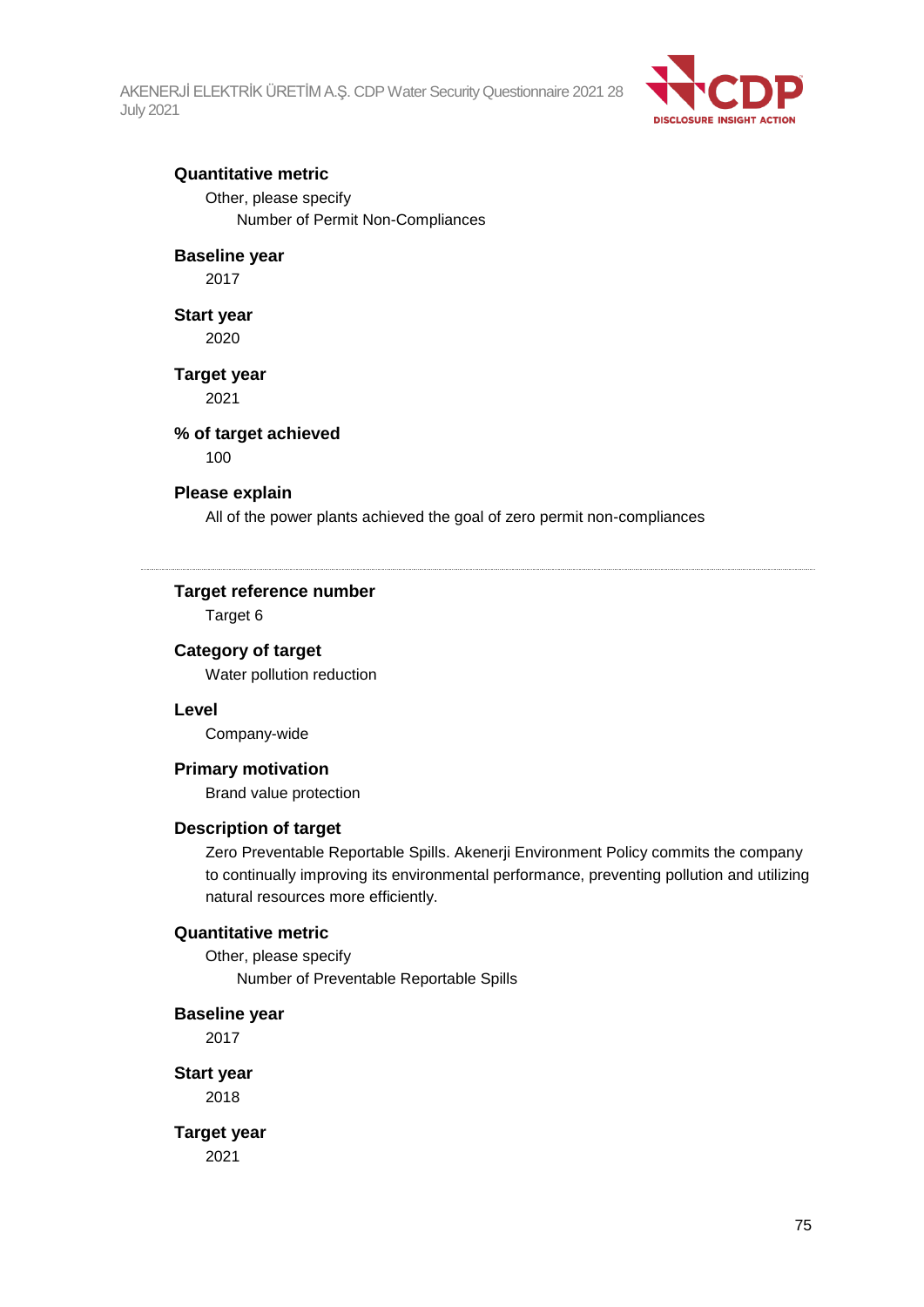**Quantitative metric**

Other, please specify

Number of Permit Non-Compliances

**Baseline year**

2017

**Start year**

2020

**Target year**

2021

**% of target achieved**

100

**Please explain**

All of the power plants achieved the goal of zero permit non-compliances

---

**Target reference number**

Target 6

**Category of target**

Water pollution reduction

**Level**

Company-wide

**Primary motivation**

Brand value protection

**Description of target**

Zero Preventable Reportable Spills. Akenerji Environment Policy commits the company to continually improving its environmental performance, preventing pollution and utilizing natural resources more efficiently.

**Quantitative metric**

Other, please specify

Number of Preventable Reportable Spills

**Baseline year**

2017

**Start year**

2018

**Target year**

2021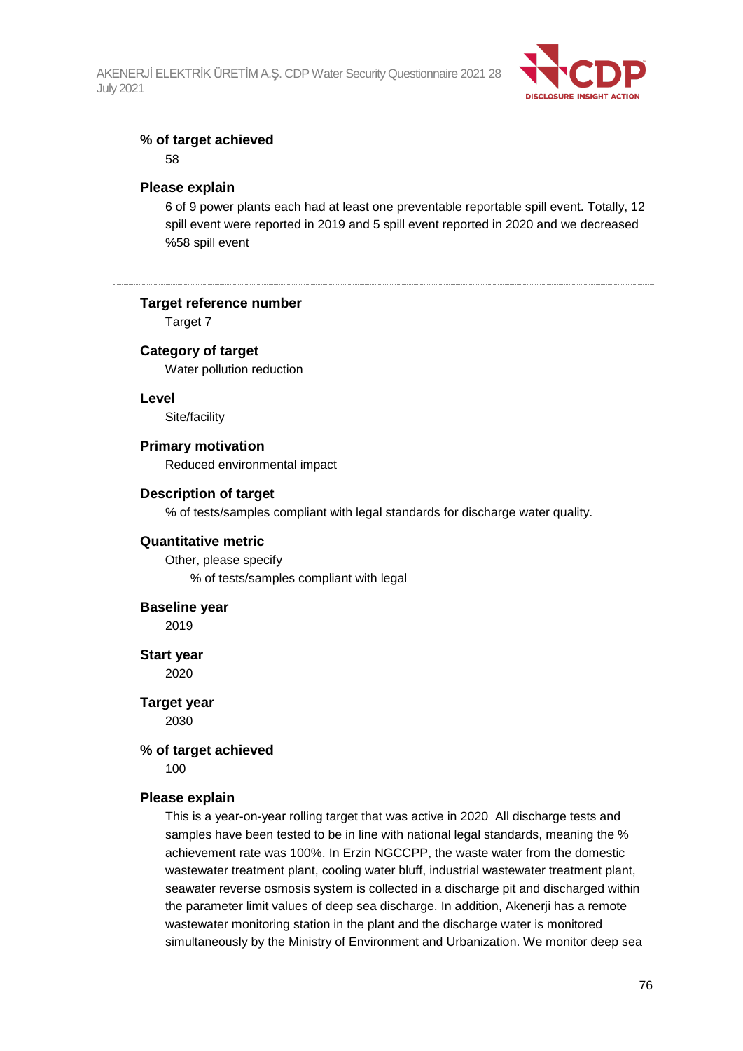**% of target achieved**

58

**Please explain**

6 of 9 power plants each had at least one preventable reportable spill event. Totally, 12 spill event were reported in 2019 and 5 spill event reported in 2020 and we decreased %58 spill event

---

**Target reference number**

Target 7

**Category of target**

Water pollution reduction

**Level**

Site/facility

**Primary motivation**

Reduced environmental impact

**Description of target**

% of tests/samples compliant with legal standards for discharge water quality.

**Quantitative metric**

Other, please specify

% of tests/samples compliant with legal

**Baseline year**

2019

**Start year**

2020

**Target year**

2030

**% of target achieved**

100

**Please explain**

This is a year-on-year rolling target that was active in 2020 All discharge tests and samples have been tested to be in line with national legal standards, meaning the % achievement rate was 100%. In Erzin NGCCPP, the waste water from the domestic wastewater treatment plant, cooling water bluff, industrial wastewater treatment plant, seawater reverse osmosis system is collected in a discharge pit and discharged within the parameter limit values of deep sea discharge. In addition, Akenerji has a remote wastewater monitoring station in the plant and the discharge water is monitored simultaneously by the Ministry of Environment and Urbanization. We monitor deep sea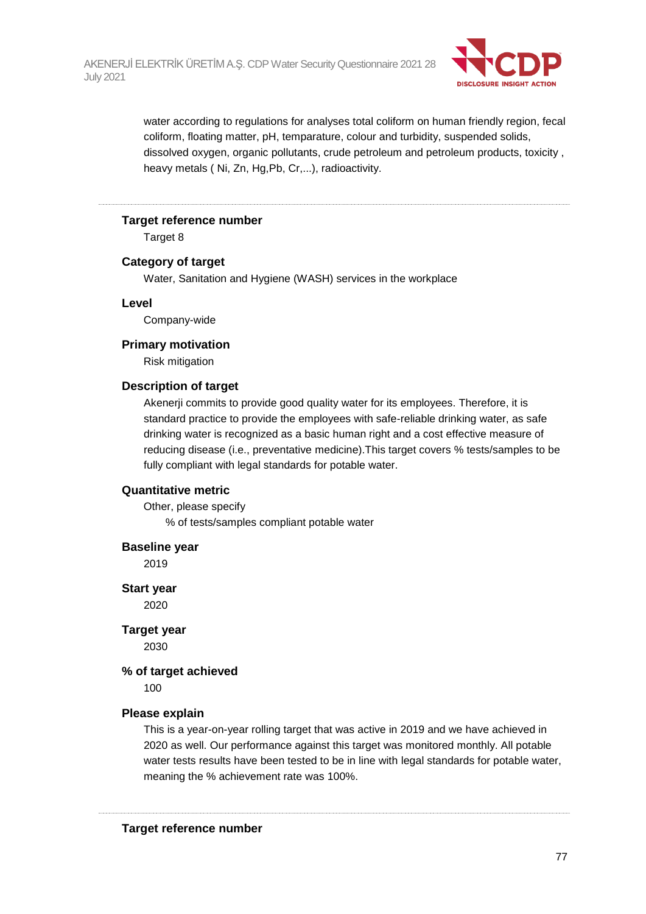water according to regulations for analyses total coliform on human friendly region, fecal coliform, floating matter, pH, temparature, colour and turbidity, suspended solids, dissolved oxygen, organic pollutants, crude petroleum and petroleum products, toxicity , heavy metals ( Ni, Zn, Hg,Pb, Cr,...), radioactivity.

---

**Target reference number**

Target 8

**Category of target**

Water, Sanitation and Hygiene (WASH) services in the workplace

**Level**

Company-wide

**Primary motivation**

Risk mitigation

**Description of target**

Akenerji commits to provide good quality water for its employees. Therefore, it is standard practice to provide the employees with safe-reliable drinking water, as safe drinking water is recognized as a basic human right and a cost effective measure of reducing disease (i.e., preventative medicine).This target covers % tests/samples to be fully compliant with legal standards for potable water.

**Quantitative metric**

Other, please specify

% of tests/samples compliant potable water

**Baseline year**

2019

**Start year**

2020

**Target year**

2030

**% of target achieved**

100

**Please explain**

This is a year-on-year rolling target that was active in 2019 and we have achieved in 2020 as well. Our performance against this target was monitored monthly. All potable water tests results have been tested to be in line with legal standards for potable water, meaning the % achievement rate was 100%.

---

**Target reference number**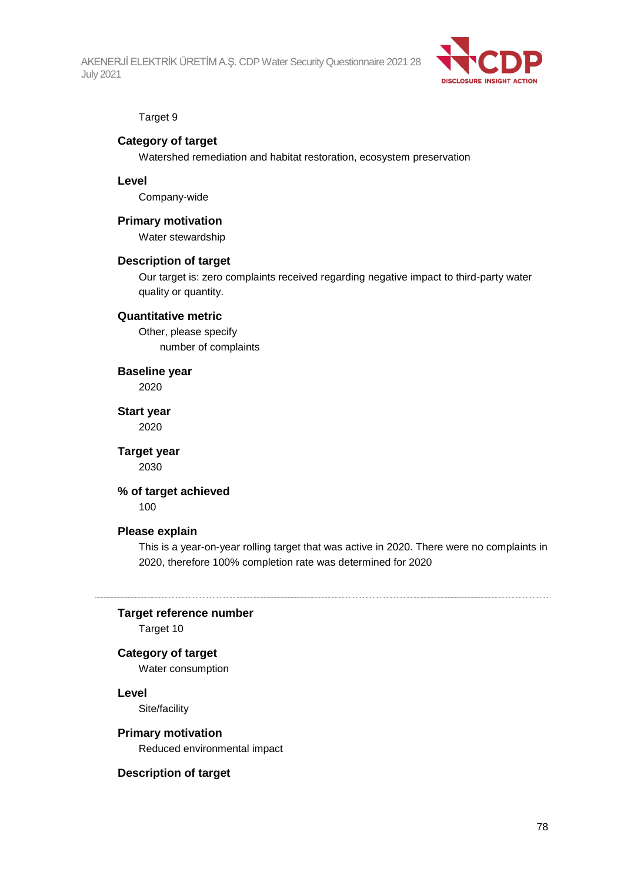Target 9

**Category of target**

Watershed remediation and habitat restoration, ecosystem preservation

**Level**

Company-wide

**Primary motivation**

Water stewardship

**Description of target**

Our target is: zero complaints received regarding negative impact to third-party water quality or quantity.

**Quantitative metric**

Other, please specify

number of complaints

**Baseline year**

2020

**Start year**

2020

**Target year**

2030

**% of target achieved**

100

**Please explain**

This is a year-on-year rolling target that was active in 2020. There were no complaints in 2020, therefore 100% completion rate was determined for 2020

---

**Target reference number**

Target 10

**Category of target**

Water consumption

**Level**

Site/facility

**Primary motivation**

Reduced environmental impact

**Description of target**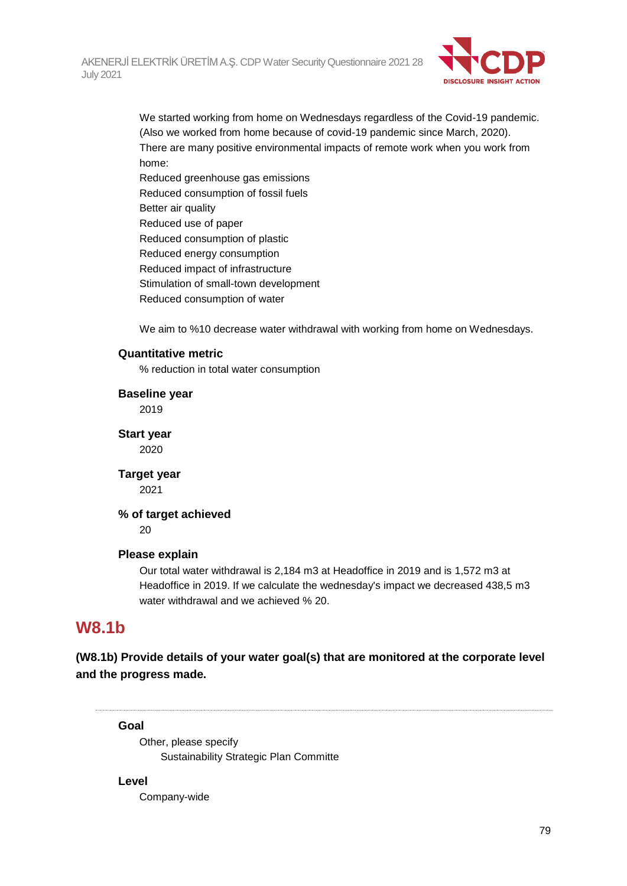We started working from home on Wednesdays regardless of the Covid-19 pandemic. (Also we worked from home because of covid-19 pandemic since March, 2020).
There are many positive environmental impacts of remote work when you work from home:
Reduced greenhouse gas emissions
Reduced consumption of fossil fuels
Better air quality
Reduced use of paper
Reduced consumption of plastic
Reduced energy consumption
Reduced impact of infrastructure
Stimulation of small-town development
Reduced consumption of water

We aim to %10 decrease water withdrawal with working from home on Wednesdays.

**Quantitative metric**

% reduction in total water consumption

**Baseline year**

2019

**Start year**

2020

**Target year**

2021

**% of target achieved**

20

**Please explain**

Our total water withdrawal is 2,184 m3 at Headoffice in 2019 and is 1,572 m3 at Headoffice in 2019. If we calculate the wednesday's impact we decreased 438,5 m3 water withdrawal and we achieved % 20.

## W8.1b

**(W8.1b) Provide details of your water goal(s) that are monitored at the corporate level and the progress made.**

---

**Goal**

Other, please specify
Sustainability Strategic Plan Committe

**Level**

Company-wide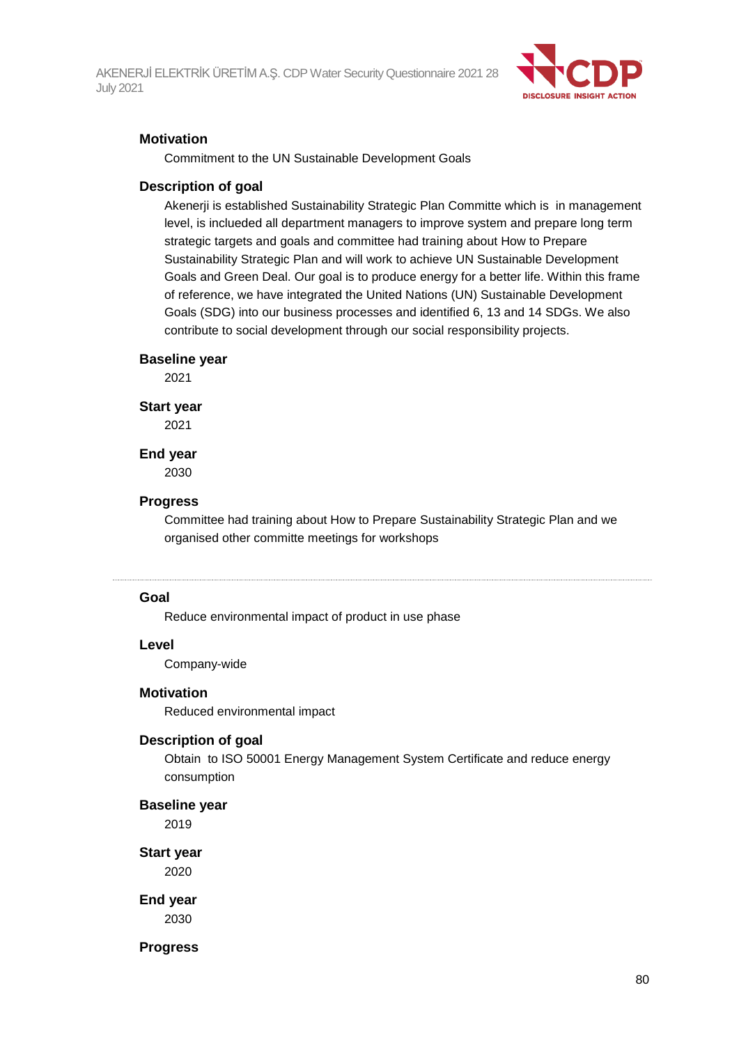#### Motivation

Commitment to the UN Sustainable Development Goals

#### Description of goal

Akenerji is established Sustainability Strategic Plan Committe which is in management level, is inclueded all department managers to improve system and prepare long term strategic targets and goals and committee had training about How to Prepare Sustainability Strategic Plan and will work to achieve UN Sustainable Development Goals and Green Deal. Our goal is to produce energy for a better life. Within this frame of reference, we have integrated the United Nations (UN) Sustainable Development Goals (SDG) into our business processes and identified 6, 13 and 14 SDGs. We also contribute to social development through our social responsibility projects.

#### Baseline year

2021

#### Start year

2021

#### End year

2030

#### Progress

Committee had training about How to Prepare Sustainability Strategic Plan and we organised other committe meetings for workshops

---

#### Goal

Reduce environmental impact of product in use phase

#### Level

Company-wide

#### Motivation

Reduced environmental impact

#### Description of goal

Obtain to ISO 50001 Energy Management System Certificate and reduce energy consumption

#### Baseline year

2019

#### Start year

2020

#### End year

2030

#### Progress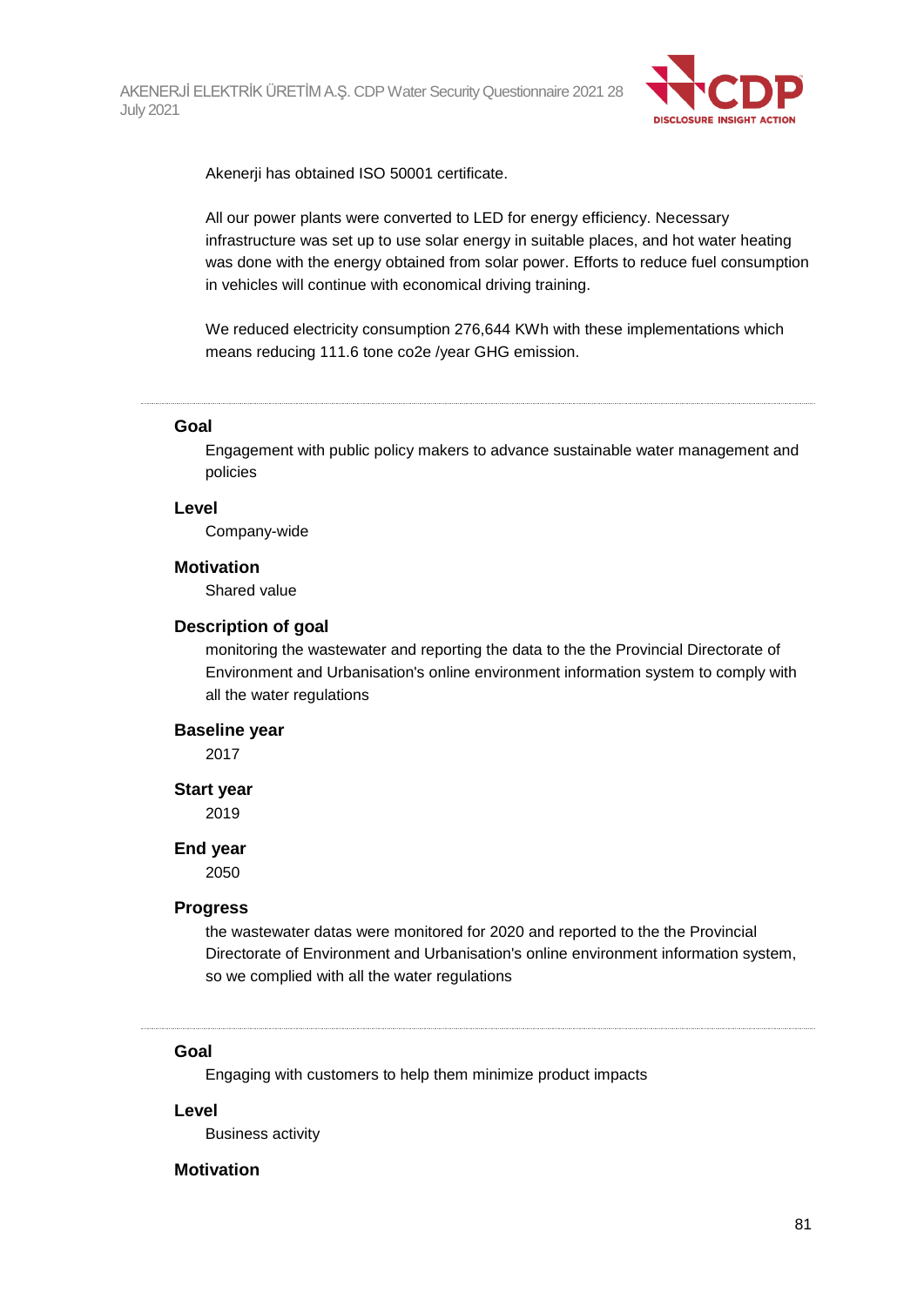Akenerji has obtained ISO 50001 certificate.

All our power plants were converted to LED for energy efficiency. Necessary infrastructure was set up to use solar energy in suitable places, and hot water heating was done with the energy obtained from solar power. Efforts to reduce fuel consumption in vehicles will continue with economical driving training.

We reduced electricity consumption 276,644 KWh with these implementations which means reducing 111.6 tone co2e /year GHG emission.

---

**Goal**

Engagement with public policy makers to advance sustainable water management and policies

**Level**

Company-wide

**Motivation**

Shared value

**Description of goal**

monitoring the wastewater and reporting the data to the the Provincial Directorate of Environment and Urbanisation's online environment information system to comply with all the water regulations

**Baseline year**

2017

**Start year**

2019

**End year**

2050

**Progress**

the wastewater datas were monitored for 2020 and reported to the the Provincial Directorate of Environment and Urbanisation's online environment information system, so we complied with all the water regulations

---

**Goal**

Engaging with customers to help them minimize product impacts

**Level**

Business activity

**Motivation**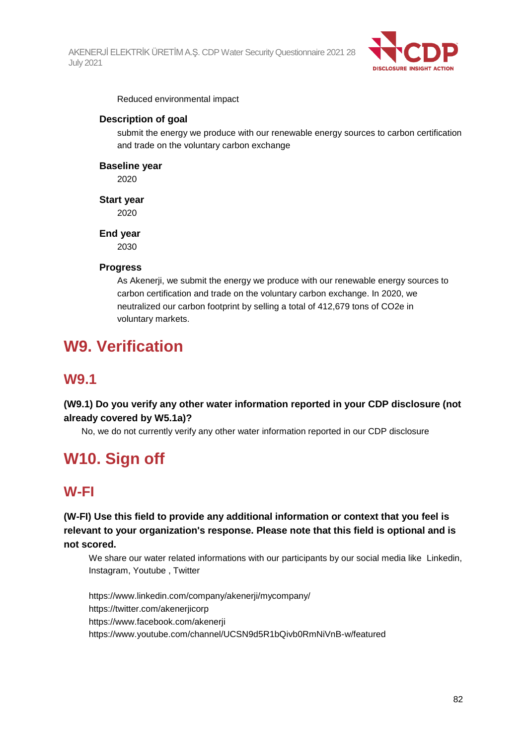Reduced environmental impact

**Description of goal**

submit the energy we produce with our renewable energy sources to carbon certification and trade on the voluntary carbon exchange

**Baseline year**

2020

**Start year**

2020

**End year**

2030

**Progress**

As Akenerji, we submit the energy we produce with our renewable energy sources to carbon certification and trade on the voluntary carbon exchange. In 2020, we neutralized our carbon footprint by selling a total of 412,679 tons of $CO_2e$ in voluntary markets.

# W9. Verification

## W9.1

**(W9.1) Do you verify any other water information reported in your CDP disclosure (not already covered by W5.1a)?**

No, we do not currently verify any other water information reported in our CDP disclosure

# W10. Sign off

## W-FI

**(W-FI) Use this field to provide any additional information or context that you feel is relevant to your organization's response. Please note that this field is optional and is not scored.**

We share our water related informations with our participants by our social media like Linkedin, Instagram, Youtube , Twitter

https://www.linkedin.com/company/akenerji/mycompany/
https://twitter.com/akenerjicorp
https://www.facebook.com/akenerji
https://www.youtube.com/channel/UCSN9d5R1bQivb0RmNiVnB-w/featured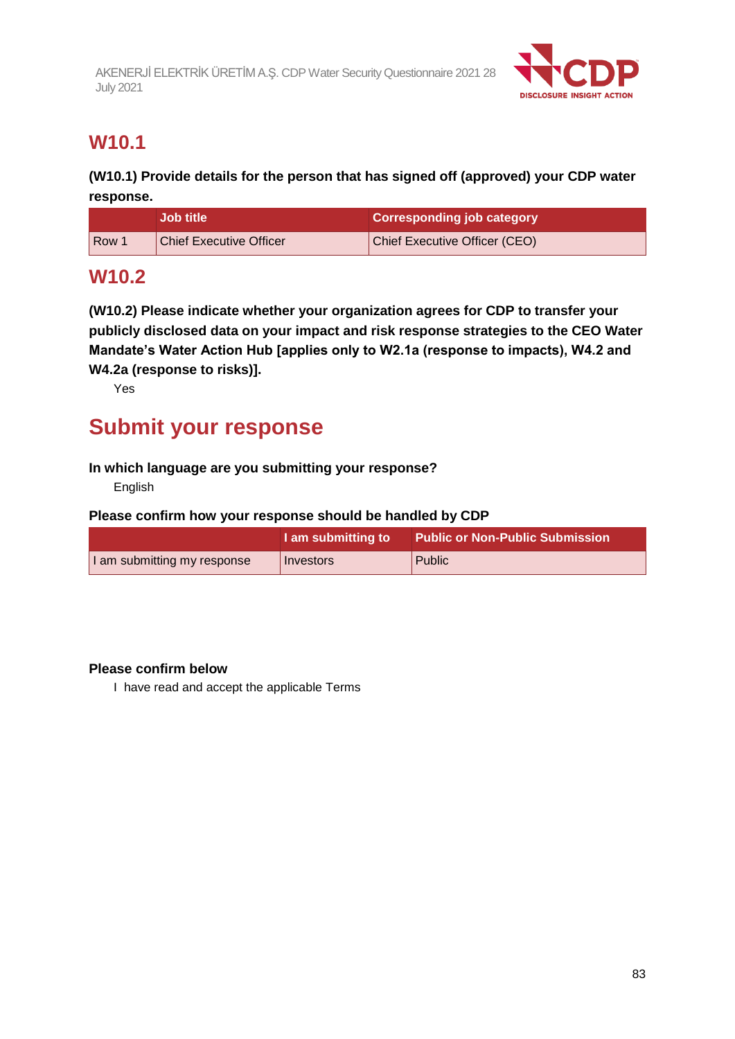## W10.1

**(W10.1) Provide details for the person that has signed off (approved) your CDP water response.**

| | Job title | Corresponding job category |
|---|---|---|
| Row 1 | Chief Executive Officer | Chief Executive Officer (CEO) |

## W10.2

**(W10.2) Please indicate whether your organization agrees for CDP to transfer your publicly disclosed data on your impact and risk response strategies to the CEO Water Mandate's Water Action Hub [applies only to W2.1a (response to impacts), W4.2 and W4.2a (response to risks)].**

Yes

# Submit your response

**In which language are you submitting your response?**

English

**Please confirm how your response should be handled by CDP**

| | I am submitting to | Public or Non-Public Submission |
|---|---|---|
| I am submitting my response | Investors | Public |

**Please confirm below**

I have read and accept the applicable Terms